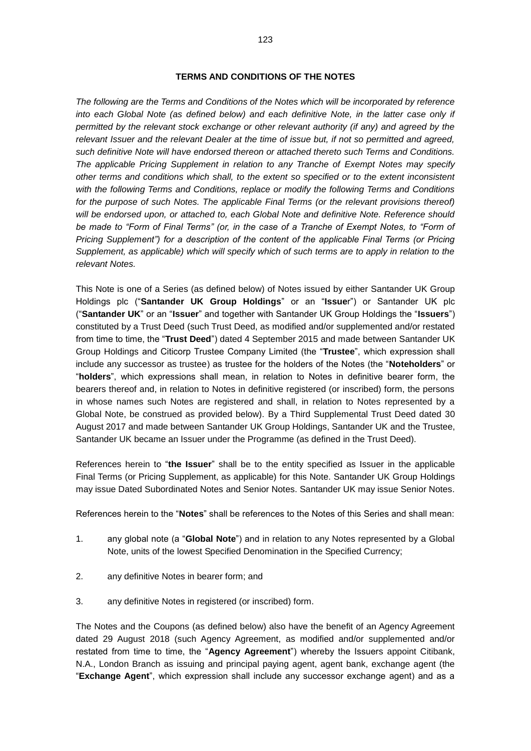## TERMS AND CONDITIONS OF THE NOTES

*The following are the Terms and Conditions of the Notes which will be incorporated by reference into each Global Note (as defined below) and each definitive Note, in the latter case only if permitted by the relevant stock exchange or other relevant authority (if any) and agreed by the relevant Issuer and the relevant Dealer at the time of issue but, if not so permitted and agreed, such definitive Note will have endorsed thereon or attached thereto such Terms and Conditions. The applicable Pricing Supplement in relation to any Tranche of Exempt Notes may specify other terms and conditions which shall, to the extent so specified or to the extent inconsistent with the following Terms and Conditions, replace or modify the following Terms and Conditions for the purpose of such Notes. The applicable Final Terms (or the relevant provisions thereof) will be endorsed upon, or attached to, each Global Note and definitive Note. Reference should be made to "Form of Final Terms" (or, in the case of a Tranche of Exempt Notes, to "Form of Pricing Supplement") for a description of the content of the applicable Final Terms (or Pricing Supplement, as applicable) which will specify which of such terms are to apply in relation to the relevant Notes.*

This Note is one of a Series (as defined below) of Notes issued by either Santander UK Group Holdings plc ("**Santander UK Group Holdings**" or an "**Issuer**") or Santander UK plc ("**Santander UK**" or an "**Issuer**" and together with Santander UK Group Holdings the "**Issuers**") constituted by a Trust Deed (such Trust Deed, as modified and/or supplemented and/or restated from time to time, the "**Trust Deed**") dated 4 September 2015 and made between Santander UK Group Holdings and Citicorp Trustee Company Limited (the "**Trustee**", which expression shall include any successor as trustee) as trustee for the holders of the Notes (the "**Noteholders**" or "**holders**", which expressions shall mean, in relation to Notes in definitive bearer form, the bearers thereof and, in relation to Notes in definitive registered (or inscribed) form, the persons in whose names such Notes are registered and shall, in relation to Notes represented by a Global Note, be construed as provided below). By a Third Supplemental Trust Deed dated 30 August 2017 and made between Santander UK Group Holdings, Santander UK and the Trustee, Santander UK became an Issuer under the Programme (as defined in the Trust Deed).

References herein to "**the Issuer**" shall be to the entity specified as Issuer in the applicable Final Terms (or Pricing Supplement, as applicable) for this Note. Santander UK Group Holdings may issue Dated Subordinated Notes and Senior Notes. Santander UK may issue Senior Notes.

References herein to the "**Notes**" shall be references to the Notes of this Series and shall mean:

1. any global note (a "**Global Note**") and in relation to any Notes represented by a Global Note, units of the lowest Specified Denomination in the Specified Currency;
2. any definitive Notes in bearer form; and
3. any definitive Notes in registered (or inscribed) form.

The Notes and the Coupons (as defined below) also have the benefit of an Agency Agreement dated 29 August 2018 (such Agency Agreement, as modified and/or supplemented and/or restated from time to time, the "**Agency Agreement**") whereby the Issuers appoint Citibank, N.A., London Branch as issuing and principal paying agent, agent bank, exchange agent (the "**Exchange Agent**", which expression shall include any successor exchange agent) and as a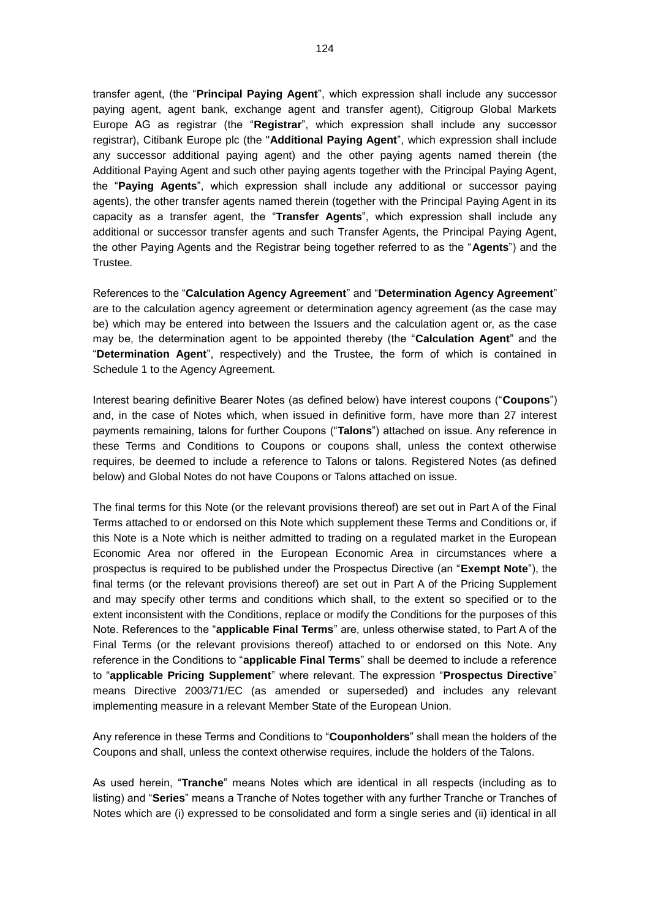transfer agent, (the "**Principal Paying Agent**", which expression shall include any successor paying agent, agent bank, exchange agent and transfer agent), Citigroup Global Markets Europe AG as registrar (the "**Registrar**", which expression shall include any successor registrar), Citibank Europe plc (the "**Additional Paying Agent**", which expression shall include any successor additional paying agent) and the other paying agents named therein (the Additional Paying Agent and such other paying agents together with the Principal Paying Agent, the "**Paying Agents**", which expression shall include any additional or successor paying agents), the other transfer agents named therein (together with the Principal Paying Agent in its capacity as a transfer agent, the "**Transfer Agents**", which expression shall include any additional or successor transfer agents and such Transfer Agents, the Principal Paying Agent, the other Paying Agents and the Registrar being together referred to as the "**Agents**") and the Trustee.

References to the "**Calculation Agency Agreement**" and "**Determination Agency Agreement**" are to the calculation agency agreement or determination agency agreement (as the case may be) which may be entered into between the Issuers and the calculation agent or, as the case may be, the determination agent to be appointed thereby (the "**Calculation Agent**" and the "**Determination Agent**", respectively) and the Trustee, the form of which is contained in Schedule 1 to the Agency Agreement.

Interest bearing definitive Bearer Notes (as defined below) have interest coupons ("**Coupons**") and, in the case of Notes which, when issued in definitive form, have more than 27 interest payments remaining, talons for further Coupons ("**Talons**") attached on issue. Any reference in these Terms and Conditions to Coupons or coupons shall, unless the context otherwise requires, be deemed to include a reference to Talons or talons. Registered Notes (as defined below) and Global Notes do not have Coupons or Talons attached on issue.

The final terms for this Note (or the relevant provisions thereof) are set out in Part A of the Final Terms attached to or endorsed on this Note which supplement these Terms and Conditions or, if this Note is a Note which is neither admitted to trading on a regulated market in the European Economic Area nor offered in the European Economic Area in circumstances where a prospectus is required to be published under the Prospectus Directive (an "**Exempt Note**"), the final terms (or the relevant provisions thereof) are set out in Part A of the Pricing Supplement and may specify other terms and conditions which shall, to the extent so specified or to the extent inconsistent with the Conditions, replace or modify the Conditions for the purposes of this Note. References to the "**applicable Final Terms**" are, unless otherwise stated, to Part A of the Final Terms (or the relevant provisions thereof) attached to or endorsed on this Note. Any reference in the Conditions to "**applicable Final Terms**" shall be deemed to include a reference to "**applicable Pricing Supplement**" where relevant. The expression "**Prospectus Directive**" means Directive 2003/71/EC (as amended or superseded) and includes any relevant implementing measure in a relevant Member State of the European Union.

Any reference in these Terms and Conditions to "**Couponholders**" shall mean the holders of the Coupons and shall, unless the context otherwise requires, include the holders of the Talons.

As used herein, "**Tranche**" means Notes which are identical in all respects (including as to listing) and "**Series**" means a Tranche of Notes together with any further Tranche or Tranches of Notes which are (i) expressed to be consolidated and form a single series and (ii) identical in all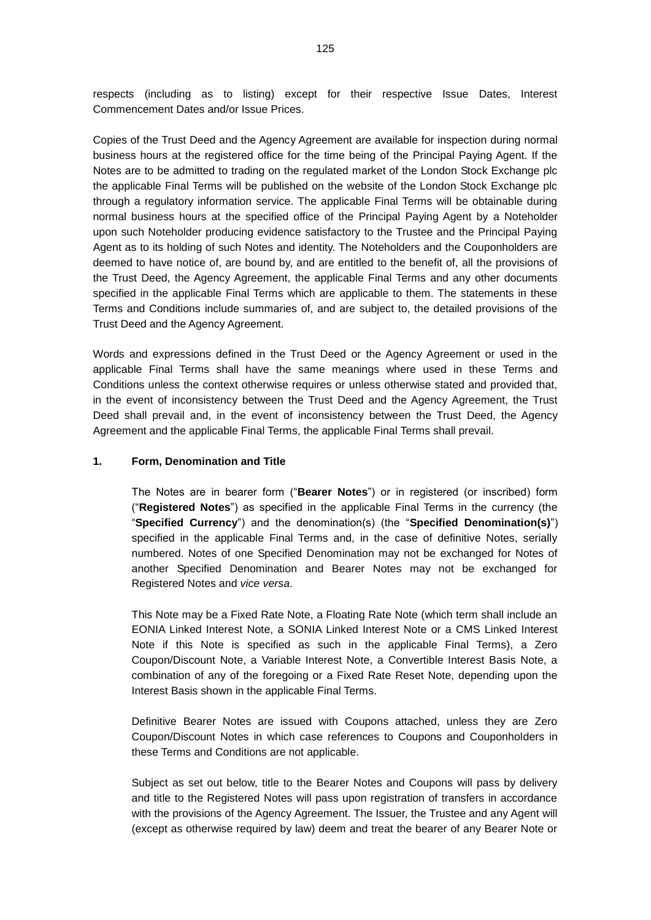respects (including as to listing) except for their respective Issue Dates, Interest Commencement Dates and/or Issue Prices.

Copies of the Trust Deed and the Agency Agreement are available for inspection during normal business hours at the registered office for the time being of the Principal Paying Agent. If the Notes are to be admitted to trading on the regulated market of the London Stock Exchange plc the applicable Final Terms will be published on the website of the London Stock Exchange plc through a regulatory information service. The applicable Final Terms will be obtainable during normal business hours at the specified office of the Principal Paying Agent by a Noteholder upon such Noteholder producing evidence satisfactory to the Trustee and the Principal Paying Agent as to its holding of such Notes and identity. The Noteholders and the Couponholders are deemed to have notice of, are bound by, and are entitled to the benefit of, all the provisions of the Trust Deed, the Agency Agreement, the applicable Final Terms and any other documents specified in the applicable Final Terms which are applicable to them. The statements in these Terms and Conditions include summaries of, and are subject to, the detailed provisions of the Trust Deed and the Agency Agreement.

Words and expressions defined in the Trust Deed or the Agency Agreement or used in the applicable Final Terms shall have the same meanings where used in these Terms and Conditions unless the context otherwise requires or unless otherwise stated and provided that, in the event of inconsistency between the Trust Deed and the Agency Agreement, the Trust Deed shall prevail and, in the event of inconsistency between the Trust Deed, the Agency Agreement and the applicable Final Terms, the applicable Final Terms shall prevail.

## 1. Form, Denomination and Title

The Notes are in bearer form ("**Bearer Notes**") or in registered (or inscribed) form ("**Registered Notes**") as specified in the applicable Final Terms in the currency (the "**Specified Currency**") and the denomination(s) (the "**Specified Denomination(s)**") specified in the applicable Final Terms and, in the case of definitive Notes, serially numbered. Notes of one Specified Denomination may not be exchanged for Notes of another Specified Denomination and Bearer Notes may not be exchanged for Registered Notes and *vice versa*.

This Note may be a Fixed Rate Note, a Floating Rate Note (which term shall include an EONIA Linked Interest Note, a SONIA Linked Interest Note or a CMS Linked Interest Note if this Note is specified as such in the applicable Final Terms), a Zero Coupon/Discount Note, a Variable Interest Note, a Convertible Interest Basis Note, a combination of any of the foregoing or a Fixed Rate Reset Note, depending upon the Interest Basis shown in the applicable Final Terms.

Definitive Bearer Notes are issued with Coupons attached, unless they are Zero Coupon/Discount Notes in which case references to Coupons and Couponholders in these Terms and Conditions are not applicable.

Subject as set out below, title to the Bearer Notes and Coupons will pass by delivery and title to the Registered Notes will pass upon registration of transfers in accordance with the provisions of the Agency Agreement. The Issuer, the Trustee and any Agent will (except as otherwise required by law) deem and treat the bearer of any Bearer Note or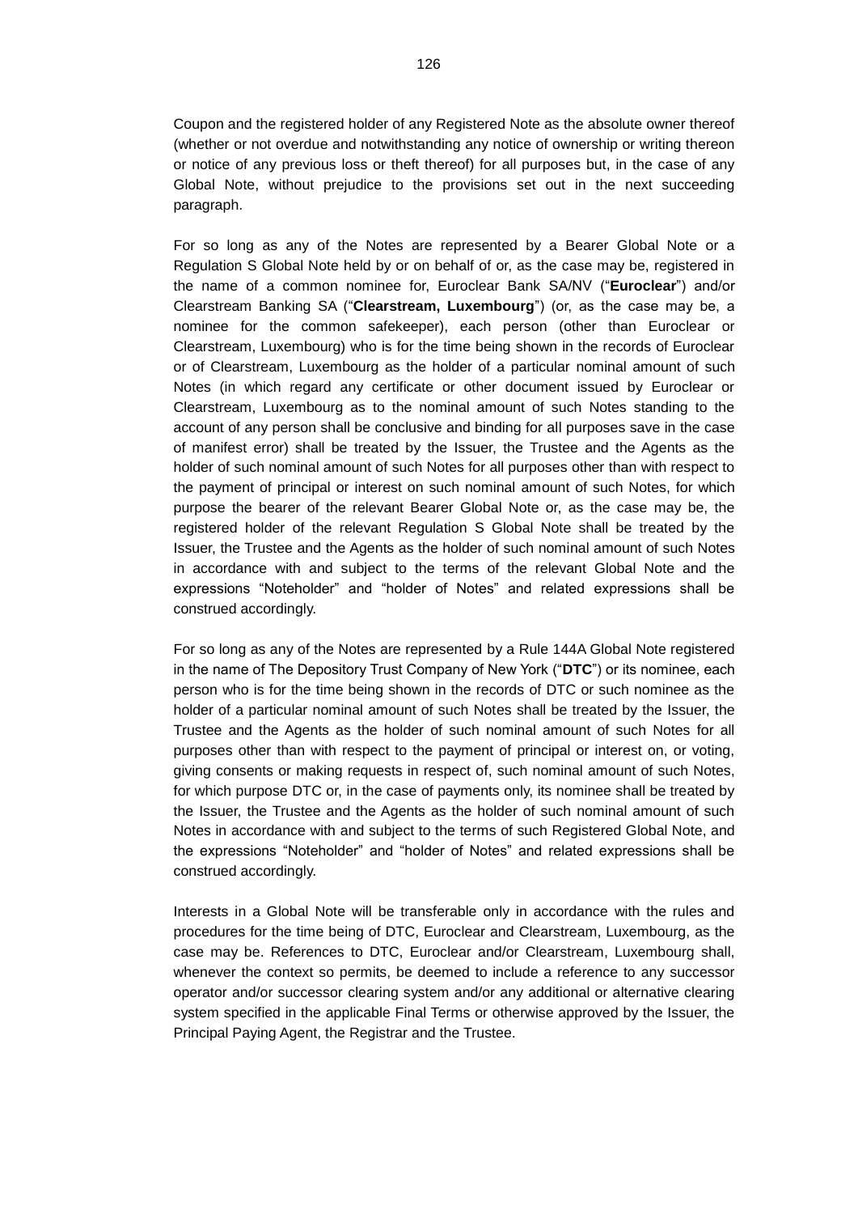Coupon and the registered holder of any Registered Note as the absolute owner thereof (whether or not overdue and notwithstanding any notice of ownership or writing thereon or notice of any previous loss or theft thereof) for all purposes but, in the case of any Global Note, without prejudice to the provisions set out in the next succeeding paragraph.

For so long as any of the Notes are represented by a Bearer Global Note or a Regulation S Global Note held by or on behalf of or, as the case may be, registered in the name of a common nominee for, Euroclear Bank SA/NV ("**Euroclear**") and/or Clearstream Banking SA ("**Clearstream, Luxembourg**") (or, as the case may be, a nominee for the common safekeeper), each person (other than Euroclear or Clearstream, Luxembourg) who is for the time being shown in the records of Euroclear or of Clearstream, Luxembourg as the holder of a particular nominal amount of such Notes (in which regard any certificate or other document issued by Euroclear or Clearstream, Luxembourg as to the nominal amount of such Notes standing to the account of any person shall be conclusive and binding for all purposes save in the case of manifest error) shall be treated by the Issuer, the Trustee and the Agents as the holder of such nominal amount of such Notes for all purposes other than with respect to the payment of principal or interest on such nominal amount of such Notes, for which purpose the bearer of the relevant Bearer Global Note or, as the case may be, the registered holder of the relevant Regulation S Global Note shall be treated by the Issuer, the Trustee and the Agents as the holder of such nominal amount of such Notes in accordance with and subject to the terms of the relevant Global Note and the expressions "Noteholder" and "holder of Notes" and related expressions shall be construed accordingly.

For so long as any of the Notes are represented by a Rule 144A Global Note registered in the name of The Depository Trust Company of New York ("**DTC**") or its nominee, each person who is for the time being shown in the records of DTC or such nominee as the holder of a particular nominal amount of such Notes shall be treated by the Issuer, the Trustee and the Agents as the holder of such nominal amount of such Notes for all purposes other than with respect to the payment of principal or interest on, or voting, giving consents or making requests in respect of, such nominal amount of such Notes, for which purpose DTC or, in the case of payments only, its nominee shall be treated by the Issuer, the Trustee and the Agents as the holder of such nominal amount of such Notes in accordance with and subject to the terms of such Registered Global Note, and the expressions "Noteholder" and "holder of Notes" and related expressions shall be construed accordingly.

Interests in a Global Note will be transferable only in accordance with the rules and procedures for the time being of DTC, Euroclear and Clearstream, Luxembourg, as the case may be. References to DTC, Euroclear and/or Clearstream, Luxembourg shall, whenever the context so permits, be deemed to include a reference to any successor operator and/or successor clearing system and/or any additional or alternative clearing system specified in the applicable Final Terms or otherwise approved by the Issuer, the Principal Paying Agent, the Registrar and the Trustee.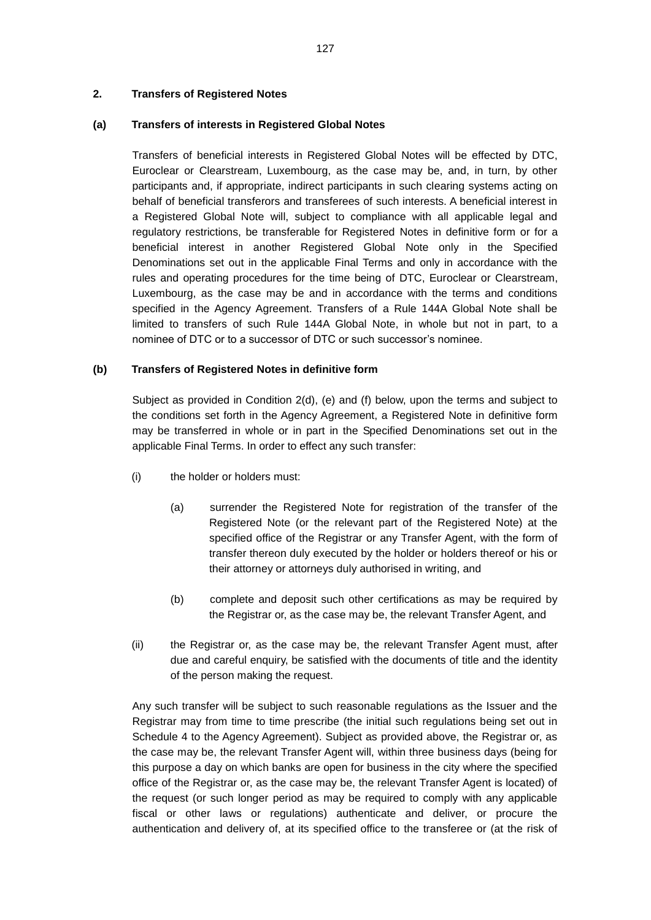## 2. Transfers of Registered Notes

### (a) Transfers of interests in Registered Global Notes

Transfers of beneficial interests in Registered Global Notes will be effected by DTC, Euroclear or Clearstream, Luxembourg, as the case may be, and, in turn, by other participants and, if appropriate, indirect participants in such clearing systems acting on behalf of beneficial transferors and transferees of such interests. A beneficial interest in a Registered Global Note will, subject to compliance with all applicable legal and regulatory restrictions, be transferable for Registered Notes in definitive form or for a beneficial interest in another Registered Global Note only in the Specified Denominations set out in the applicable Final Terms and only in accordance with the rules and operating procedures for the time being of DTC, Euroclear or Clearstream, Luxembourg, as the case may be and in accordance with the terms and conditions specified in the Agency Agreement. Transfers of a Rule 144A Global Note shall be limited to transfers of such Rule 144A Global Note, in whole but not in part, to a nominee of DTC or to a successor of DTC or such successor's nominee.

### (b) Transfers of Registered Notes in definitive form

Subject as provided in Condition 2(d), (e) and (f) below, upon the terms and subject to the conditions set forth in the Agency Agreement, a Registered Note in definitive form may be transferred in whole or in part in the Specified Denominations set out in the applicable Final Terms. In order to effect any such transfer:

(i) the holder or holders must:

  (a) surrender the Registered Note for registration of the transfer of the Registered Note (or the relevant part of the Registered Note) at the specified office of the Registrar or any Transfer Agent, with the form of transfer thereon duly executed by the holder or holders thereof or his or their attorney or attorneys duly authorised in writing, and

  (b) complete and deposit such other certifications as may be required by the Registrar or, as the case may be, the relevant Transfer Agent, and

(ii) the Registrar or, as the case may be, the relevant Transfer Agent must, after due and careful enquiry, be satisfied with the documents of title and the identity of the person making the request.

Any such transfer will be subject to such reasonable regulations as the Issuer and the Registrar may from time to time prescribe (the initial such regulations being set out in Schedule 4 to the Agency Agreement). Subject as provided above, the Registrar or, as the case may be, the relevant Transfer Agent will, within three business days (being for this purpose a day on which banks are open for business in the city where the specified office of the Registrar or, as the case may be, the relevant Transfer Agent is located) of the request (or such longer period as may be required to comply with any applicable fiscal or other laws or regulations) authenticate and deliver, or procure the authentication and delivery of, at its specified office to the transferee or (at the risk of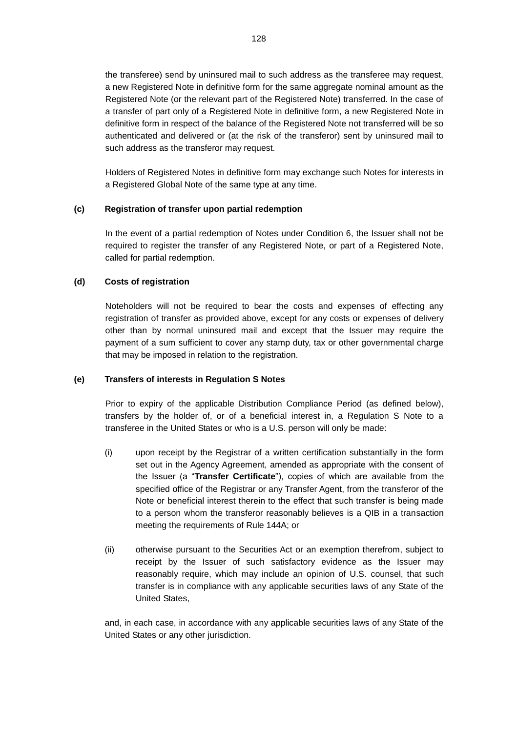the transferee) send by uninsured mail to such address as the transferee may request, a new Registered Note in definitive form for the same aggregate nominal amount as the Registered Note (or the relevant part of the Registered Note) transferred. In the case of a transfer of part only of a Registered Note in definitive form, a new Registered Note in definitive form in respect of the balance of the Registered Note not transferred will be so authenticated and delivered or (at the risk of the transferor) sent by uninsured mail to such address as the transferor may request.

Holders of Registered Notes in definitive form may exchange such Notes for interests in a Registered Global Note of the same type at any time.

**(c) Registration of transfer upon partial redemption**

In the event of a partial redemption of Notes under Condition 6, the Issuer shall not be required to register the transfer of any Registered Note, or part of a Registered Note, called for partial redemption.

**(d) Costs of registration**

Noteholders will not be required to bear the costs and expenses of effecting any registration of transfer as provided above, except for any costs or expenses of delivery other than by normal uninsured mail and except that the Issuer may require the payment of a sum sufficient to cover any stamp duty, tax or other governmental charge that may be imposed in relation to the registration.

**(e) Transfers of interests in Regulation S Notes**

Prior to expiry of the applicable Distribution Compliance Period (as defined below), transfers by the holder of, or of a beneficial interest in, a Regulation S Note to a transferee in the United States or who is a U.S. person will only be made:

(i) upon receipt by the Registrar of a written certification substantially in the form set out in the Agency Agreement, amended as appropriate with the consent of the Issuer (a "**Transfer Certificate**"), copies of which are available from the specified office of the Registrar or any Transfer Agent, from the transferor of the Note or beneficial interest therein to the effect that such transfer is being made to a person whom the transferor reasonably believes is a QIB in a transaction meeting the requirements of Rule 144A; or

(ii) otherwise pursuant to the Securities Act or an exemption therefrom, subject to receipt by the Issuer of such satisfactory evidence as the Issuer may reasonably require, which may include an opinion of U.S. counsel, that such transfer is in compliance with any applicable securities laws of any State of the United States,

and, in each case, in accordance with any applicable securities laws of any State of the United States or any other jurisdiction.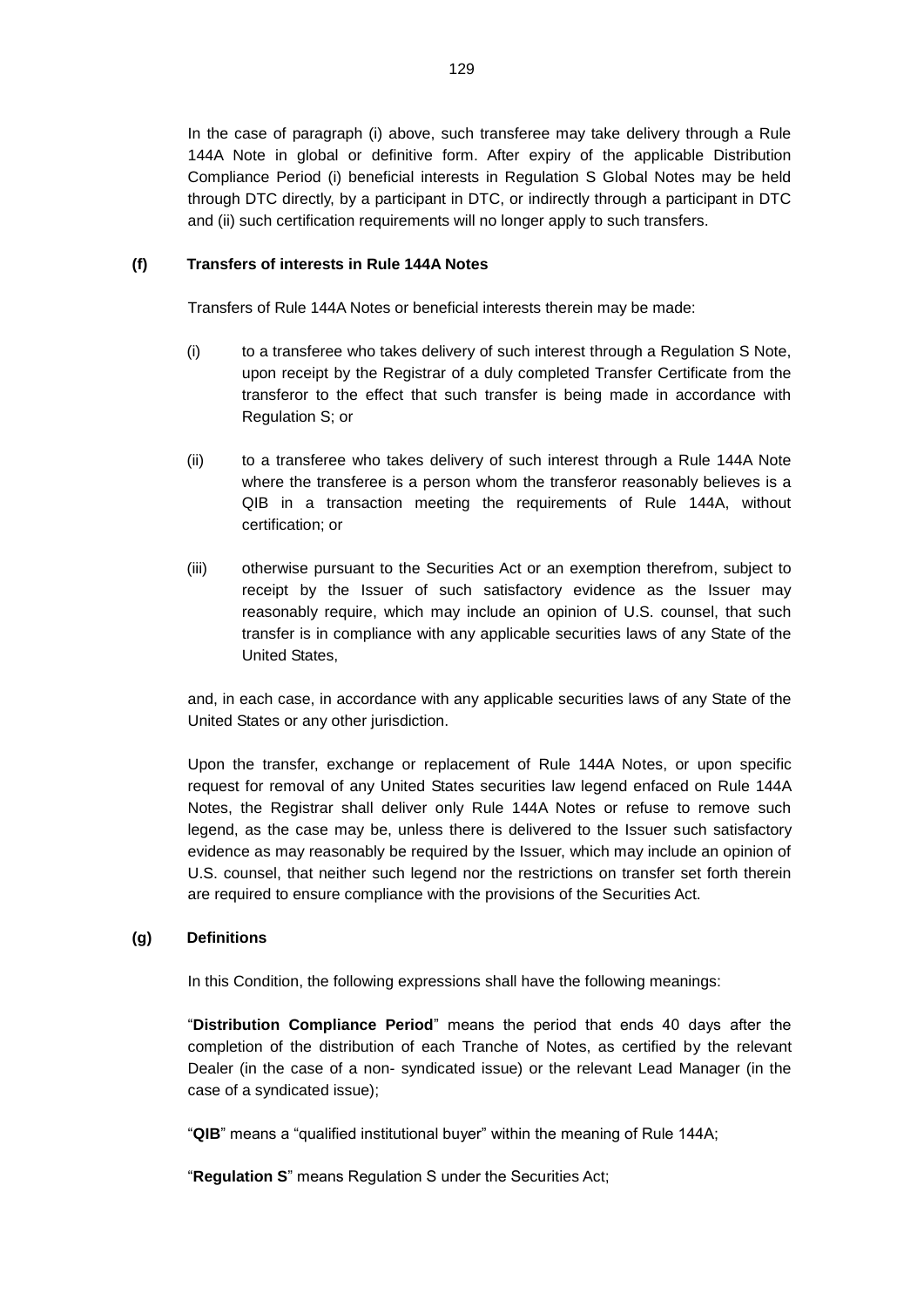In the case of paragraph (i) above, such transferee may take delivery through a Rule 144A Note in global or definitive form. After expiry of the applicable Distribution Compliance Period (i) beneficial interests in Regulation S Global Notes may be held through DTC directly, by a participant in DTC, or indirectly through a participant in DTC and (ii) such certification requirements will no longer apply to such transfers.

### (f) Transfers of interests in Rule 144A Notes

Transfers of Rule 144A Notes or beneficial interests therein may be made:

(i) to a transferee who takes delivery of such interest through a Regulation S Note, upon receipt by the Registrar of a duly completed Transfer Certificate from the transferor to the effect that such transfer is being made in accordance with Regulation S; or

(ii) to a transferee who takes delivery of such interest through a Rule 144A Note where the transferee is a person whom the transferor reasonably believes is a QIB in a transaction meeting the requirements of Rule 144A, without certification; or

(iii) otherwise pursuant to the Securities Act or an exemption therefrom, subject to receipt by the Issuer of such satisfactory evidence as the Issuer may reasonably require, which may include an opinion of U.S. counsel, that such transfer is in compliance with any applicable securities laws of any State of the United States,

and, in each case, in accordance with any applicable securities laws of any State of the United States or any other jurisdiction.

Upon the transfer, exchange or replacement of Rule 144A Notes, or upon specific request for removal of any United States securities law legend enfaced on Rule 144A Notes, the Registrar shall deliver only Rule 144A Notes or refuse to remove such legend, as the case may be, unless there is delivered to the Issuer such satisfactory evidence as may reasonably be required by the Issuer, which may include an opinion of U.S. counsel, that neither such legend nor the restrictions on transfer set forth therein are required to ensure compliance with the provisions of the Securities Act.

### (g) Definitions

In this Condition, the following expressions shall have the following meanings:

"**Distribution Compliance Period**" means the period that ends 40 days after the completion of the distribution of each Tranche of Notes, as certified by the relevant Dealer (in the case of a non- syndicated issue) or the relevant Lead Manager (in the case of a syndicated issue);

"**QIB**" means a "qualified institutional buyer" within the meaning of Rule 144A;

"**Regulation S**" means Regulation S under the Securities Act;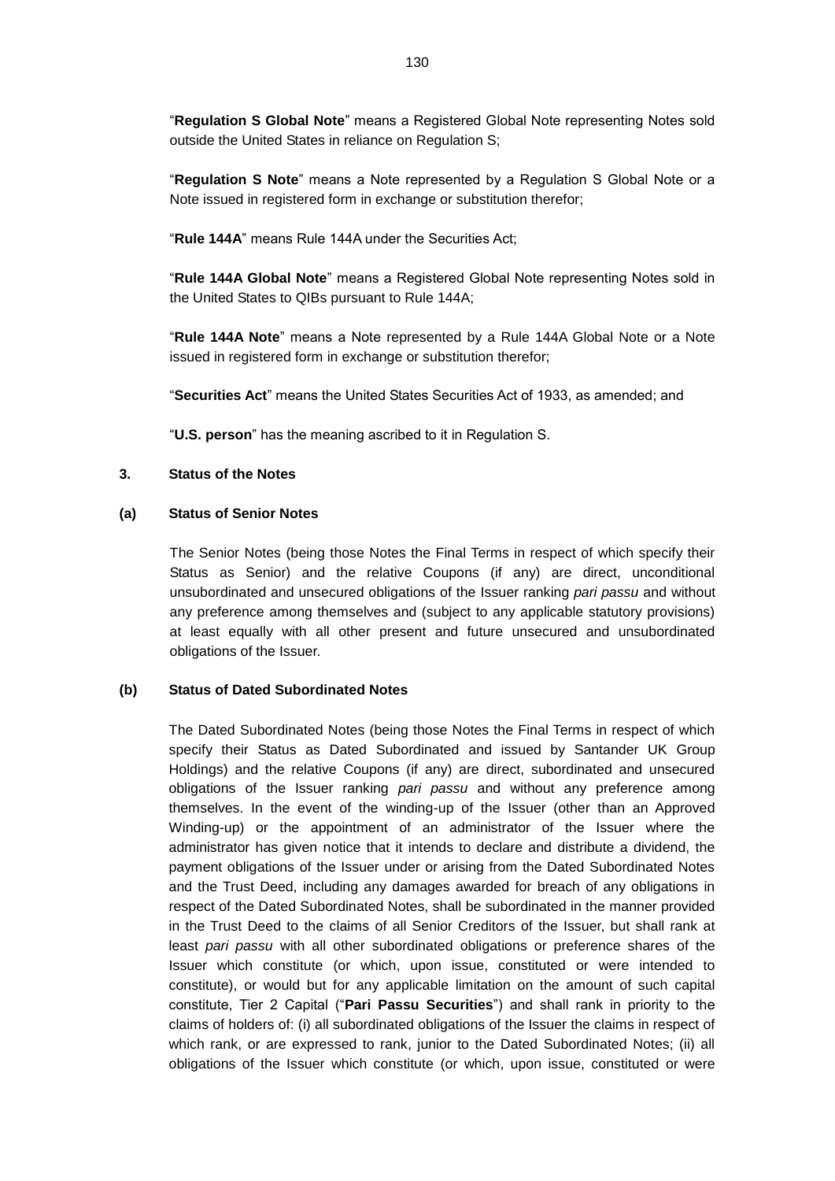"**Regulation S Global Note**" means a Registered Global Note representing Notes sold outside the United States in reliance on Regulation S;

"**Regulation S Note**" means a Note represented by a Regulation S Global Note or a Note issued in registered form in exchange or substitution therefor;

"**Rule 144A**" means Rule 144A under the Securities Act;

"**Rule 144A Global Note**" means a Registered Global Note representing Notes sold in the United States to QIBs pursuant to Rule 144A;

"**Rule 144A Note**" means a Note represented by a Rule 144A Global Note or a Note issued in registered form in exchange or substitution therefor;

"**Securities Act**" means the United States Securities Act of 1933, as amended; and

"**U.S. person**" has the meaning ascribed to it in Regulation S.

## 3. Status of the Notes

### (a) Status of Senior Notes

The Senior Notes (being those Notes the Final Terms in respect of which specify their Status as Senior) and the relative Coupons (if any) are direct, unconditional unsubordinated and unsecured obligations of the Issuer ranking *pari passu* and without any preference among themselves and (subject to any applicable statutory provisions) at least equally with all other present and future unsecured and unsubordinated obligations of the Issuer.

### (b) Status of Dated Subordinated Notes

The Dated Subordinated Notes (being those Notes the Final Terms in respect of which specify their Status as Dated Subordinated and issued by Santander UK Group Holdings) and the relative Coupons (if any) are direct, subordinated and unsecured obligations of the Issuer ranking *pari passu* and without any preference among themselves. In the event of the winding-up of the Issuer (other than an Approved Winding-up) or the appointment of an administrator of the Issuer where the administrator has given notice that it intends to declare and distribute a dividend, the payment obligations of the Issuer under or arising from the Dated Subordinated Notes and the Trust Deed, including any damages awarded for breach of any obligations in respect of the Dated Subordinated Notes, shall be subordinated in the manner provided in the Trust Deed to the claims of all Senior Creditors of the Issuer, but shall rank at least *pari passu* with all other subordinated obligations or preference shares of the Issuer which constitute (or which, upon issue, constituted or were intended to constitute), or would but for any applicable limitation on the amount of such capital constitute, Tier 2 Capital ("**Pari Passu Securities**") and shall rank in priority to the claims of holders of: (i) all subordinated obligations of the Issuer the claims in respect of which rank, or are expressed to rank, junior to the Dated Subordinated Notes; (ii) all obligations of the Issuer which constitute (or which, upon issue, constituted or were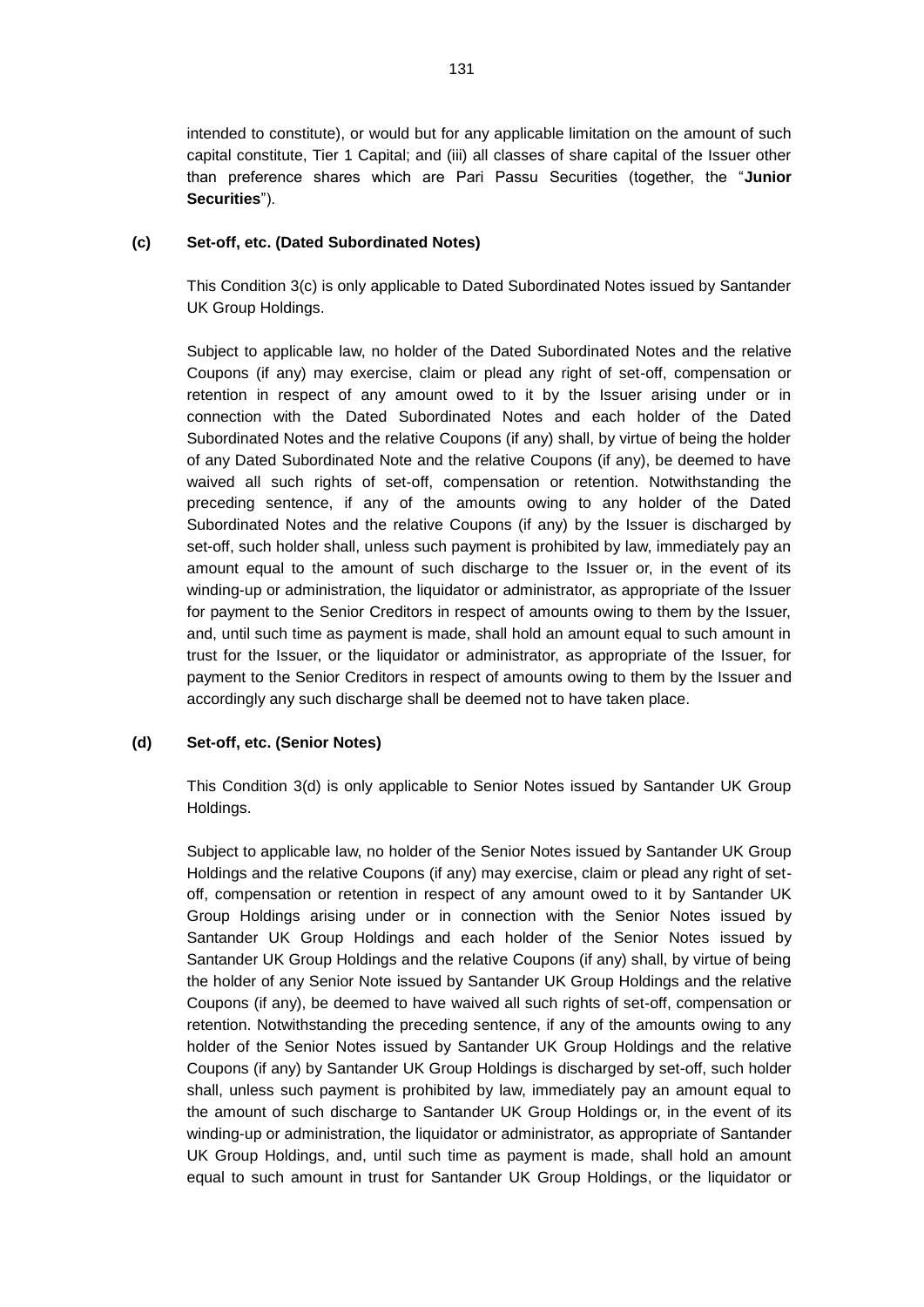intended to constitute), or would but for any applicable limitation on the amount of such capital constitute, Tier 1 Capital; and (iii) all classes of share capital of the Issuer other than preference shares which are Pari Passu Securities (together, the "**Junior Securities**").

**(c) Set-off, etc. (Dated Subordinated Notes)**

This Condition 3(c) is only applicable to Dated Subordinated Notes issued by Santander UK Group Holdings.

Subject to applicable law, no holder of the Dated Subordinated Notes and the relative Coupons (if any) may exercise, claim or plead any right of set-off, compensation or retention in respect of any amount owed to it by the Issuer arising under or in connection with the Dated Subordinated Notes and each holder of the Dated Subordinated Notes and the relative Coupons (if any) shall, by virtue of being the holder of any Dated Subordinated Note and the relative Coupons (if any), be deemed to have waived all such rights of set-off, compensation or retention. Notwithstanding the preceding sentence, if any of the amounts owing to any holder of the Dated Subordinated Notes and the relative Coupons (if any) by the Issuer is discharged by set-off, such holder shall, unless such payment is prohibited by law, immediately pay an amount equal to the amount of such discharge to the Issuer or, in the event of its winding-up or administration, the liquidator or administrator, as appropriate of the Issuer for payment to the Senior Creditors in respect of amounts owing to them by the Issuer, and, until such time as payment is made, shall hold an amount equal to such amount in trust for the Issuer, or the liquidator or administrator, as appropriate of the Issuer, for payment to the Senior Creditors in respect of amounts owing to them by the Issuer and accordingly any such discharge shall be deemed not to have taken place.

**(d) Set-off, etc. (Senior Notes)**

This Condition 3(d) is only applicable to Senior Notes issued by Santander UK Group Holdings.

Subject to applicable law, no holder of the Senior Notes issued by Santander UK Group Holdings and the relative Coupons (if any) may exercise, claim or plead any right of set-off, compensation or retention in respect of any amount owed to it by Santander UK Group Holdings arising under or in connection with the Senior Notes issued by Santander UK Group Holdings and each holder of the Senior Notes issued by Santander UK Group Holdings and the relative Coupons (if any) shall, by virtue of being the holder of any Senior Note issued by Santander UK Group Holdings and the relative Coupons (if any), be deemed to have waived all such rights of set-off, compensation or retention. Notwithstanding the preceding sentence, if any of the amounts owing to any holder of the Senior Notes issued by Santander UK Group Holdings and the relative Coupons (if any) by Santander UK Group Holdings is discharged by set-off, such holder shall, unless such payment is prohibited by law, immediately pay an amount equal to the amount of such discharge to Santander UK Group Holdings or, in the event of its winding-up or administration, the liquidator or administrator, as appropriate of Santander UK Group Holdings, and, until such time as payment is made, shall hold an amount equal to such amount in trust for Santander UK Group Holdings, or the liquidator or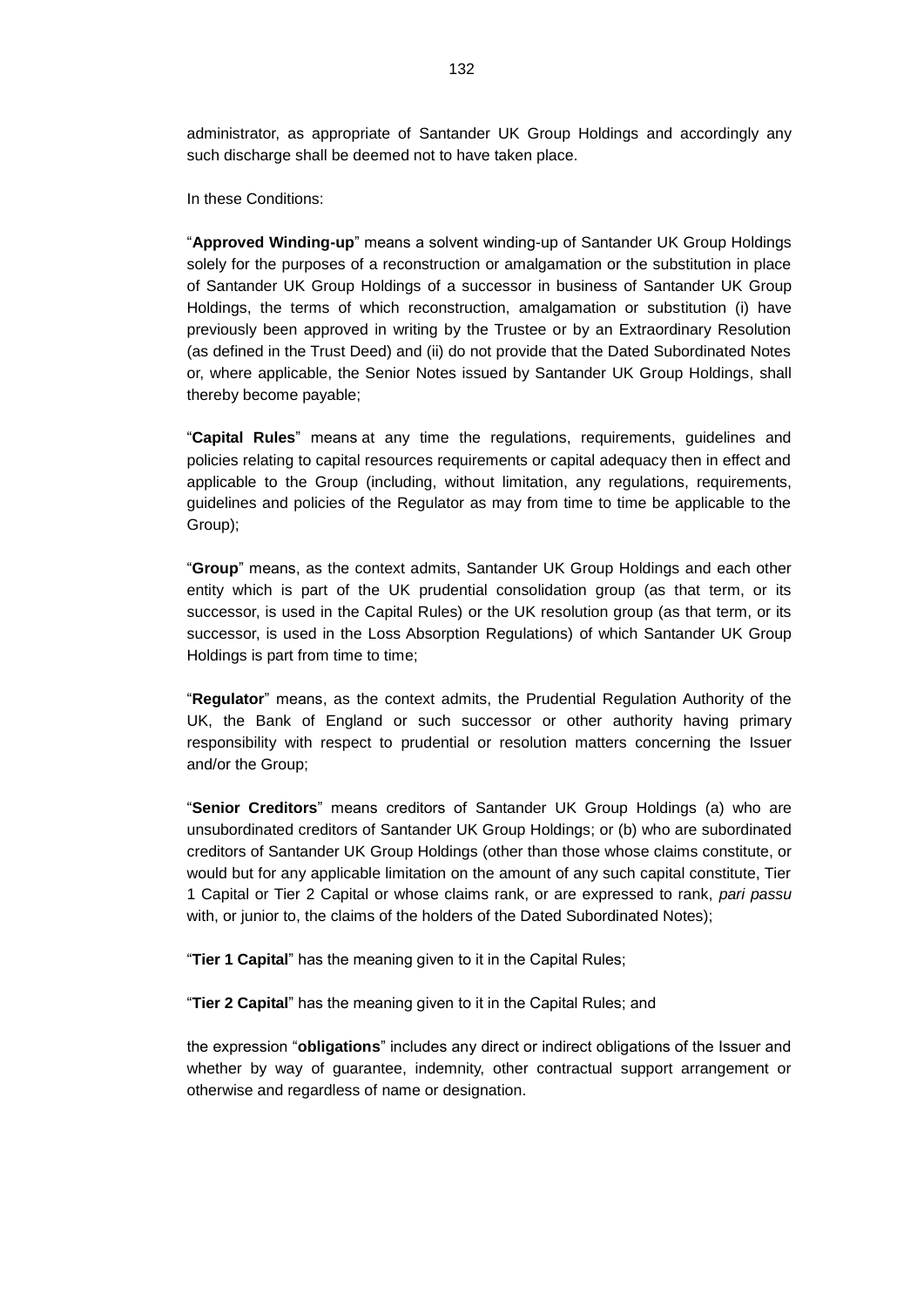administrator, as appropriate of Santander UK Group Holdings and accordingly any such discharge shall be deemed not to have taken place.

In these Conditions:

"**Approved Winding-up**" means a solvent winding-up of Santander UK Group Holdings solely for the purposes of a reconstruction or amalgamation or the substitution in place of Santander UK Group Holdings of a successor in business of Santander UK Group Holdings, the terms of which reconstruction, amalgamation or substitution (i) have previously been approved in writing by the Trustee or by an Extraordinary Resolution (as defined in the Trust Deed) and (ii) do not provide that the Dated Subordinated Notes or, where applicable, the Senior Notes issued by Santander UK Group Holdings, shall thereby become payable;

"**Capital Rules**" means at any time the regulations, requirements, guidelines and policies relating to capital resources requirements or capital adequacy then in effect and applicable to the Group (including, without limitation, any regulations, requirements, guidelines and policies of the Regulator as may from time to time be applicable to the Group);

"**Group**" means, as the context admits, Santander UK Group Holdings and each other entity which is part of the UK prudential consolidation group (as that term, or its successor, is used in the Capital Rules) or the UK resolution group (as that term, or its successor, is used in the Loss Absorption Regulations) of which Santander UK Group Holdings is part from time to time;

"**Regulator**" means, as the context admits, the Prudential Regulation Authority of the UK, the Bank of England or such successor or other authority having primary responsibility with respect to prudential or resolution matters concerning the Issuer and/or the Group;

"**Senior Creditors**" means creditors of Santander UK Group Holdings (a) who are unsubordinated creditors of Santander UK Group Holdings; or (b) who are subordinated creditors of Santander UK Group Holdings (other than those whose claims constitute, or would but for any applicable limitation on the amount of any such capital constitute, Tier 1 Capital or Tier 2 Capital or whose claims rank, or are expressed to rank, *pari passu* with, or junior to, the claims of the holders of the Dated Subordinated Notes);

"**Tier 1 Capital**" has the meaning given to it in the Capital Rules;

"**Tier 2 Capital**" has the meaning given to it in the Capital Rules; and

the expression "**obligations**" includes any direct or indirect obligations of the Issuer and whether by way of guarantee, indemnity, other contractual support arrangement or otherwise and regardless of name or designation.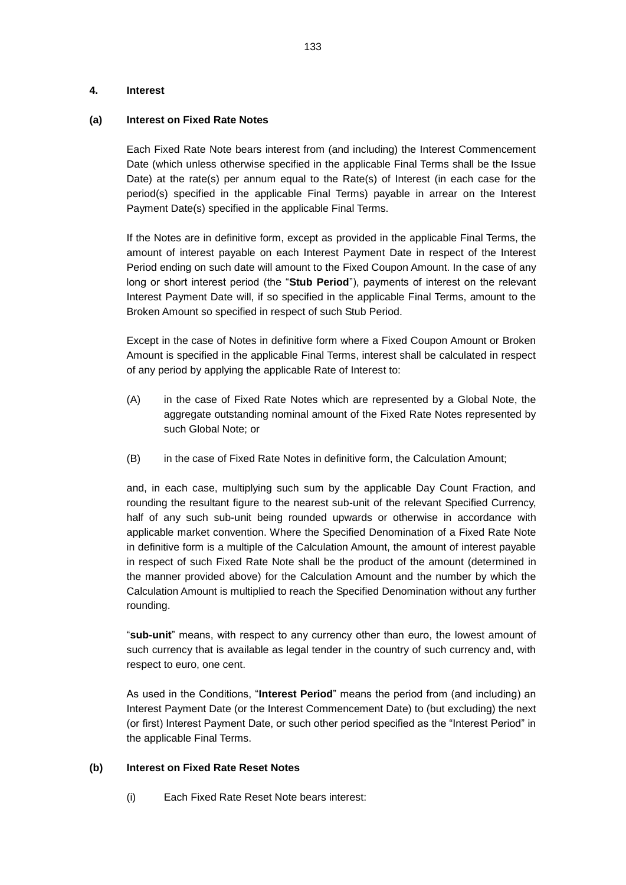## 4. Interest

### (a) Interest on Fixed Rate Notes

Each Fixed Rate Note bears interest from (and including) the Interest Commencement Date (which unless otherwise specified in the applicable Final Terms shall be the Issue Date) at the rate(s) per annum equal to the Rate(s) of Interest (in each case for the period(s) specified in the applicable Final Terms) payable in arrear on the Interest Payment Date(s) specified in the applicable Final Terms.

If the Notes are in definitive form, except as provided in the applicable Final Terms, the amount of interest payable on each Interest Payment Date in respect of the Interest Period ending on such date will amount to the Fixed Coupon Amount. In the case of any long or short interest period (the "**Stub Period**"), payments of interest on the relevant Interest Payment Date will, if so specified in the applicable Final Terms, amount to the Broken Amount so specified in respect of such Stub Period.

Except in the case of Notes in definitive form where a Fixed Coupon Amount or Broken Amount is specified in the applicable Final Terms, interest shall be calculated in respect of any period by applying the applicable Rate of Interest to:

(A) in the case of Fixed Rate Notes which are represented by a Global Note, the aggregate outstanding nominal amount of the Fixed Rate Notes represented by such Global Note; or

(B) in the case of Fixed Rate Notes in definitive form, the Calculation Amount;

and, in each case, multiplying such sum by the applicable Day Count Fraction, and rounding the resultant figure to the nearest sub-unit of the relevant Specified Currency, half of any such sub-unit being rounded upwards or otherwise in accordance with applicable market convention. Where the Specified Denomination of a Fixed Rate Note in definitive form is a multiple of the Calculation Amount, the amount of interest payable in respect of such Fixed Rate Note shall be the product of the amount (determined in the manner provided above) for the Calculation Amount and the number by which the Calculation Amount is multiplied to reach the Specified Denomination without any further rounding.

"**sub-unit**" means, with respect to any currency other than euro, the lowest amount of such currency that is available as legal tender in the country of such currency and, with respect to euro, one cent.

As used in the Conditions, "**Interest Period**" means the period from (and including) an Interest Payment Date (or the Interest Commencement Date) to (but excluding) the next (or first) Interest Payment Date, or such other period specified as the "Interest Period" in the applicable Final Terms.

### (b) Interest on Fixed Rate Reset Notes

(i) Each Fixed Rate Reset Note bears interest: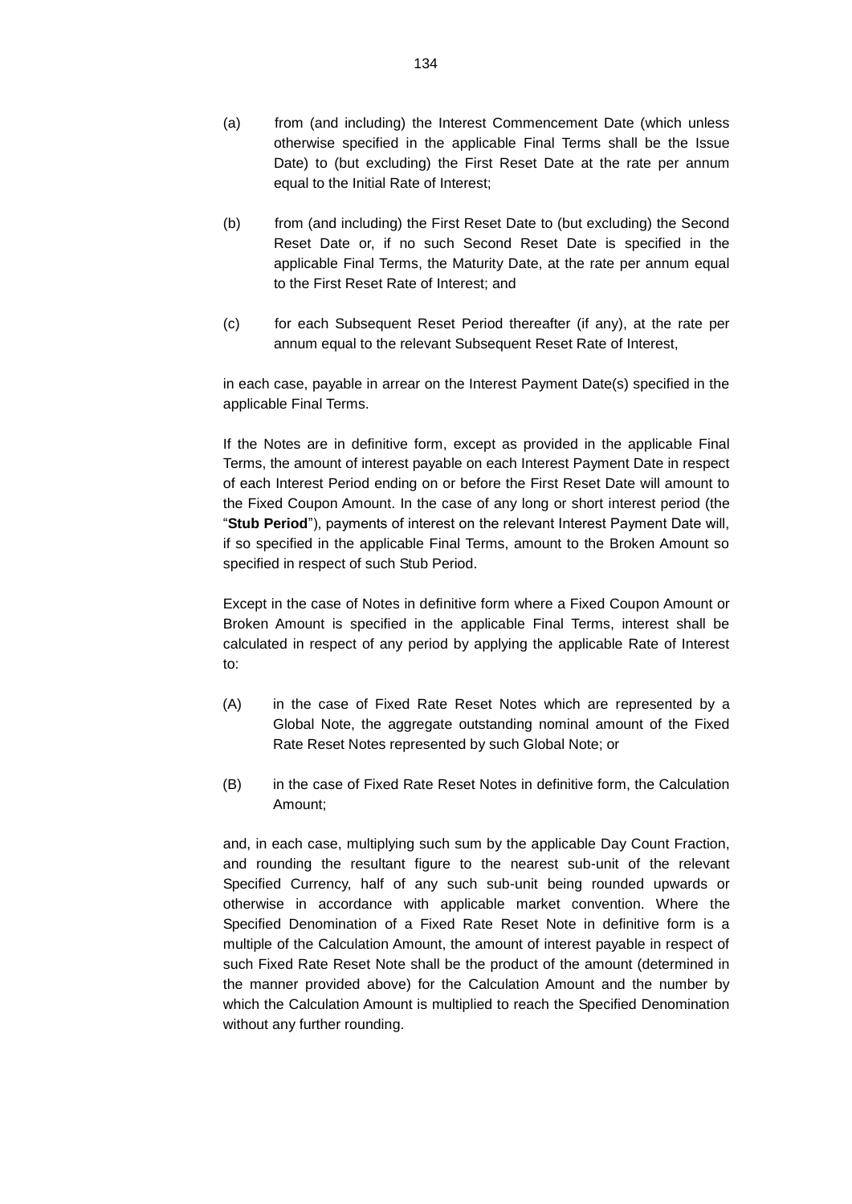(a) from (and including) the Interest Commencement Date (which unless otherwise specified in the applicable Final Terms shall be the Issue Date) to (but excluding) the First Reset Date at the rate per annum equal to the Initial Rate of Interest;

(b) from (and including) the First Reset Date to (but excluding) the Second Reset Date or, if no such Second Reset Date is specified in the applicable Final Terms, the Maturity Date, at the rate per annum equal to the First Reset Rate of Interest; and

(c) for each Subsequent Reset Period thereafter (if any), at the rate per annum equal to the relevant Subsequent Reset Rate of Interest,

in each case, payable in arrear on the Interest Payment Date(s) specified in the applicable Final Terms.

If the Notes are in definitive form, except as provided in the applicable Final Terms, the amount of interest payable on each Interest Payment Date in respect of each Interest Period ending on or before the First Reset Date will amount to the Fixed Coupon Amount. In the case of any long or short interest period (the "**Stub Period**"), payments of interest on the relevant Interest Payment Date will, if so specified in the applicable Final Terms, amount to the Broken Amount so specified in respect of such Stub Period.

Except in the case of Notes in definitive form where a Fixed Coupon Amount or Broken Amount is specified in the applicable Final Terms, interest shall be calculated in respect of any period by applying the applicable Rate of Interest to:

(A) in the case of Fixed Rate Reset Notes which are represented by a Global Note, the aggregate outstanding nominal amount of the Fixed Rate Reset Notes represented by such Global Note; or

(B) in the case of Fixed Rate Reset Notes in definitive form, the Calculation Amount;

and, in each case, multiplying such sum by the applicable Day Count Fraction, and rounding the resultant figure to the nearest sub-unit of the relevant Specified Currency, half of any such sub-unit being rounded upwards or otherwise in accordance with applicable market convention. Where the Specified Denomination of a Fixed Rate Reset Note in definitive form is a multiple of the Calculation Amount, the amount of interest payable in respect of such Fixed Rate Reset Note shall be the product of the amount (determined in the manner provided above) for the Calculation Amount and the number by which the Calculation Amount is multiplied to reach the Specified Denomination without any further rounding.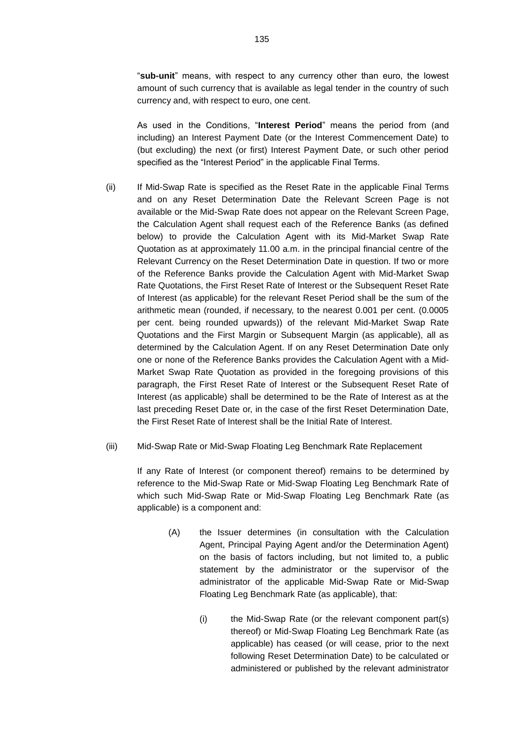"**sub-unit**" means, with respect to any currency other than euro, the lowest amount of such currency that is available as legal tender in the country of such currency and, with respect to euro, one cent.

As used in the Conditions, "**Interest Period**" means the period from (and including) an Interest Payment Date (or the Interest Commencement Date) to (but excluding) the next (or first) Interest Payment Date, or such other period specified as the "Interest Period" in the applicable Final Terms.

(ii) If Mid-Swap Rate is specified as the Reset Rate in the applicable Final Terms and on any Reset Determination Date the Relevant Screen Page is not available or the Mid-Swap Rate does not appear on the Relevant Screen Page, the Calculation Agent shall request each of the Reference Banks (as defined below) to provide the Calculation Agent with its Mid-Market Swap Rate Quotation as at approximately 11.00 a.m. in the principal financial centre of the Relevant Currency on the Reset Determination Date in question. If two or more of the Reference Banks provide the Calculation Agent with Mid-Market Swap Rate Quotations, the First Reset Rate of Interest or the Subsequent Reset Rate of Interest (as applicable) for the relevant Reset Period shall be the sum of the arithmetic mean (rounded, if necessary, to the nearest 0.001 per cent. (0.0005 per cent. being rounded upwards)) of the relevant Mid-Market Swap Rate Quotations and the First Margin or Subsequent Margin (as applicable), all as determined by the Calculation Agent. If on any Reset Determination Date only one or none of the Reference Banks provides the Calculation Agent with a Mid-Market Swap Rate Quotation as provided in the foregoing provisions of this paragraph, the First Reset Rate of Interest or the Subsequent Reset Rate of Interest (as applicable) shall be determined to be the Rate of Interest as at the last preceding Reset Date or, in the case of the first Reset Determination Date, the First Reset Rate of Interest shall be the Initial Rate of Interest.

(iii) Mid-Swap Rate or Mid-Swap Floating Leg Benchmark Rate Replacement

If any Rate of Interest (or component thereof) remains to be determined by reference to the Mid-Swap Rate or Mid-Swap Floating Leg Benchmark Rate of which such Mid-Swap Rate or Mid-Swap Floating Leg Benchmark Rate (as applicable) is a component and:

(A) the Issuer determines (in consultation with the Calculation Agent, Principal Paying Agent and/or the Determination Agent) on the basis of factors including, but not limited to, a public statement by the administrator or the supervisor of the administrator of the applicable Mid-Swap Rate or Mid-Swap Floating Leg Benchmark Rate (as applicable), that:

(i) the Mid-Swap Rate (or the relevant component part(s) thereof) or Mid-Swap Floating Leg Benchmark Rate (as applicable) has ceased (or will cease, prior to the next following Reset Determination Date) to be calculated or administered or published by the relevant administrator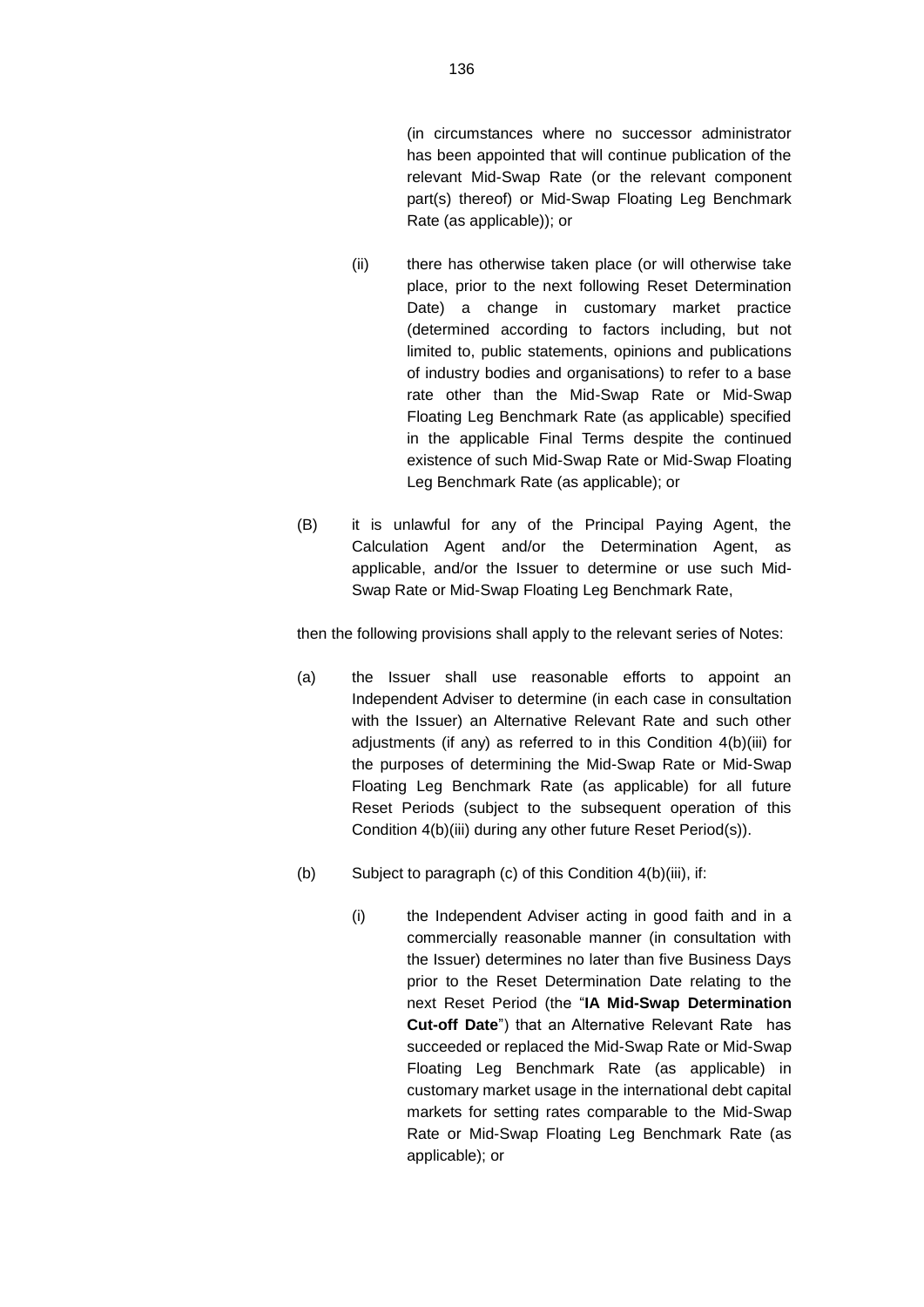(in circumstances where no successor administrator has been appointed that will continue publication of the relevant Mid-Swap Rate (or the relevant component part(s) thereof) or Mid-Swap Floating Leg Benchmark Rate (as applicable)); or

(ii) there has otherwise taken place (or will otherwise take place, prior to the next following Reset Determination Date) a change in customary market practice (determined according to factors including, but not limited to, public statements, opinions and publications of industry bodies and organisations) to refer to a base rate other than the Mid-Swap Rate or Mid-Swap Floating Leg Benchmark Rate (as applicable) specified in the applicable Final Terms despite the continued existence of such Mid-Swap Rate or Mid-Swap Floating Leg Benchmark Rate (as applicable); or

(B) it is unlawful for any of the Principal Paying Agent, the Calculation Agent and/or the Determination Agent, as applicable, and/or the Issuer to determine or use such Mid-Swap Rate or Mid-Swap Floating Leg Benchmark Rate,

then the following provisions shall apply to the relevant series of Notes:

(a) the Issuer shall use reasonable efforts to appoint an Independent Adviser to determine (in each case in consultation with the Issuer) an Alternative Relevant Rate and such other adjustments (if any) as referred to in this Condition 4(b)(iii) for the purposes of determining the Mid-Swap Rate or Mid-Swap Floating Leg Benchmark Rate (as applicable) for all future Reset Periods (subject to the subsequent operation of this Condition 4(b)(iii) during any other future Reset Period(s)).

(b) Subject to paragraph (c) of this Condition 4(b)(iii), if:

(i) the Independent Adviser acting in good faith and in a commercially reasonable manner (in consultation with the Issuer) determines no later than five Business Days prior to the Reset Determination Date relating to the next Reset Period (the "**IA Mid-Swap Determination Cut-off Date**") that an Alternative Relevant Rate has succeeded or replaced the Mid-Swap Rate or Mid-Swap Floating Leg Benchmark Rate (as applicable) in customary market usage in the international debt capital markets for setting rates comparable to the Mid-Swap Rate or Mid-Swap Floating Leg Benchmark Rate (as applicable); or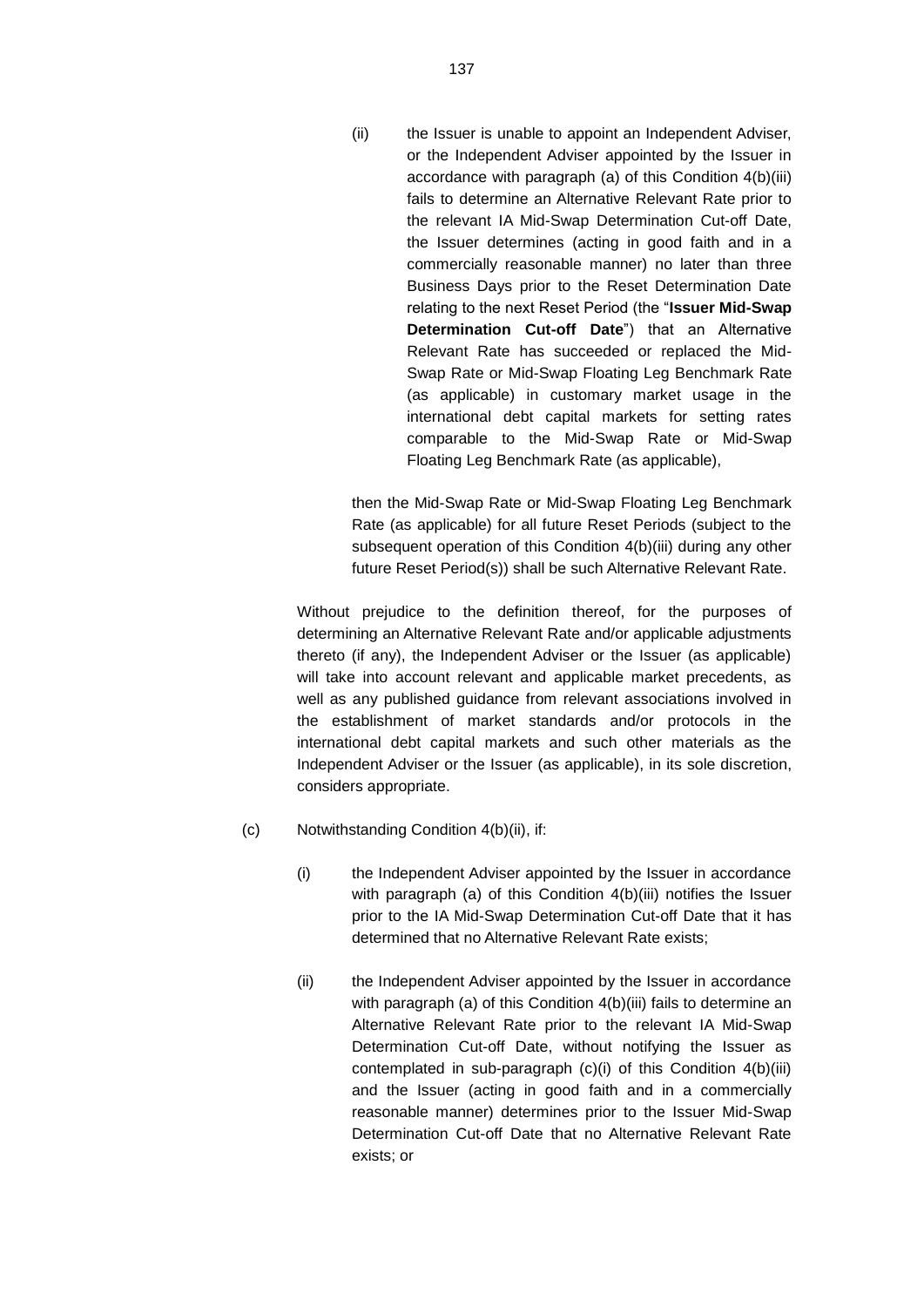(ii) the Issuer is unable to appoint an Independent Adviser, or the Independent Adviser appointed by the Issuer in accordance with paragraph (a) of this Condition 4(b)(iii) fails to determine an Alternative Relevant Rate prior to the relevant IA Mid-Swap Determination Cut-off Date, the Issuer determines (acting in good faith and in a commercially reasonable manner) no later than three Business Days prior to the Reset Determination Date relating to the next Reset Period (the "**Issuer Mid-Swap Determination Cut-off Date**") that an Alternative Relevant Rate has succeeded or replaced the Mid-Swap Rate or Mid-Swap Floating Leg Benchmark Rate (as applicable) in customary market usage in the international debt capital markets for setting rates comparable to the Mid-Swap Rate or Mid-Swap Floating Leg Benchmark Rate (as applicable),

then the Mid-Swap Rate or Mid-Swap Floating Leg Benchmark Rate (as applicable) for all future Reset Periods (subject to the subsequent operation of this Condition 4(b)(iii) during any other future Reset Period(s)) shall be such Alternative Relevant Rate.

Without prejudice to the definition thereof, for the purposes of determining an Alternative Relevant Rate and/or applicable adjustments thereto (if any), the Independent Adviser or the Issuer (as applicable) will take into account relevant and applicable market precedents, as well as any published guidance from relevant associations involved in the establishment of market standards and/or protocols in the international debt capital markets and such other materials as the Independent Adviser or the Issuer (as applicable), in its sole discretion, considers appropriate.

(c) Notwithstanding Condition 4(b)(ii), if:

(i) the Independent Adviser appointed by the Issuer in accordance with paragraph (a) of this Condition 4(b)(iii) notifies the Issuer prior to the IA Mid-Swap Determination Cut-off Date that it has determined that no Alternative Relevant Rate exists;

(ii) the Independent Adviser appointed by the Issuer in accordance with paragraph (a) of this Condition 4(b)(iii) fails to determine an Alternative Relevant Rate prior to the relevant IA Mid-Swap Determination Cut-off Date, without notifying the Issuer as contemplated in sub-paragraph (c)(i) of this Condition 4(b)(iii) and the Issuer (acting in good faith and in a commercially reasonable manner) determines prior to the Issuer Mid-Swap Determination Cut-off Date that no Alternative Relevant Rate exists; or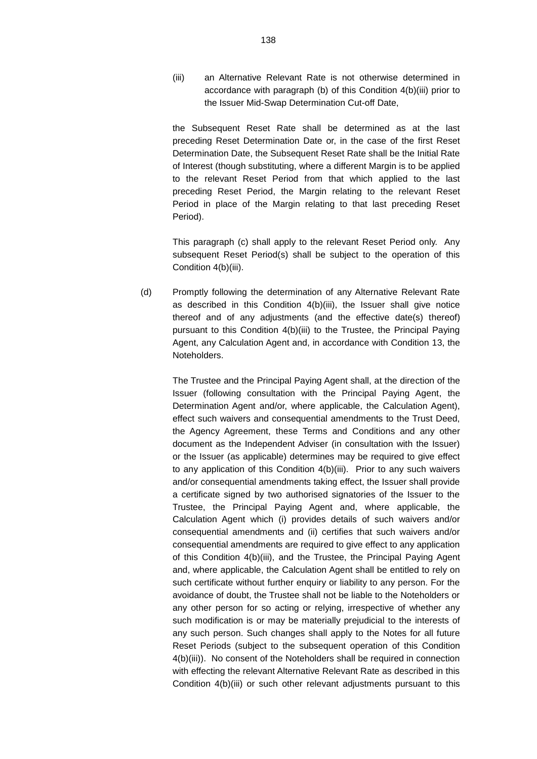(iii) an Alternative Relevant Rate is not otherwise determined in accordance with paragraph (b) of this Condition 4(b)(iii) prior to the Issuer Mid-Swap Determination Cut-off Date,

the Subsequent Reset Rate shall be determined as at the last preceding Reset Determination Date or, in the case of the first Reset Determination Date, the Subsequent Reset Rate shall be the Initial Rate of Interest (though substituting, where a different Margin is to be applied to the relevant Reset Period from that which applied to the last preceding Reset Period, the Margin relating to the relevant Reset Period in place of the Margin relating to that last preceding Reset Period).

This paragraph (c) shall apply to the relevant Reset Period only. Any subsequent Reset Period(s) shall be subject to the operation of this Condition 4(b)(iii).

(d) Promptly following the determination of any Alternative Relevant Rate as described in this Condition 4(b)(iii), the Issuer shall give notice thereof and of any adjustments (and the effective date(s) thereof) pursuant to this Condition 4(b)(iii) to the Trustee, the Principal Paying Agent, any Calculation Agent and, in accordance with Condition 13, the Noteholders.

The Trustee and the Principal Paying Agent shall, at the direction of the Issuer (following consultation with the Principal Paying Agent, the Determination Agent and/or, where applicable, the Calculation Agent), effect such waivers and consequential amendments to the Trust Deed, the Agency Agreement, these Terms and Conditions and any other document as the Independent Adviser (in consultation with the Issuer) or the Issuer (as applicable) determines may be required to give effect to any application of this Condition 4(b)(iii). Prior to any such waivers and/or consequential amendments taking effect, the Issuer shall provide a certificate signed by two authorised signatories of the Issuer to the Trustee, the Principal Paying Agent and, where applicable, the Calculation Agent which (i) provides details of such waivers and/or consequential amendments and (ii) certifies that such waivers and/or consequential amendments are required to give effect to any application of this Condition 4(b)(iii), and the Trustee, the Principal Paying Agent and, where applicable, the Calculation Agent shall be entitled to rely on such certificate without further enquiry or liability to any person. For the avoidance of doubt, the Trustee shall not be liable to the Noteholders or any other person for so acting or relying, irrespective of whether any such modification is or may be materially prejudicial to the interests of any such person. Such changes shall apply to the Notes for all future Reset Periods (subject to the subsequent operation of this Condition 4(b)(iii)). No consent of the Noteholders shall be required in connection with effecting the relevant Alternative Relevant Rate as described in this Condition 4(b)(iii) or such other relevant adjustments pursuant to this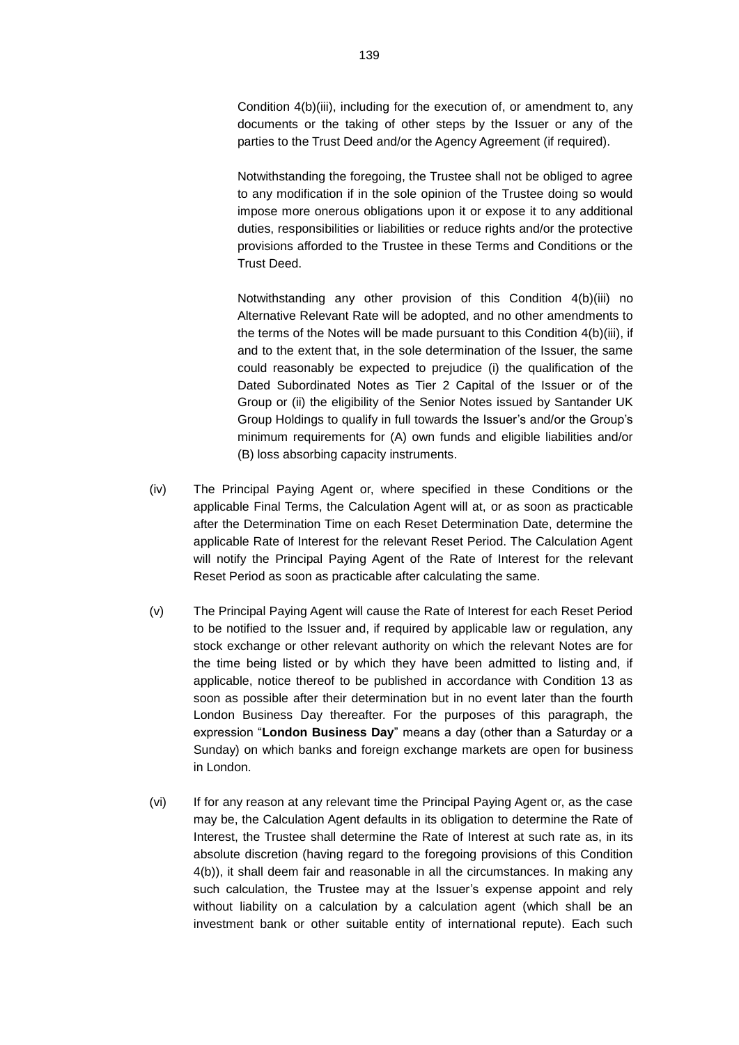Condition 4(b)(iii), including for the execution of, or amendment to, any documents or the taking of other steps by the Issuer or any of the parties to the Trust Deed and/or the Agency Agreement (if required).

Notwithstanding the foregoing, the Trustee shall not be obliged to agree to any modification if in the sole opinion of the Trustee doing so would impose more onerous obligations upon it or expose it to any additional duties, responsibilities or liabilities or reduce rights and/or the protective provisions afforded to the Trustee in these Terms and Conditions or the Trust Deed.

Notwithstanding any other provision of this Condition 4(b)(iii) no Alternative Relevant Rate will be adopted, and no other amendments to the terms of the Notes will be made pursuant to this Condition 4(b)(iii), if and to the extent that, in the sole determination of the Issuer, the same could reasonably be expected to prejudice (i) the qualification of the Dated Subordinated Notes as Tier 2 Capital of the Issuer or of the Group or (ii) the eligibility of the Senior Notes issued by Santander UK Group Holdings to qualify in full towards the Issuer's and/or the Group's minimum requirements for (A) own funds and eligible liabilities and/or (B) loss absorbing capacity instruments.

(iv) The Principal Paying Agent or, where specified in these Conditions or the applicable Final Terms, the Calculation Agent will at, or as soon as practicable after the Determination Time on each Reset Determination Date, determine the applicable Rate of Interest for the relevant Reset Period. The Calculation Agent will notify the Principal Paying Agent of the Rate of Interest for the relevant Reset Period as soon as practicable after calculating the same.

(v) The Principal Paying Agent will cause the Rate of Interest for each Reset Period to be notified to the Issuer and, if required by applicable law or regulation, any stock exchange or other relevant authority on which the relevant Notes are for the time being listed or by which they have been admitted to listing and, if applicable, notice thereof to be published in accordance with Condition 13 as soon as possible after their determination but in no event later than the fourth London Business Day thereafter. For the purposes of this paragraph, the expression "**London Business Day**" means a day (other than a Saturday or a Sunday) on which banks and foreign exchange markets are open for business in London.

(vi) If for any reason at any relevant time the Principal Paying Agent or, as the case may be, the Calculation Agent defaults in its obligation to determine the Rate of Interest, the Trustee shall determine the Rate of Interest at such rate as, in its absolute discretion (having regard to the foregoing provisions of this Condition 4(b)), it shall deem fair and reasonable in all the circumstances. In making any such calculation, the Trustee may at the Issuer's expense appoint and rely without liability on a calculation by a calculation agent (which shall be an investment bank or other suitable entity of international repute). Each such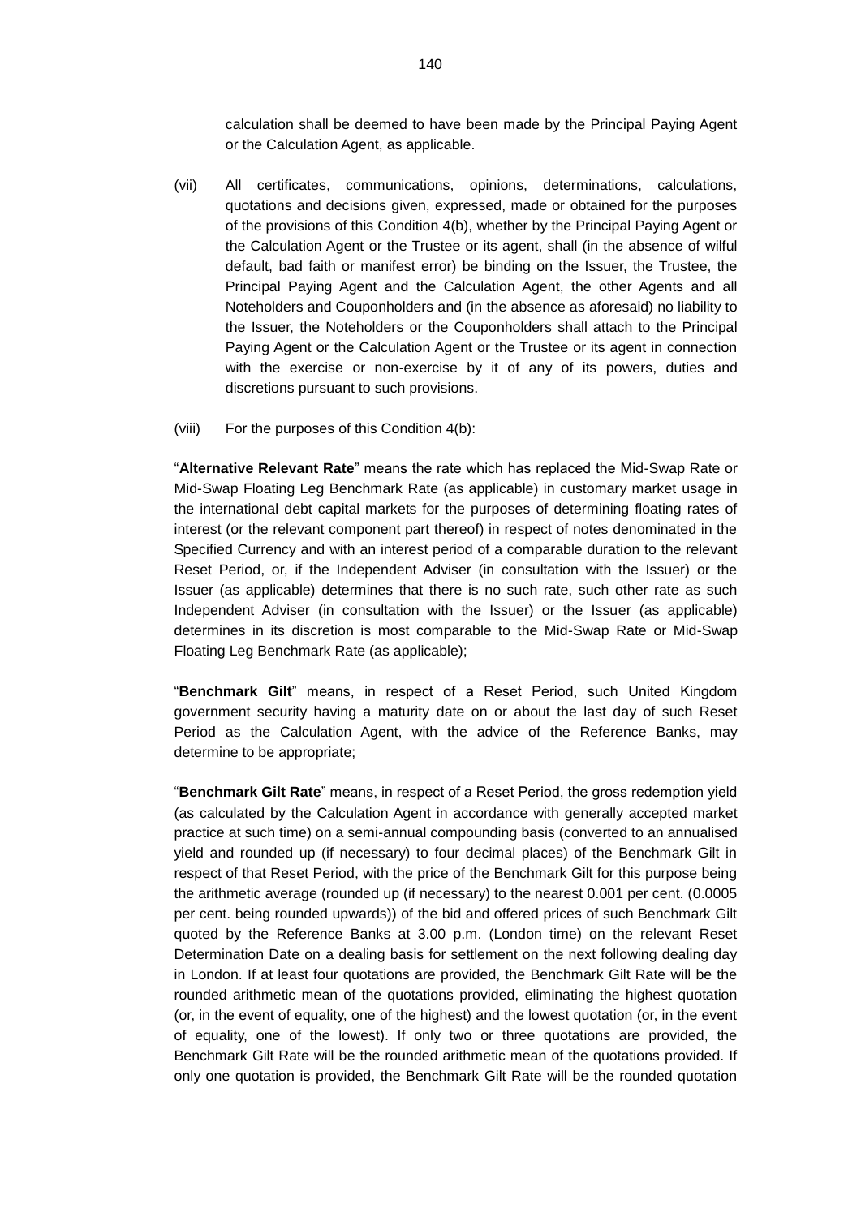calculation shall be deemed to have been made by the Principal Paying Agent or the Calculation Agent, as applicable.

(vii) All certificates, communications, opinions, determinations, calculations, quotations and decisions given, expressed, made or obtained for the purposes of the provisions of this Condition 4(b), whether by the Principal Paying Agent or the Calculation Agent or the Trustee or its agent, shall (in the absence of wilful default, bad faith or manifest error) be binding on the Issuer, the Trustee, the Principal Paying Agent and the Calculation Agent, the other Agents and all Noteholders and Couponholders and (in the absence as aforesaid) no liability to the Issuer, the Noteholders or the Couponholders shall attach to the Principal Paying Agent or the Calculation Agent or the Trustee or its agent in connection with the exercise or non-exercise by it of any of its powers, duties and discretions pursuant to such provisions.

(viii) For the purposes of this Condition 4(b):

"**Alternative Relevant Rate**" means the rate which has replaced the Mid-Swap Rate or Mid-Swap Floating Leg Benchmark Rate (as applicable) in customary market usage in the international debt capital markets for the purposes of determining floating rates of interest (or the relevant component part thereof) in respect of notes denominated in the Specified Currency and with an interest period of a comparable duration to the relevant Reset Period, or, if the Independent Adviser (in consultation with the Issuer) or the Issuer (as applicable) determines that there is no such rate, such other rate as such Independent Adviser (in consultation with the Issuer) or the Issuer (as applicable) determines in its discretion is most comparable to the Mid-Swap Rate or Mid-Swap Floating Leg Benchmark Rate (as applicable);

"**Benchmark Gilt**" means, in respect of a Reset Period, such United Kingdom government security having a maturity date on or about the last day of such Reset Period as the Calculation Agent, with the advice of the Reference Banks, may determine to be appropriate;

"**Benchmark Gilt Rate**" means, in respect of a Reset Period, the gross redemption yield (as calculated by the Calculation Agent in accordance with generally accepted market practice at such time) on a semi-annual compounding basis (converted to an annualised yield and rounded up (if necessary) to four decimal places) of the Benchmark Gilt in respect of that Reset Period, with the price of the Benchmark Gilt for this purpose being the arithmetic average (rounded up (if necessary) to the nearest 0.001 per cent. (0.0005 per cent. being rounded upwards)) of the bid and offered prices of such Benchmark Gilt quoted by the Reference Banks at 3.00 p.m. (London time) on the relevant Reset Determination Date on a dealing basis for settlement on the next following dealing day in London. If at least four quotations are provided, the Benchmark Gilt Rate will be the rounded arithmetic mean of the quotations provided, eliminating the highest quotation (or, in the event of equality, one of the highest) and the lowest quotation (or, in the event of equality, one of the lowest). If only two or three quotations are provided, the Benchmark Gilt Rate will be the rounded arithmetic mean of the quotations provided. If only one quotation is provided, the Benchmark Gilt Rate will be the rounded quotation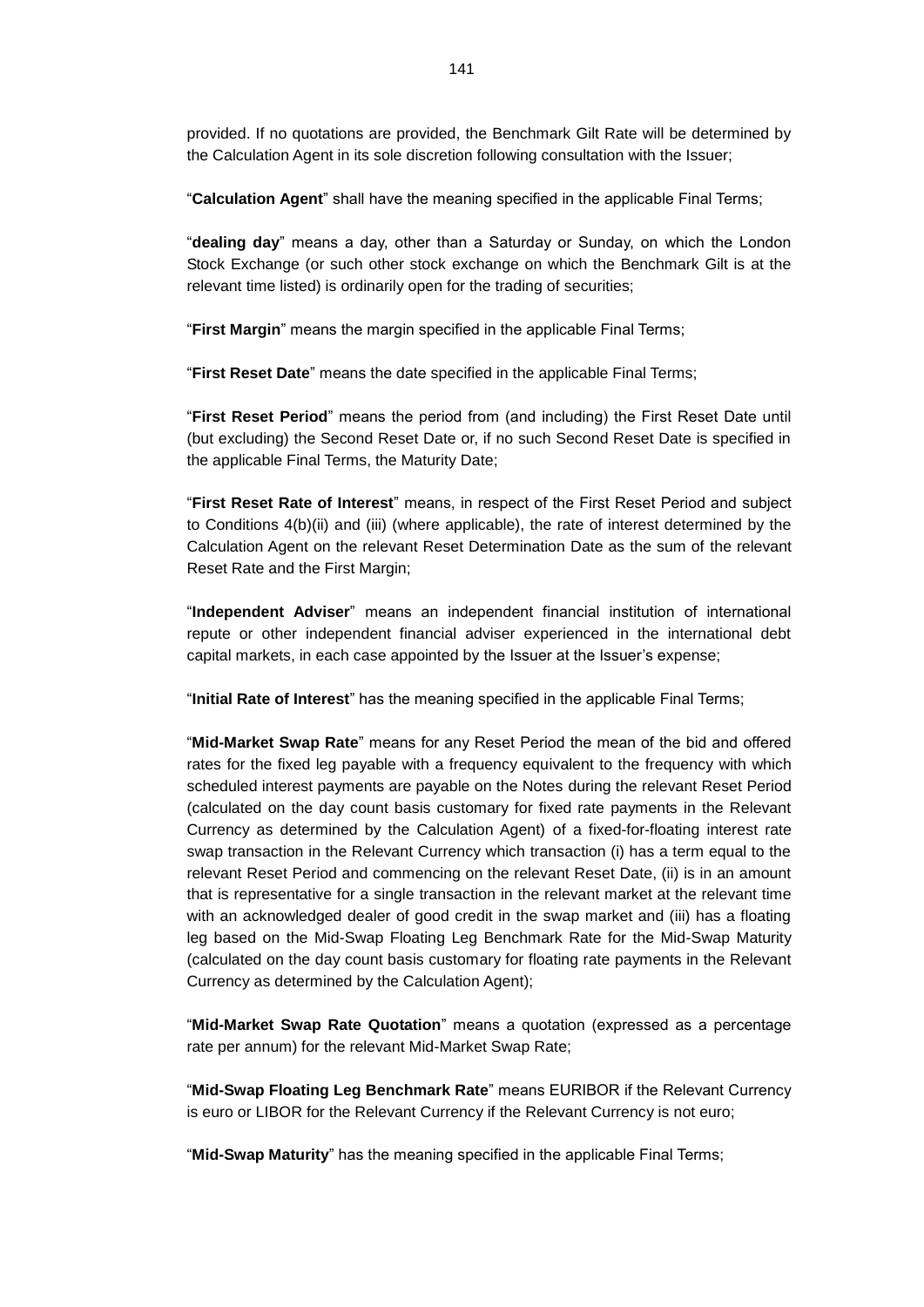provided. If no quotations are provided, the Benchmark Gilt Rate will be determined by the Calculation Agent in its sole discretion following consultation with the Issuer;

"**Calculation Agent**" shall have the meaning specified in the applicable Final Terms;

"**dealing day**" means a day, other than a Saturday or Sunday, on which the London Stock Exchange (or such other stock exchange on which the Benchmark Gilt is at the relevant time listed) is ordinarily open for the trading of securities;

"**First Margin**" means the margin specified in the applicable Final Terms;

"**First Reset Date**" means the date specified in the applicable Final Terms;

"**First Reset Period**" means the period from (and including) the First Reset Date until (but excluding) the Second Reset Date or, if no such Second Reset Date is specified in the applicable Final Terms, the Maturity Date;

"**First Reset Rate of Interest**" means, in respect of the First Reset Period and subject to Conditions 4(b)(ii) and (iii) (where applicable), the rate of interest determined by the Calculation Agent on the relevant Reset Determination Date as the sum of the relevant Reset Rate and the First Margin;

"**Independent Adviser**" means an independent financial institution of international repute or other independent financial adviser experienced in the international debt capital markets, in each case appointed by the Issuer at the Issuer's expense;

"**Initial Rate of Interest**" has the meaning specified in the applicable Final Terms;

"**Mid-Market Swap Rate**" means for any Reset Period the mean of the bid and offered rates for the fixed leg payable with a frequency equivalent to the frequency with which scheduled interest payments are payable on the Notes during the relevant Reset Period (calculated on the day count basis customary for fixed rate payments in the Relevant Currency as determined by the Calculation Agent) of a fixed-for-floating interest rate swap transaction in the Relevant Currency which transaction (i) has a term equal to the relevant Reset Period and commencing on the relevant Reset Date, (ii) is in an amount that is representative for a single transaction in the relevant market at the relevant time with an acknowledged dealer of good credit in the swap market and (iii) has a floating leg based on the Mid-Swap Floating Leg Benchmark Rate for the Mid-Swap Maturity (calculated on the day count basis customary for floating rate payments in the Relevant Currency as determined by the Calculation Agent);

"**Mid-Market Swap Rate Quotation**" means a quotation (expressed as a percentage rate per annum) for the relevant Mid-Market Swap Rate;

"**Mid-Swap Floating Leg Benchmark Rate**" means EURIBOR if the Relevant Currency is euro or LIBOR for the Relevant Currency if the Relevant Currency is not euro;

"**Mid-Swap Maturity**" has the meaning specified in the applicable Final Terms;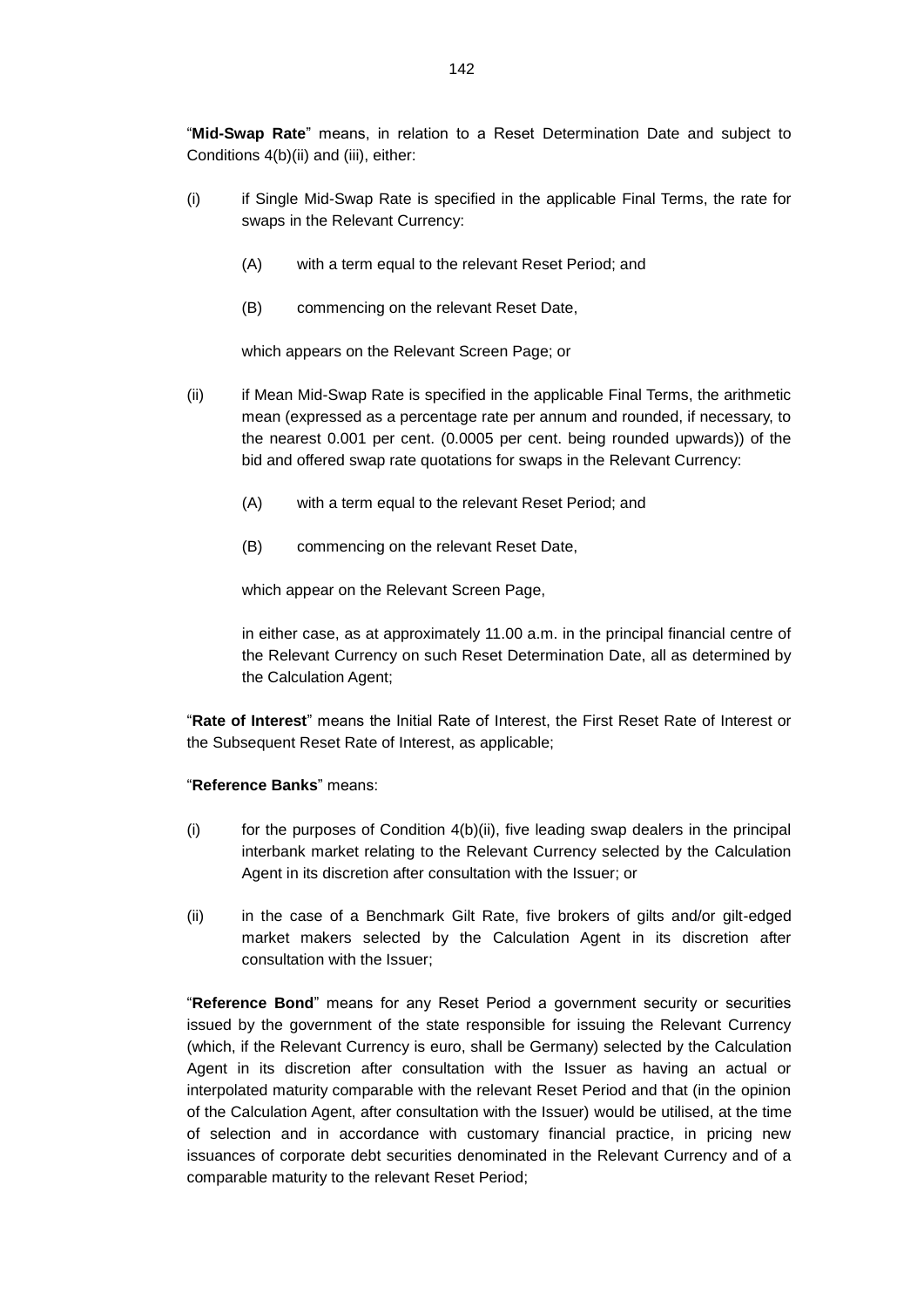"**Mid-Swap Rate**" means, in relation to a Reset Determination Date and subject to Conditions 4(b)(ii) and (iii), either:

(i) if Single Mid-Swap Rate is specified in the applicable Final Terms, the rate for swaps in the Relevant Currency:

(A) with a term equal to the relevant Reset Period; and

(B) commencing on the relevant Reset Date,

which appears on the Relevant Screen Page; or

(ii) if Mean Mid-Swap Rate is specified in the applicable Final Terms, the arithmetic mean (expressed as a percentage rate per annum and rounded, if necessary, to the nearest 0.001 per cent. (0.0005 per cent. being rounded upwards)) of the bid and offered swap rate quotations for swaps in the Relevant Currency:

(A) with a term equal to the relevant Reset Period; and

(B) commencing on the relevant Reset Date,

which appear on the Relevant Screen Page,

in either case, as at approximately 11.00 a.m. in the principal financial centre of the Relevant Currency on such Reset Determination Date, all as determined by the Calculation Agent;

"**Rate of Interest**" means the Initial Rate of Interest, the First Reset Rate of Interest or the Subsequent Reset Rate of Interest, as applicable;

"**Reference Banks**" means:

(i) for the purposes of Condition 4(b)(ii), five leading swap dealers in the principal interbank market relating to the Relevant Currency selected by the Calculation Agent in its discretion after consultation with the Issuer; or

(ii) in the case of a Benchmark Gilt Rate, five brokers of gilts and/or gilt-edged market makers selected by the Calculation Agent in its discretion after consultation with the Issuer;

"**Reference Bond**" means for any Reset Period a government security or securities issued by the government of the state responsible for issuing the Relevant Currency (which, if the Relevant Currency is euro, shall be Germany) selected by the Calculation Agent in its discretion after consultation with the Issuer as having an actual or interpolated maturity comparable with the relevant Reset Period and that (in the opinion of the Calculation Agent, after consultation with the Issuer) would be utilised, at the time of selection and in accordance with customary financial practice, in pricing new issuances of corporate debt securities denominated in the Relevant Currency and of a comparable maturity to the relevant Reset Period;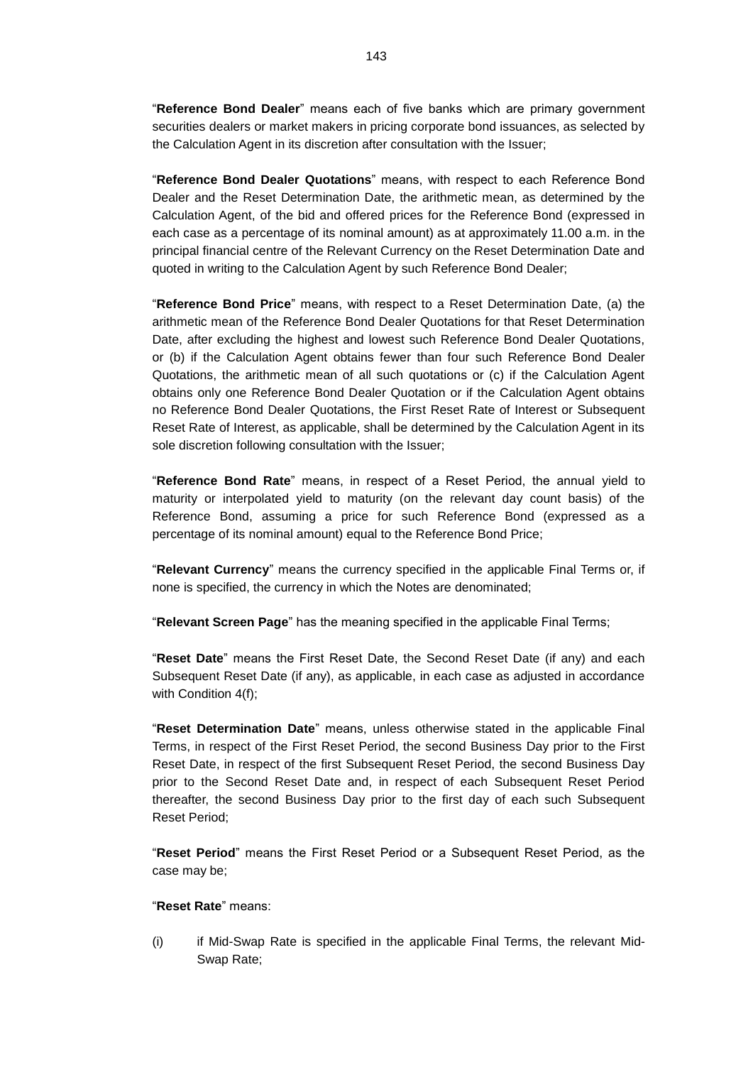"**Reference Bond Dealer**" means each of five banks which are primary government securities dealers or market makers in pricing corporate bond issuances, as selected by the Calculation Agent in its discretion after consultation with the Issuer;

"**Reference Bond Dealer Quotations**" means, with respect to each Reference Bond Dealer and the Reset Determination Date, the arithmetic mean, as determined by the Calculation Agent, of the bid and offered prices for the Reference Bond (expressed in each case as a percentage of its nominal amount) as at approximately 11.00 a.m. in the principal financial centre of the Relevant Currency on the Reset Determination Date and quoted in writing to the Calculation Agent by such Reference Bond Dealer;

"**Reference Bond Price**" means, with respect to a Reset Determination Date, (a) the arithmetic mean of the Reference Bond Dealer Quotations for that Reset Determination Date, after excluding the highest and lowest such Reference Bond Dealer Quotations, or (b) if the Calculation Agent obtains fewer than four such Reference Bond Dealer Quotations, the arithmetic mean of all such quotations or (c) if the Calculation Agent obtains only one Reference Bond Dealer Quotation or if the Calculation Agent obtains no Reference Bond Dealer Quotations, the First Reset Rate of Interest or Subsequent Reset Rate of Interest, as applicable, shall be determined by the Calculation Agent in its sole discretion following consultation with the Issuer;

"**Reference Bond Rate**" means, in respect of a Reset Period, the annual yield to maturity or interpolated yield to maturity (on the relevant day count basis) of the Reference Bond, assuming a price for such Reference Bond (expressed as a percentage of its nominal amount) equal to the Reference Bond Price;

"**Relevant Currency**" means the currency specified in the applicable Final Terms or, if none is specified, the currency in which the Notes are denominated;

"**Relevant Screen Page**" has the meaning specified in the applicable Final Terms;

"**Reset Date**" means the First Reset Date, the Second Reset Date (if any) and each Subsequent Reset Date (if any), as applicable, in each case as adjusted in accordance with Condition 4(f);

"**Reset Determination Date**" means, unless otherwise stated in the applicable Final Terms, in respect of the First Reset Period, the second Business Day prior to the First Reset Date, in respect of the first Subsequent Reset Period, the second Business Day prior to the Second Reset Date and, in respect of each Subsequent Reset Period thereafter, the second Business Day prior to the first day of each such Subsequent Reset Period;

"**Reset Period**" means the First Reset Period or a Subsequent Reset Period, as the case may be;

"**Reset Rate**" means:

(i) if Mid-Swap Rate is specified in the applicable Final Terms, the relevant Mid-Swap Rate;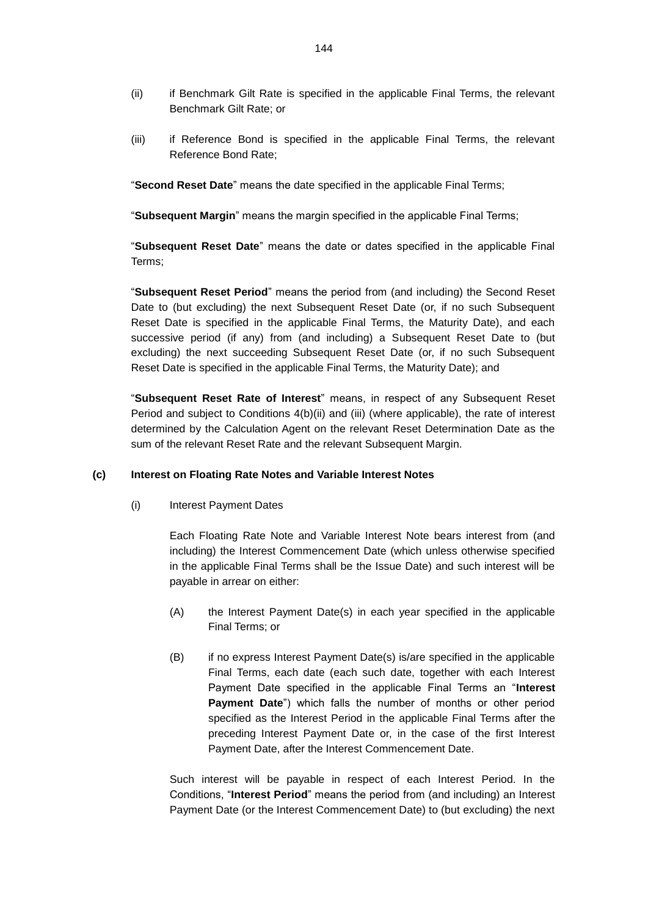(ii) if Benchmark Gilt Rate is specified in the applicable Final Terms, the relevant Benchmark Gilt Rate; or

(iii) if Reference Bond is specified in the applicable Final Terms, the relevant Reference Bond Rate;

"**Second Reset Date**" means the date specified in the applicable Final Terms;

"**Subsequent Margin**" means the margin specified in the applicable Final Terms;

"**Subsequent Reset Date**" means the date or dates specified in the applicable Final Terms;

"**Subsequent Reset Period**" means the period from (and including) the Second Reset Date to (but excluding) the next Subsequent Reset Date (or, if no such Subsequent Reset Date is specified in the applicable Final Terms, the Maturity Date), and each successive period (if any) from (and including) a Subsequent Reset Date to (but excluding) the next succeeding Subsequent Reset Date (or, if no such Subsequent Reset Date is specified in the applicable Final Terms, the Maturity Date); and

"**Subsequent Reset Rate of Interest**" means, in respect of any Subsequent Reset Period and subject to Conditions 4(b)(ii) and (iii) (where applicable), the rate of interest determined by the Calculation Agent on the relevant Reset Determination Date as the sum of the relevant Reset Rate and the relevant Subsequent Margin.

**(c) Interest on Floating Rate Notes and Variable Interest Notes**

(i) Interest Payment Dates

Each Floating Rate Note and Variable Interest Note bears interest from (and including) the Interest Commencement Date (which unless otherwise specified in the applicable Final Terms shall be the Issue Date) and such interest will be payable in arrear on either:

(A) the Interest Payment Date(s) in each year specified in the applicable Final Terms; or

(B) if no express Interest Payment Date(s) is/are specified in the applicable Final Terms, each date (each such date, together with each Interest Payment Date specified in the applicable Final Terms an "**Interest Payment Date**") which falls the number of months or other period specified as the Interest Period in the applicable Final Terms after the preceding Interest Payment Date or, in the case of the first Interest Payment Date, after the Interest Commencement Date.

Such interest will be payable in respect of each Interest Period. In the Conditions, "**Interest Period**" means the period from (and including) an Interest Payment Date (or the Interest Commencement Date) to (but excluding) the next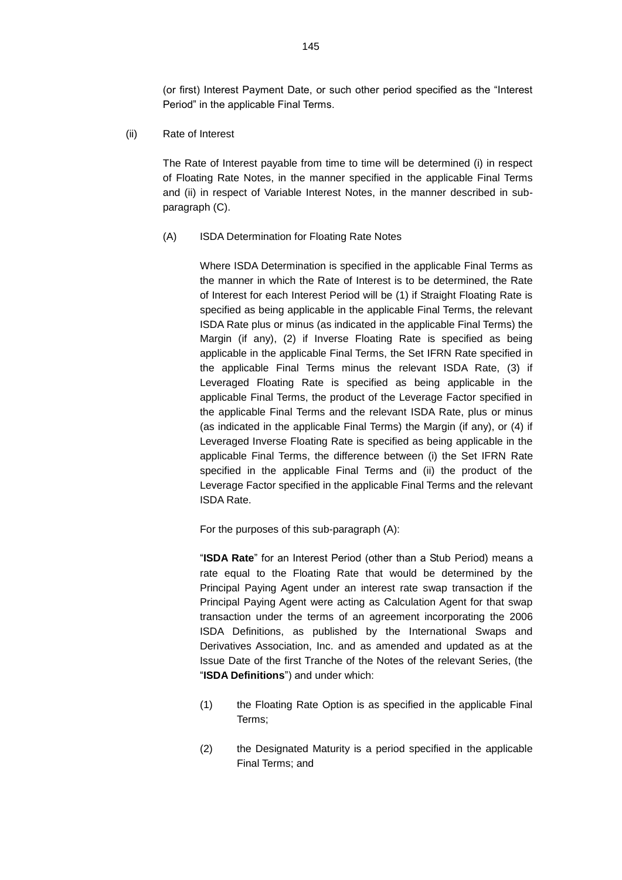(or first) Interest Payment Date, or such other period specified as the "Interest Period" in the applicable Final Terms.

(ii) Rate of Interest

The Rate of Interest payable from time to time will be determined (i) in respect of Floating Rate Notes, in the manner specified in the applicable Final Terms and (ii) in respect of Variable Interest Notes, in the manner described in sub-paragraph (C).

(A) ISDA Determination for Floating Rate Notes

Where ISDA Determination is specified in the applicable Final Terms as the manner in which the Rate of Interest is to be determined, the Rate of Interest for each Interest Period will be (1) if Straight Floating Rate is specified as being applicable in the applicable Final Terms, the relevant ISDA Rate plus or minus (as indicated in the applicable Final Terms) the Margin (if any), (2) if Inverse Floating Rate is specified as being applicable in the applicable Final Terms, the Set IFRN Rate specified in the applicable Final Terms minus the relevant ISDA Rate, (3) if Leveraged Floating Rate is specified as being applicable in the applicable Final Terms, the product of the Leverage Factor specified in the applicable Final Terms and the relevant ISDA Rate, plus or minus (as indicated in the applicable Final Terms) the Margin (if any), or (4) if Leveraged Inverse Floating Rate is specified as being applicable in the applicable Final Terms, the difference between (i) the Set IFRN Rate specified in the applicable Final Terms and (ii) the product of the Leverage Factor specified in the applicable Final Terms and the relevant ISDA Rate.

For the purposes of this sub-paragraph (A):

"**ISDA Rate**" for an Interest Period (other than a Stub Period) means a rate equal to the Floating Rate that would be determined by the Principal Paying Agent under an interest rate swap transaction if the Principal Paying Agent were acting as Calculation Agent for that swap transaction under the terms of an agreement incorporating the 2006 ISDA Definitions, as published by the International Swaps and Derivatives Association, Inc. and as amended and updated as at the Issue Date of the first Tranche of the Notes of the relevant Series, (the "**ISDA Definitions**") and under which:

(1) the Floating Rate Option is as specified in the applicable Final Terms;

(2) the Designated Maturity is a period specified in the applicable Final Terms; and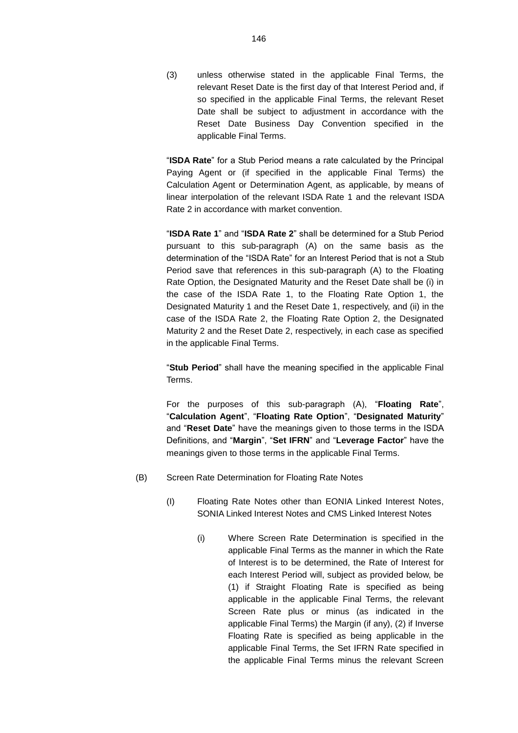(3) unless otherwise stated in the applicable Final Terms, the relevant Reset Date is the first day of that Interest Period and, if so specified in the applicable Final Terms, the relevant Reset Date shall be subject to adjustment in accordance with the Reset Date Business Day Convention specified in the applicable Final Terms.

"**ISDA Rate**" for a Stub Period means a rate calculated by the Principal Paying Agent or (if specified in the applicable Final Terms) the Calculation Agent or Determination Agent, as applicable, by means of linear interpolation of the relevant ISDA Rate 1 and the relevant ISDA Rate 2 in accordance with market convention.

"**ISDA Rate 1**" and "**ISDA Rate 2**" shall be determined for a Stub Period pursuant to this sub-paragraph (A) on the same basis as the determination of the "ISDA Rate" for an Interest Period that is not a Stub Period save that references in this sub-paragraph (A) to the Floating Rate Option, the Designated Maturity and the Reset Date shall be (i) in the case of the ISDA Rate 1, to the Floating Rate Option 1, the Designated Maturity 1 and the Reset Date 1, respectively, and (ii) in the case of the ISDA Rate 2, the Floating Rate Option 2, the Designated Maturity 2 and the Reset Date 2, respectively, in each case as specified in the applicable Final Terms.

"**Stub Period**" shall have the meaning specified in the applicable Final Terms.

For the purposes of this sub-paragraph (A), "**Floating Rate**", "**Calculation Agent**", "**Floating Rate Option**", "**Designated Maturity**" and "**Reset Date**" have the meanings given to those terms in the ISDA Definitions, and "**Margin**", "**Set IFRN**" and "**Leverage Factor**" have the meanings given to those terms in the applicable Final Terms.

(B) Screen Rate Determination for Floating Rate Notes

(I) Floating Rate Notes other than EONIA Linked Interest Notes, SONIA Linked Interest Notes and CMS Linked Interest Notes

(i) Where Screen Rate Determination is specified in the applicable Final Terms as the manner in which the Rate of Interest is to be determined, the Rate of Interest for each Interest Period will, subject as provided below, be (1) if Straight Floating Rate is specified as being applicable in the applicable Final Terms, the relevant Screen Rate plus or minus (as indicated in the applicable Final Terms) the Margin (if any), (2) if Inverse Floating Rate is specified as being applicable in the applicable Final Terms, the Set IFRN Rate specified in the applicable Final Terms minus the relevant Screen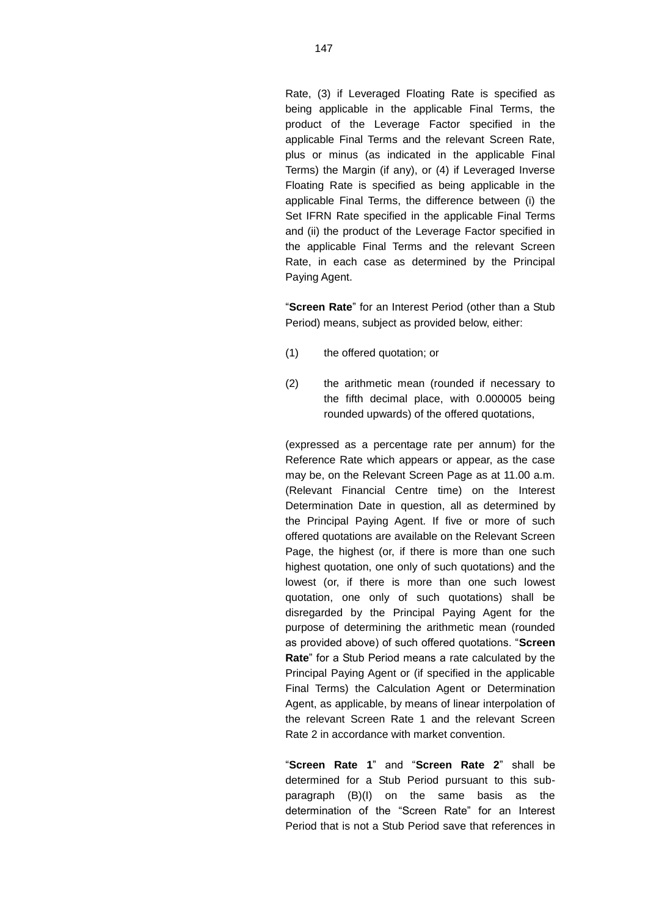Rate, (3) if Leveraged Floating Rate is specified as being applicable in the applicable Final Terms, the product of the Leverage Factor specified in the applicable Final Terms and the relevant Screen Rate, plus or minus (as indicated in the applicable Final Terms) the Margin (if any), or (4) if Leveraged Inverse Floating Rate is specified as being applicable in the applicable Final Terms, the difference between (i) the Set IFRN Rate specified in the applicable Final Terms and (ii) the product of the Leverage Factor specified in the applicable Final Terms and the relevant Screen Rate, in each case as determined by the Principal Paying Agent.

"**Screen Rate**" for an Interest Period (other than a Stub Period) means, subject as provided below, either:

(1) the offered quotation; or

(2) the arithmetic mean (rounded if necessary to the fifth decimal place, with 0.000005 being rounded upwards) of the offered quotations,

(expressed as a percentage rate per annum) for the Reference Rate which appears or appear, as the case may be, on the Relevant Screen Page as at 11.00 a.m. (Relevant Financial Centre time) on the Interest Determination Date in question, all as determined by the Principal Paying Agent. If five or more of such offered quotations are available on the Relevant Screen Page, the highest (or, if there is more than one such highest quotation, one only of such quotations) and the lowest (or, if there is more than one such lowest quotation, one only of such quotations) shall be disregarded by the Principal Paying Agent for the purpose of determining the arithmetic mean (rounded as provided above) of such offered quotations. "**Screen Rate**" for a Stub Period means a rate calculated by the Principal Paying Agent or (if specified in the applicable Final Terms) the Calculation Agent or Determination Agent, as applicable, by means of linear interpolation of the relevant Screen Rate 1 and the relevant Screen Rate 2 in accordance with market convention.

"**Screen Rate 1**" and "**Screen Rate 2**" shall be determined for a Stub Period pursuant to this sub-paragraph (B)(I) on the same basis as the determination of the "Screen Rate" for an Interest Period that is not a Stub Period save that references in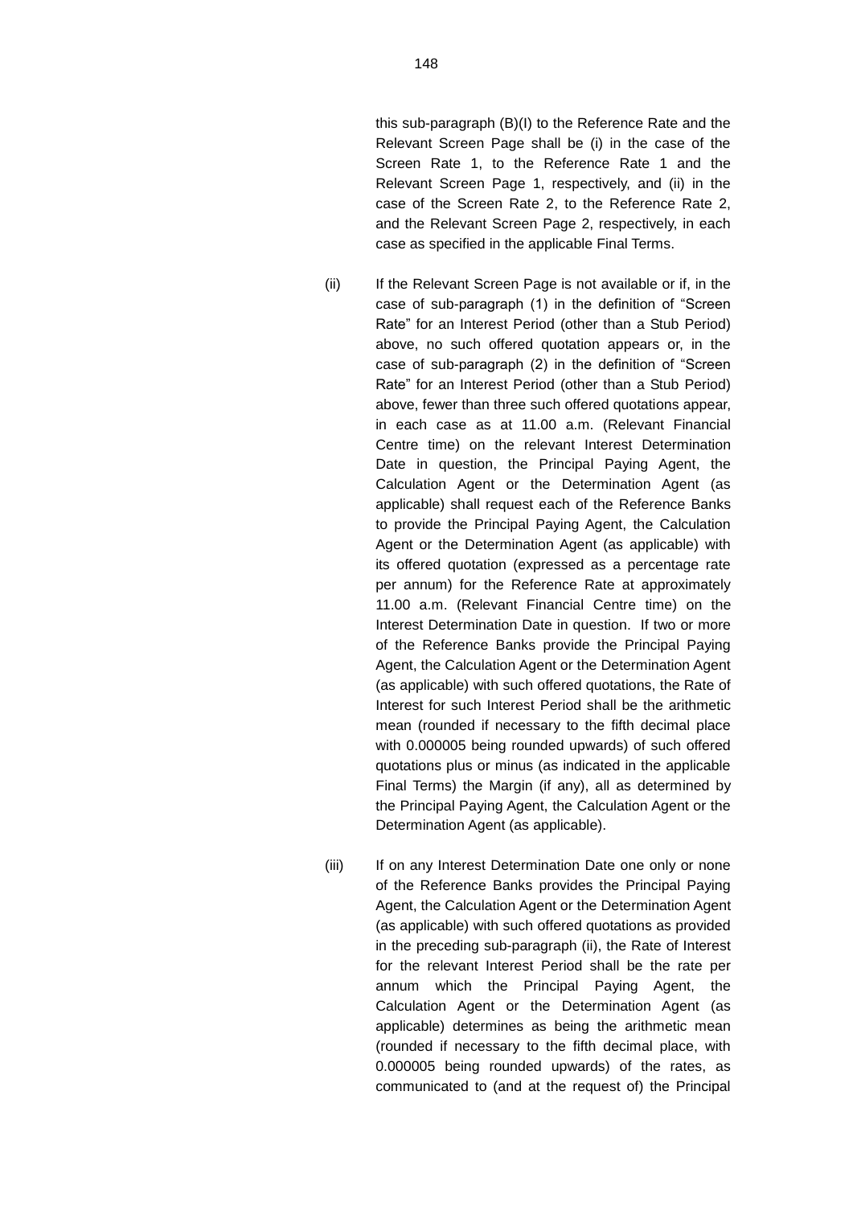this sub-paragraph (B)(I) to the Reference Rate and the Relevant Screen Page shall be (i) in the case of the Screen Rate 1, to the Reference Rate 1 and the Relevant Screen Page 1, respectively, and (ii) in the case of the Screen Rate 2, to the Reference Rate 2, and the Relevant Screen Page 2, respectively, in each case as specified in the applicable Final Terms.

(ii) If the Relevant Screen Page is not available or if, in the case of sub-paragraph (1) in the definition of "Screen Rate" for an Interest Period (other than a Stub Period) above, no such offered quotation appears or, in the case of sub-paragraph (2) in the definition of "Screen Rate" for an Interest Period (other than a Stub Period) above, fewer than three such offered quotations appear, in each case as at 11.00 a.m. (Relevant Financial Centre time) on the relevant Interest Determination Date in question, the Principal Paying Agent, the Calculation Agent or the Determination Agent (as applicable) shall request each of the Reference Banks to provide the Principal Paying Agent, the Calculation Agent or the Determination Agent (as applicable) with its offered quotation (expressed as a percentage rate per annum) for the Reference Rate at approximately 11.00 a.m. (Relevant Financial Centre time) on the Interest Determination Date in question. If two or more of the Reference Banks provide the Principal Paying Agent, the Calculation Agent or the Determination Agent (as applicable) with such offered quotations, the Rate of Interest for such Interest Period shall be the arithmetic mean (rounded if necessary to the fifth decimal place with 0.000005 being rounded upwards) of such offered quotations plus or minus (as indicated in the applicable Final Terms) the Margin (if any), all as determined by the Principal Paying Agent, the Calculation Agent or the Determination Agent (as applicable).

(iii) If on any Interest Determination Date one only or none of the Reference Banks provides the Principal Paying Agent, the Calculation Agent or the Determination Agent (as applicable) with such offered quotations as provided in the preceding sub-paragraph (ii), the Rate of Interest for the relevant Interest Period shall be the rate per annum which the Principal Paying Agent, the Calculation Agent or the Determination Agent (as applicable) determines as being the arithmetic mean (rounded if necessary to the fifth decimal place, with 0.000005 being rounded upwards) of the rates, as communicated to (and at the request of) the Principal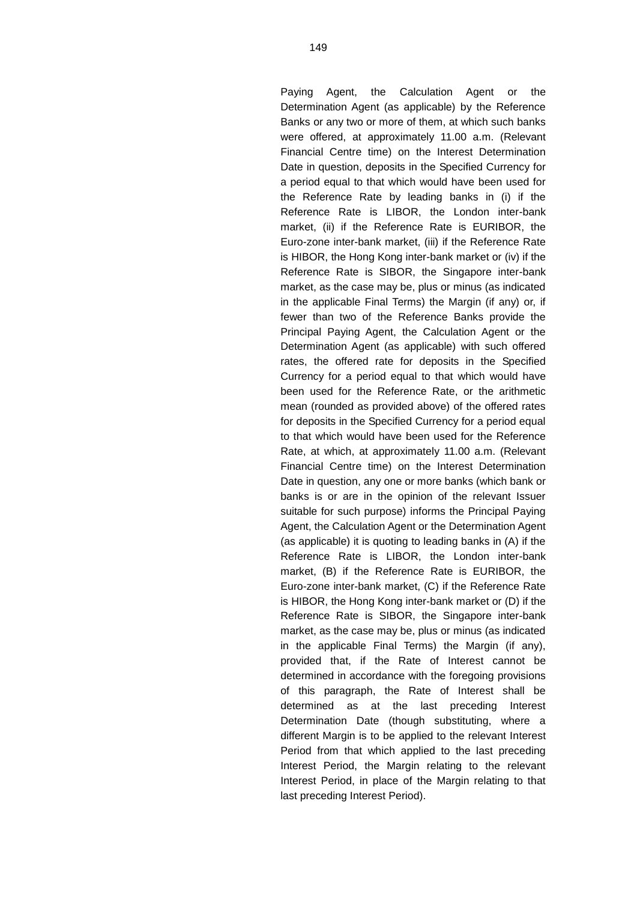Paying Agent, the Calculation Agent or the Determination Agent (as applicable) by the Reference Banks or any two or more of them, at which such banks were offered, at approximately 11.00 a.m. (Relevant Financial Centre time) on the Interest Determination Date in question, deposits in the Specified Currency for a period equal to that which would have been used for the Reference Rate by leading banks in (i) if the Reference Rate is LIBOR, the London inter-bank market, (ii) if the Reference Rate is EURIBOR, the Euro-zone inter-bank market, (iii) if the Reference Rate is HIBOR, the Hong Kong inter-bank market or (iv) if the Reference Rate is SIBOR, the Singapore inter-bank market, as the case may be, plus or minus (as indicated in the applicable Final Terms) the Margin (if any) or, if fewer than two of the Reference Banks provide the Principal Paying Agent, the Calculation Agent or the Determination Agent (as applicable) with such offered rates, the offered rate for deposits in the Specified Currency for a period equal to that which would have been used for the Reference Rate, or the arithmetic mean (rounded as provided above) of the offered rates for deposits in the Specified Currency for a period equal to that which would have been used for the Reference Rate, at which, at approximately 11.00 a.m. (Relevant Financial Centre time) on the Interest Determination Date in question, any one or more banks (which bank or banks is or are in the opinion of the relevant Issuer suitable for such purpose) informs the Principal Paying Agent, the Calculation Agent or the Determination Agent (as applicable) it is quoting to leading banks in (A) if the Reference Rate is LIBOR, the London inter-bank market, (B) if the Reference Rate is EURIBOR, the Euro-zone inter-bank market, (C) if the Reference Rate is HIBOR, the Hong Kong inter-bank market or (D) if the Reference Rate is SIBOR, the Singapore inter-bank market, as the case may be, plus or minus (as indicated in the applicable Final Terms) the Margin (if any), provided that, if the Rate of Interest cannot be determined in accordance with the foregoing provisions of this paragraph, the Rate of Interest shall be determined as at the last preceding Interest Determination Date (though substituting, where a different Margin is to be applied to the relevant Interest Period from that which applied to the last preceding Interest Period, the Margin relating to the relevant Interest Period, in place of the Margin relating to that last preceding Interest Period).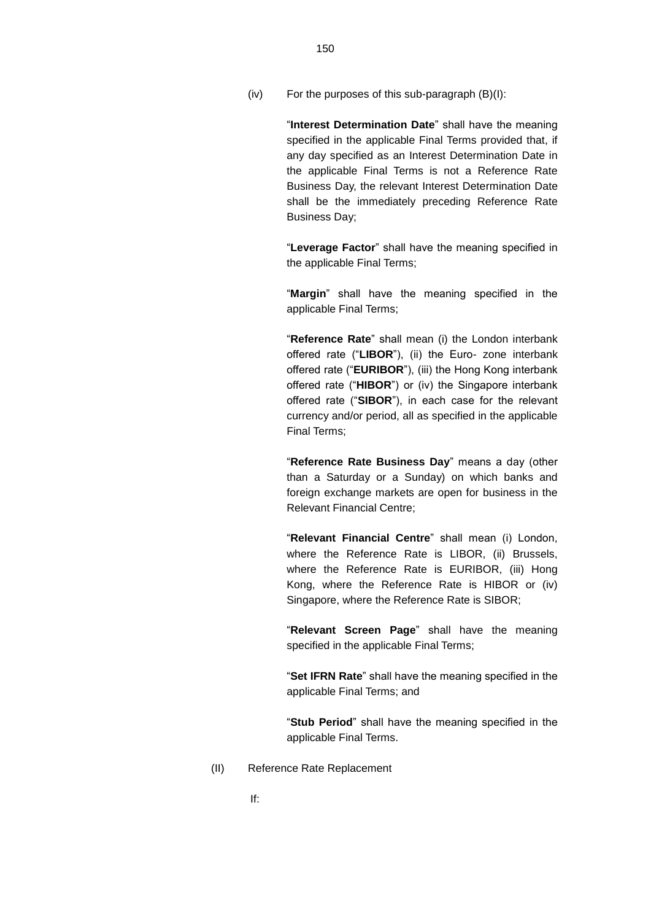(iv) For the purposes of this sub-paragraph (B)(I):

"**Interest Determination Date**" shall have the meaning specified in the applicable Final Terms provided that, if any day specified as an Interest Determination Date in the applicable Final Terms is not a Reference Rate Business Day, the relevant Interest Determination Date shall be the immediately preceding Reference Rate Business Day;

"**Leverage Factor**" shall have the meaning specified in the applicable Final Terms;

"**Margin**" shall have the meaning specified in the applicable Final Terms;

"**Reference Rate**" shall mean (i) the London interbank offered rate ("**LIBOR**"), (ii) the Euro- zone interbank offered rate ("**EURIBOR**"), (iii) the Hong Kong interbank offered rate ("**HIBOR**") or (iv) the Singapore interbank offered rate ("**SIBOR**"), in each case for the relevant currency and/or period, all as specified in the applicable Final Terms;

"**Reference Rate Business Day**" means a day (other than a Saturday or a Sunday) on which banks and foreign exchange markets are open for business in the Relevant Financial Centre;

"**Relevant Financial Centre**" shall mean (i) London, where the Reference Rate is LIBOR, (ii) Brussels, where the Reference Rate is EURIBOR, (iii) Hong Kong, where the Reference Rate is HIBOR or (iv) Singapore, where the Reference Rate is SIBOR;

"**Relevant Screen Page**" shall have the meaning specified in the applicable Final Terms;

"**Set IFRN Rate**" shall have the meaning specified in the applicable Final Terms; and

"**Stub Period**" shall have the meaning specified in the applicable Final Terms.

(II) Reference Rate Replacement

If: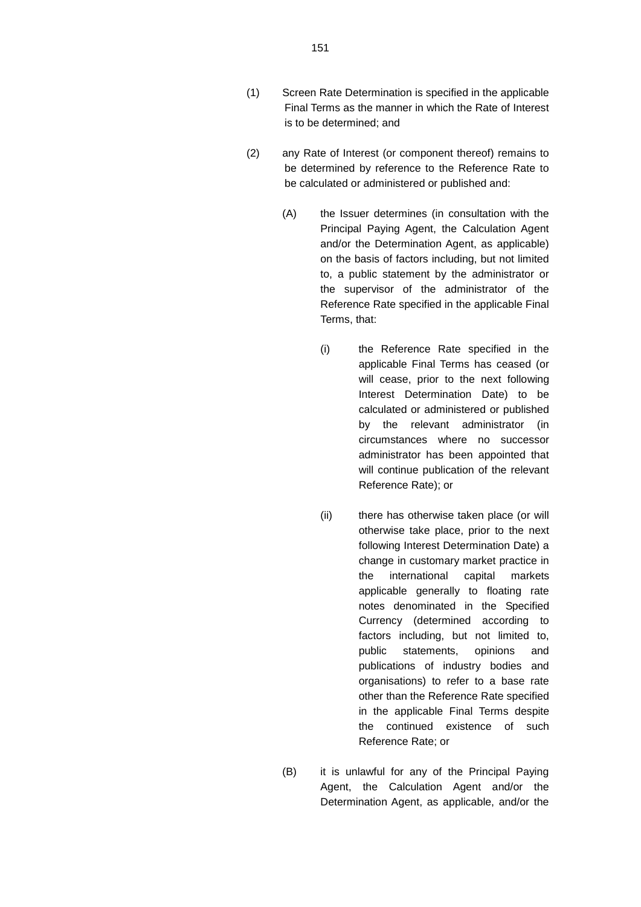(1) Screen Rate Determination is specified in the applicable Final Terms as the manner in which the Rate of Interest is to be determined; and

(2) any Rate of Interest (or component thereof) remains to be determined by reference to the Reference Rate to be calculated or administered or published and:

   (A) the Issuer determines (in consultation with the Principal Paying Agent, the Calculation Agent and/or the Determination Agent, as applicable) on the basis of factors including, but not limited to, a public statement by the administrator or the supervisor of the administrator of the Reference Rate specified in the applicable Final Terms, that:

      (i) the Reference Rate specified in the applicable Final Terms has ceased (or will cease, prior to the next following Interest Determination Date) to be calculated or administered or published by the relevant administrator (in circumstances where no successor administrator has been appointed that will continue publication of the relevant Reference Rate); or

      (ii) there has otherwise taken place (or will otherwise take place, prior to the next following Interest Determination Date) a change in customary market practice in the international capital markets applicable generally to floating rate notes denominated in the Specified Currency (determined according to factors including, but not limited to, public statements, opinions and publications of industry bodies and organisations) to refer to a base rate other than the Reference Rate specified in the applicable Final Terms despite the continued existence of such Reference Rate; or

   (B) it is unlawful for any of the Principal Paying Agent, the Calculation Agent and/or the Determination Agent, as applicable, and/or the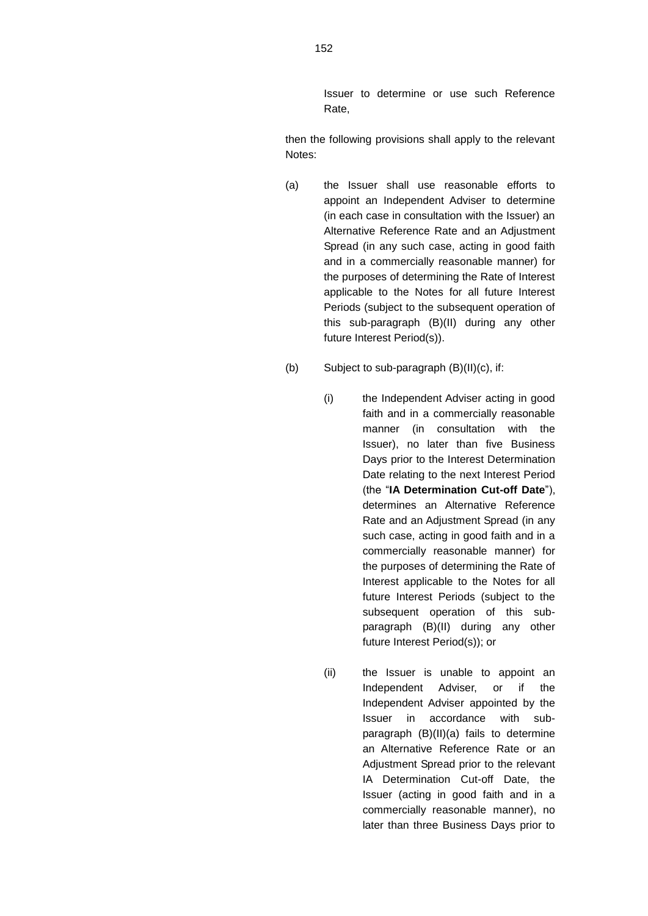Issuer to determine or use such Reference Rate,

then the following provisions shall apply to the relevant Notes:

(a) the Issuer shall use reasonable efforts to appoint an Independent Adviser to determine (in each case in consultation with the Issuer) an Alternative Reference Rate and an Adjustment Spread (in any such case, acting in good faith and in a commercially reasonable manner) for the purposes of determining the Rate of Interest applicable to the Notes for all future Interest Periods (subject to the subsequent operation of this sub-paragraph (B)(II) during any other future Interest Period(s)).

(b) Subject to sub-paragraph (B)(II)(c), if:

(i) the Independent Adviser acting in good faith and in a commercially reasonable manner (in consultation with the Issuer), no later than five Business Days prior to the Interest Determination Date relating to the next Interest Period (the "**IA Determination Cut-off Date**"), determines an Alternative Reference Rate and an Adjustment Spread (in any such case, acting in good faith and in a commercially reasonable manner) for the purposes of determining the Rate of Interest applicable to the Notes for all future Interest Periods (subject to the subsequent operation of this sub-paragraph (B)(II) during any other future Interest Period(s)); or

(ii) the Issuer is unable to appoint an Independent Adviser, or if the Independent Adviser appointed by the Issuer in accordance with sub-paragraph (B)(II)(a) fails to determine an Alternative Reference Rate or an Adjustment Spread prior to the relevant IA Determination Cut-off Date, the Issuer (acting in good faith and in a commercially reasonable manner), no later than three Business Days prior to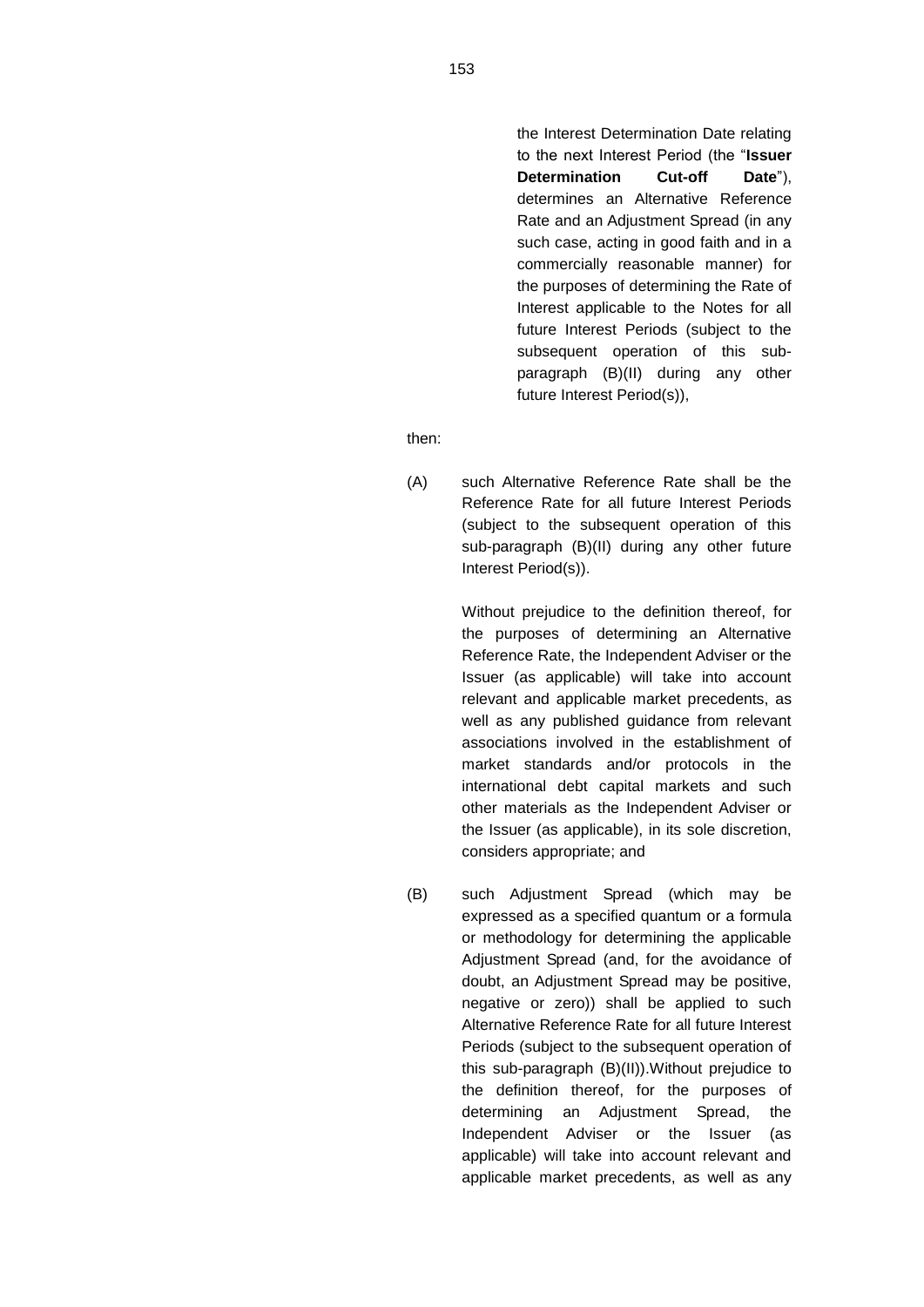the Interest Determination Date relating to the next Interest Period (the "**Issuer Determination Cut-off Date**"), determines an Alternative Reference Rate and an Adjustment Spread (in any such case, acting in good faith and in a commercially reasonable manner) for the purposes of determining the Rate of Interest applicable to the Notes for all future Interest Periods (subject to the subsequent operation of this sub-paragraph (B)(II) during any other future Interest Period(s)),

then:

(A) such Alternative Reference Rate shall be the Reference Rate for all future Interest Periods (subject to the subsequent operation of this sub-paragraph (B)(II) during any other future Interest Period(s)).

Without prejudice to the definition thereof, for the purposes of determining an Alternative Reference Rate, the Independent Adviser or the Issuer (as applicable) will take into account relevant and applicable market precedents, as well as any published guidance from relevant associations involved in the establishment of market standards and/or protocols in the international debt capital markets and such other materials as the Independent Adviser or the Issuer (as applicable), in its sole discretion, considers appropriate; and

(B) such Adjustment Spread (which may be expressed as a specified quantum or a formula or methodology for determining the applicable Adjustment Spread (and, for the avoidance of doubt, an Adjustment Spread may be positive, negative or zero)) shall be applied to such Alternative Reference Rate for all future Interest Periods (subject to the subsequent operation of this sub-paragraph (B)(II)).Without prejudice to the definition thereof, for the purposes of determining an Adjustment Spread, the Independent Adviser or the Issuer (as applicable) will take into account relevant and applicable market precedents, as well as any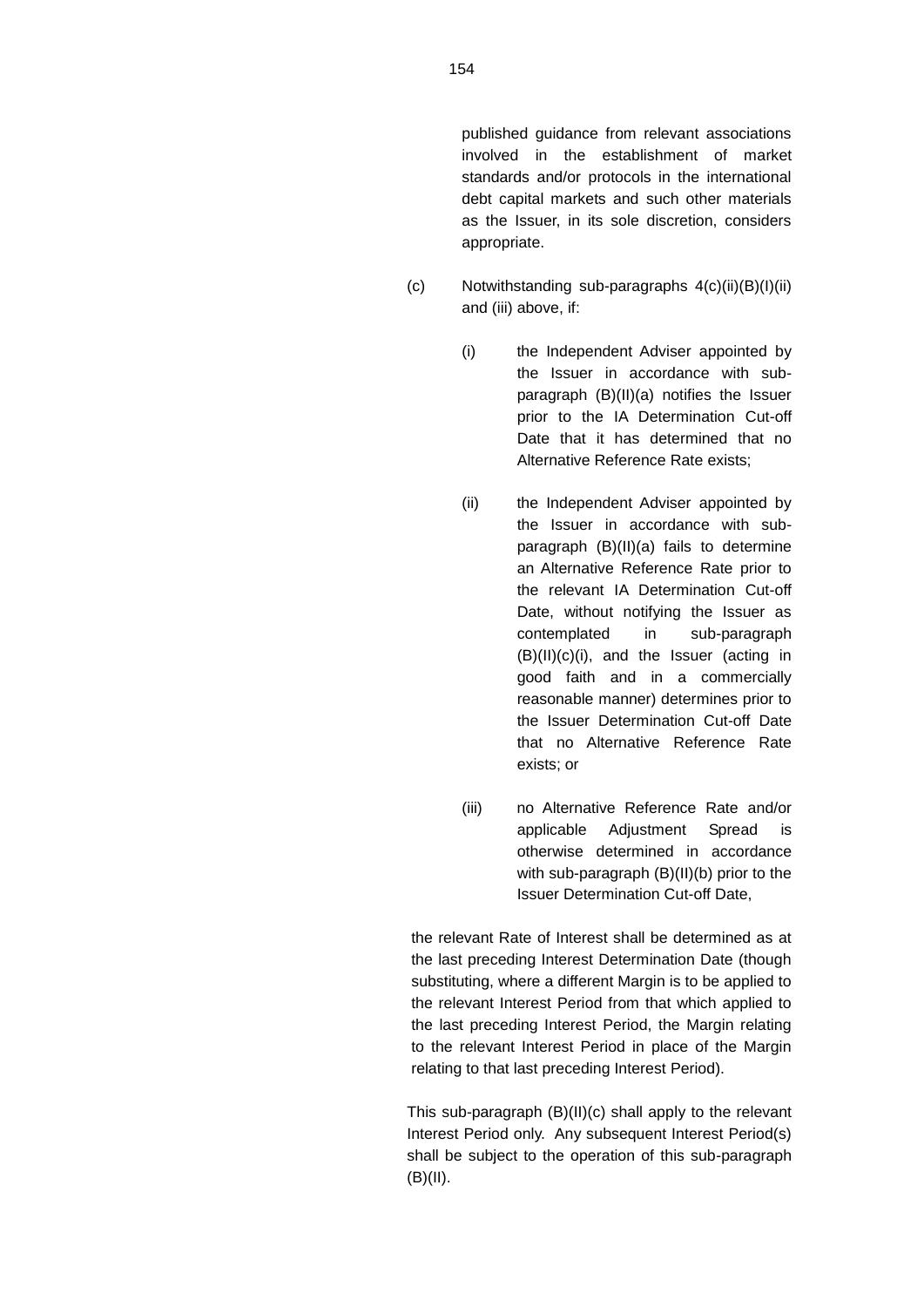published guidance from relevant associations involved in the establishment of market standards and/or protocols in the international debt capital markets and such other materials as the Issuer, in its sole discretion, considers appropriate.

(c) Notwithstanding sub-paragraphs 4(c)(ii)(B)(I)(ii) and (iii) above, if:

(i) the Independent Adviser appointed by the Issuer in accordance with sub-paragraph (B)(II)(a) notifies the Issuer prior to the IA Determination Cut-off Date that it has determined that no Alternative Reference Rate exists;

(ii) the Independent Adviser appointed by the Issuer in accordance with sub-paragraph (B)(II)(a) fails to determine an Alternative Reference Rate prior to the relevant IA Determination Cut-off Date, without notifying the Issuer as contemplated in sub-paragraph (B)(II)(c)(i), and the Issuer (acting in good faith and in a commercially reasonable manner) determines prior to the Issuer Determination Cut-off Date that no Alternative Reference Rate exists; or

(iii) no Alternative Reference Rate and/or applicable Adjustment Spread is otherwise determined in accordance with sub-paragraph (B)(II)(b) prior to the Issuer Determination Cut-off Date,

the relevant Rate of Interest shall be determined as at the last preceding Interest Determination Date (though substituting, where a different Margin is to be applied to the relevant Interest Period from that which applied to the last preceding Interest Period, the Margin relating to the relevant Interest Period in place of the Margin relating to that last preceding Interest Period).

This sub-paragraph (B)(II)(c) shall apply to the relevant Interest Period only. Any subsequent Interest Period(s) shall be subject to the operation of this sub-paragraph (B)(II).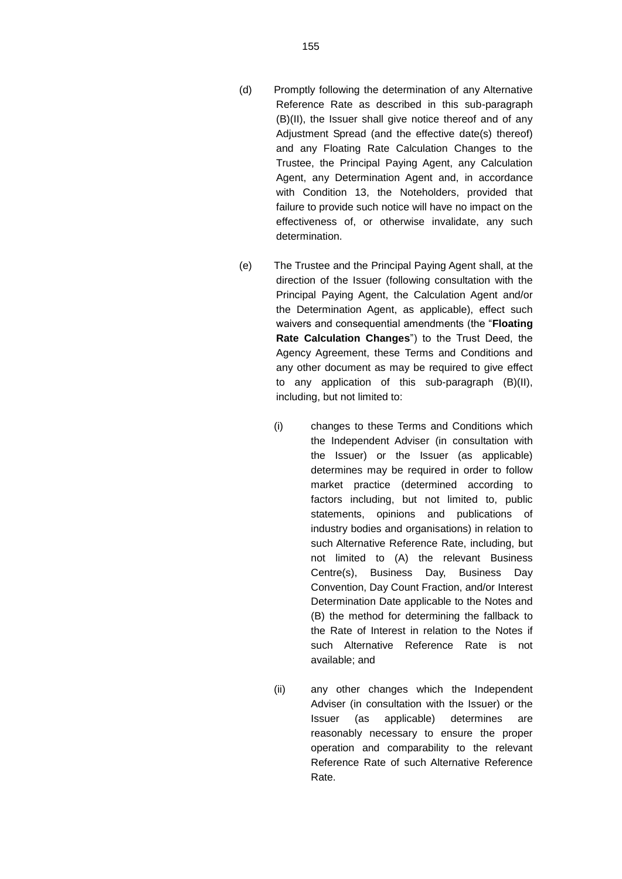(d) Promptly following the determination of any Alternative Reference Rate as described in this sub-paragraph (B)(II), the Issuer shall give notice thereof and of any Adjustment Spread (and the effective date(s) thereof) and any Floating Rate Calculation Changes to the Trustee, the Principal Paying Agent, any Calculation Agent, any Determination Agent and, in accordance with Condition 13, the Noteholders, provided that failure to provide such notice will have no impact on the effectiveness of, or otherwise invalidate, any such determination.

(e) The Trustee and the Principal Paying Agent shall, at the direction of the Issuer (following consultation with the Principal Paying Agent, the Calculation Agent and/or the Determination Agent, as applicable), effect such waivers and consequential amendments (the "**Floating Rate Calculation Changes**") to the Trust Deed, the Agency Agreement, these Terms and Conditions and any other document as may be required to give effect to any application of this sub-paragraph (B)(II), including, but not limited to:

  (i) changes to these Terms and Conditions which the Independent Adviser (in consultation with the Issuer) or the Issuer (as applicable) determines may be required in order to follow market practice (determined according to factors including, but not limited to, public statements, opinions and publications of industry bodies and organisations) in relation to such Alternative Reference Rate, including, but not limited to (A) the relevant Business Centre(s), Business Day, Business Day Convention, Day Count Fraction, and/or Interest Determination Date applicable to the Notes and (B) the method for determining the fallback to the Rate of Interest in relation to the Notes if such Alternative Reference Rate is not available; and

  (ii) any other changes which the Independent Adviser (in consultation with the Issuer) or the Issuer (as applicable) determines are reasonably necessary to ensure the proper operation and comparability to the relevant Reference Rate of such Alternative Reference Rate.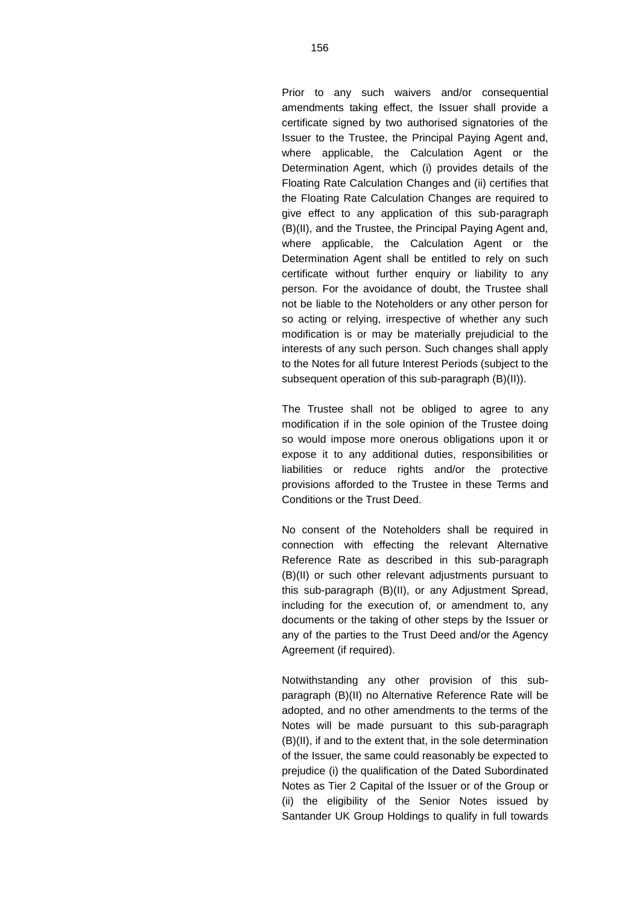Prior to any such waivers and/or consequential amendments taking effect, the Issuer shall provide a certificate signed by two authorised signatories of the Issuer to the Trustee, the Principal Paying Agent and, where applicable, the Calculation Agent or the Determination Agent, which (i) provides details of the Floating Rate Calculation Changes and (ii) certifies that the Floating Rate Calculation Changes are required to give effect to any application of this sub-paragraph (B)(II), and the Trustee, the Principal Paying Agent and, where applicable, the Calculation Agent or the Determination Agent shall be entitled to rely on such certificate without further enquiry or liability to any person. For the avoidance of doubt, the Trustee shall not be liable to the Noteholders or any other person for so acting or relying, irrespective of whether any such modification is or may be materially prejudicial to the interests of any such person. Such changes shall apply to the Notes for all future Interest Periods (subject to the subsequent operation of this sub-paragraph (B)(II)).

The Trustee shall not be obliged to agree to any modification if in the sole opinion of the Trustee doing so would impose more onerous obligations upon it or expose it to any additional duties, responsibilities or liabilities or reduce rights and/or the protective provisions afforded to the Trustee in these Terms and Conditions or the Trust Deed.

No consent of the Noteholders shall be required in connection with effecting the relevant Alternative Reference Rate as described in this sub-paragraph (B)(II) or such other relevant adjustments pursuant to this sub-paragraph (B)(II), or any Adjustment Spread, including for the execution of, or amendment to, any documents or the taking of other steps by the Issuer or any of the parties to the Trust Deed and/or the Agency Agreement (if required).

Notwithstanding any other provision of this sub-paragraph (B)(II) no Alternative Reference Rate will be adopted, and no other amendments to the terms of the Notes will be made pursuant to this sub-paragraph (B)(II), if and to the extent that, in the sole determination of the Issuer, the same could reasonably be expected to prejudice (i) the qualification of the Dated Subordinated Notes as Tier 2 Capital of the Issuer or of the Group or (ii) the eligibility of the Senior Notes issued by Santander UK Group Holdings to qualify in full towards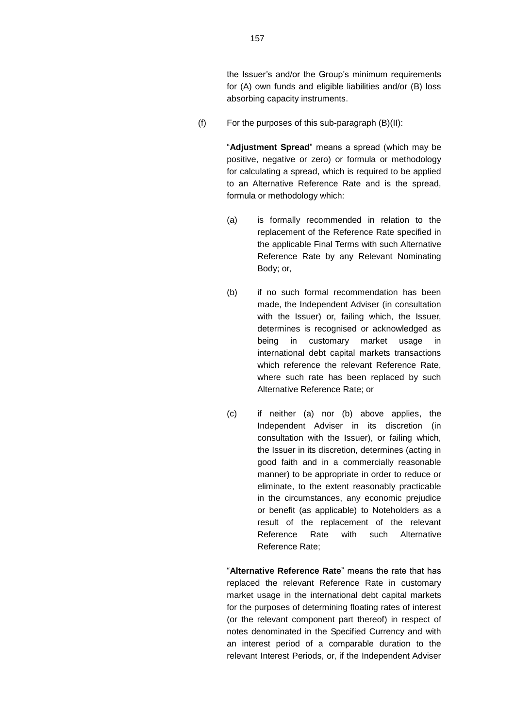the Issuer's and/or the Group's minimum requirements for (A) own funds and eligible liabilities and/or (B) loss absorbing capacity instruments.

(f) For the purposes of this sub-paragraph (B)(II):

"**Adjustment Spread**" means a spread (which may be positive, negative or zero) or formula or methodology for calculating a spread, which is required to be applied to an Alternative Reference Rate and is the spread, formula or methodology which:

(a) is formally recommended in relation to the replacement of the Reference Rate specified in the applicable Final Terms with such Alternative Reference Rate by any Relevant Nominating Body; or,

(b) if no such formal recommendation has been made, the Independent Adviser (in consultation with the Issuer) or, failing which, the Issuer, determines is recognised or acknowledged as being in customary market usage in international debt capital markets transactions which reference the relevant Reference Rate, where such rate has been replaced by such Alternative Reference Rate; or

(c) if neither (a) nor (b) above applies, the Independent Adviser in its discretion (in consultation with the Issuer), or failing which, the Issuer in its discretion, determines (acting in good faith and in a commercially reasonable manner) to be appropriate in order to reduce or eliminate, to the extent reasonably practicable in the circumstances, any economic prejudice or benefit (as applicable) to Noteholders as a result of the replacement of the relevant Reference Rate with such Alternative Reference Rate;

"**Alternative Reference Rate**" means the rate that has replaced the relevant Reference Rate in customary market usage in the international debt capital markets for the purposes of determining floating rates of interest (or the relevant component part thereof) in respect of notes denominated in the Specified Currency and with an interest period of a comparable duration to the relevant Interest Periods, or, if the Independent Adviser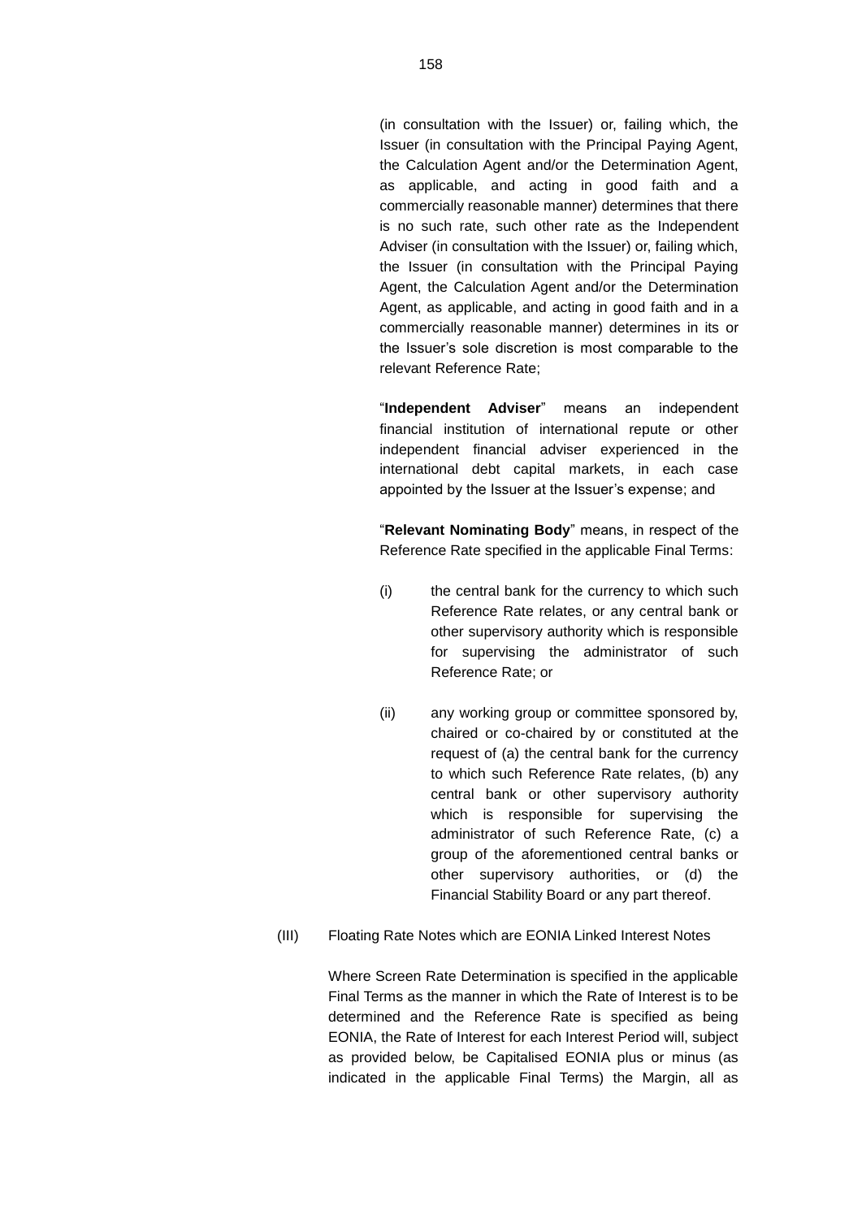(in consultation with the Issuer) or, failing which, the Issuer (in consultation with the Principal Paying Agent, the Calculation Agent and/or the Determination Agent, as applicable, and acting in good faith and a commercially reasonable manner) determines that there is no such rate, such other rate as the Independent Adviser (in consultation with the Issuer) or, failing which, the Issuer (in consultation with the Principal Paying Agent, the Calculation Agent and/or the Determination Agent, as applicable, and acting in good faith and in a commercially reasonable manner) determines in its or the Issuer's sole discretion is most comparable to the relevant Reference Rate;

"**Independent Adviser**" means an independent financial institution of international repute or other independent financial adviser experienced in the international debt capital markets, in each case appointed by the Issuer at the Issuer's expense; and

"**Relevant Nominating Body**" means, in respect of the Reference Rate specified in the applicable Final Terms:

(i) the central bank for the currency to which such Reference Rate relates, or any central bank or other supervisory authority which is responsible for supervising the administrator of such Reference Rate; or

(ii) any working group or committee sponsored by, chaired or co-chaired by or constituted at the request of (a) the central bank for the currency to which such Reference Rate relates, (b) any central bank or other supervisory authority which is responsible for supervising the administrator of such Reference Rate, (c) a group of the aforementioned central banks or other supervisory authorities, or (d) the Financial Stability Board or any part thereof.

(III) Floating Rate Notes which are EONIA Linked Interest Notes

Where Screen Rate Determination is specified in the applicable Final Terms as the manner in which the Rate of Interest is to be determined and the Reference Rate is specified as being EONIA, the Rate of Interest for each Interest Period will, subject as provided below, be Capitalised EONIA plus or minus (as indicated in the applicable Final Terms) the Margin, all as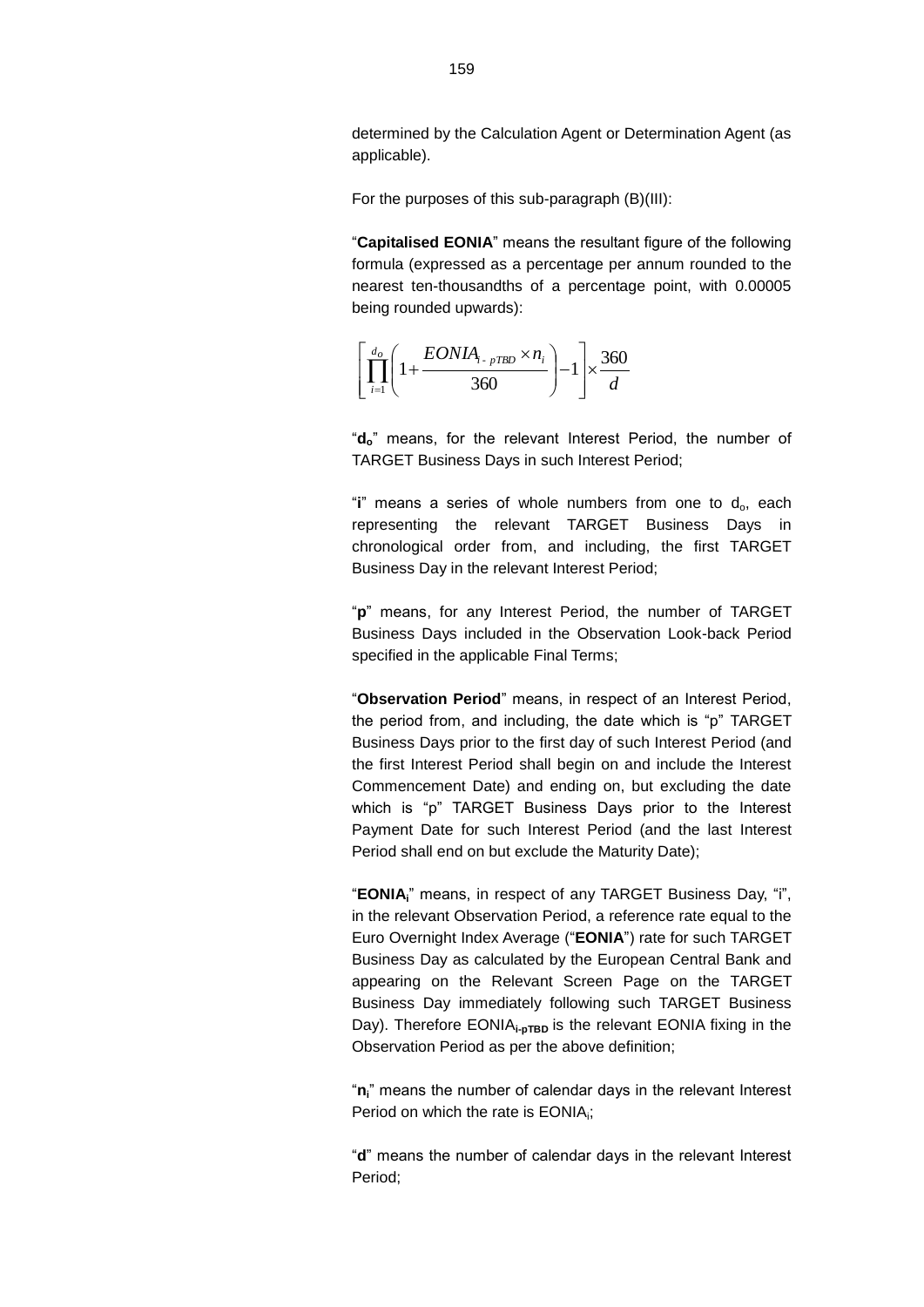determined by the Calculation Agent or Determination Agent (as applicable).

For the purposes of this sub-paragraph (B)(III):

"**Capitalised EONIA**" means the resultant figure of the following formula (expressed as a percentage per annum rounded to the nearest ten-thousandths of a percentage point, with 0.00005 being rounded upwards):

$$\left[\prod_{i=1}^{d_o}\left(1+\frac{EONIA_{i-pTBD}\times n_i}{360}\right)-1\right]\times\frac{360}{d}$$

"$\mathbf{d_o}$" means, for the relevant Interest Period, the number of TARGET Business Days in such Interest Period;

"**i**" means a series of whole numbers from one to $d_o$, each representing the relevant TARGET Business Days in chronological order from, and including, the first TARGET Business Day in the relevant Interest Period;

"**p**" means, for any Interest Period, the number of TARGET Business Days included in the Observation Look-back Period specified in the applicable Final Terms;

"**Observation Period**" means, in respect of an Interest Period, the period from, and including, the date which is "p" TARGET Business Days prior to the first day of such Interest Period (and the first Interest Period shall begin on and include the Interest Commencement Date) and ending on, but excluding the date which is "p" TARGET Business Days prior to the Interest Payment Date for such Interest Period (and the last Interest Period shall end on but exclude the Maturity Date);

"$\mathbf{EONIA_i}$" means, in respect of any TARGET Business Day, "i", in the relevant Observation Period, a reference rate equal to the Euro Overnight Index Average ("**EONIA**") rate for such TARGET Business Day as calculated by the European Central Bank and appearing on the Relevant Screen Page on the TARGET Business Day immediately following such TARGET Business Day). Therefore $EONIA_{i-pTBD}$ is the relevant EONIA fixing in the Observation Period as per the above definition;

"$\mathbf{n_i}$" means the number of calendar days in the relevant Interest Period on which the rate is $EONIA_i$;

"**d**" means the number of calendar days in the relevant Interest Period;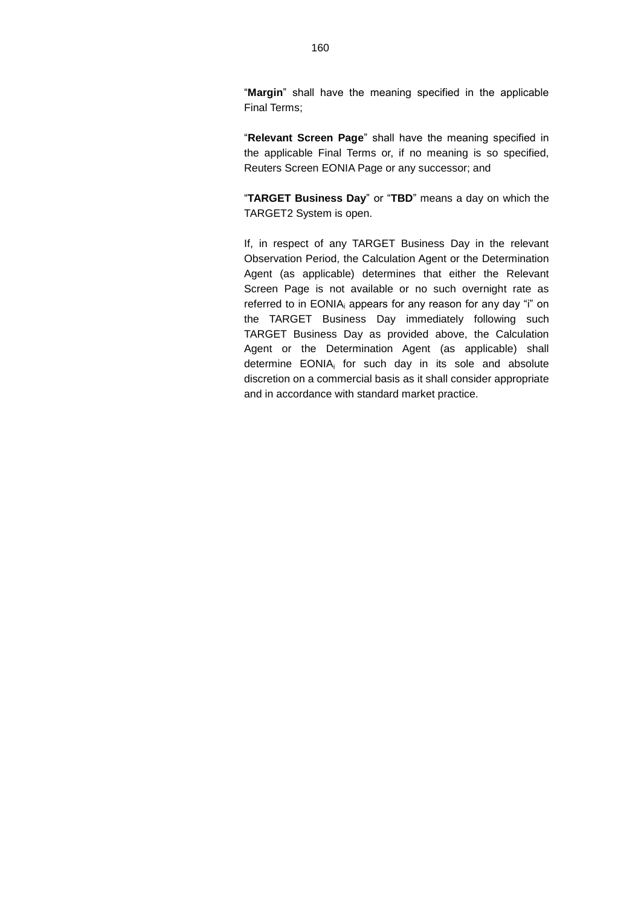"**Margin**" shall have the meaning specified in the applicable Final Terms;

"**Relevant Screen Page**" shall have the meaning specified in the applicable Final Terms or, if no meaning is so specified, Reuters Screen EONIA Page or any successor; and

"**TARGET Business Day**" or "**TBD**" means a day on which the TARGET2 System is open.

If, in respect of any TARGET Business Day in the relevant Observation Period, the Calculation Agent or the Determination Agent (as applicable) determines that either the Relevant Screen Page is not available or no such overnight rate as referred to in $EONIA_i$ appears for any reason for any day "i" on the TARGET Business Day immediately following such TARGET Business Day as provided above, the Calculation Agent or the Determination Agent (as applicable) shall determine $EONIA_i$ for such day in its sole and absolute discretion on a commercial basis as it shall consider appropriate and in accordance with standard market practice.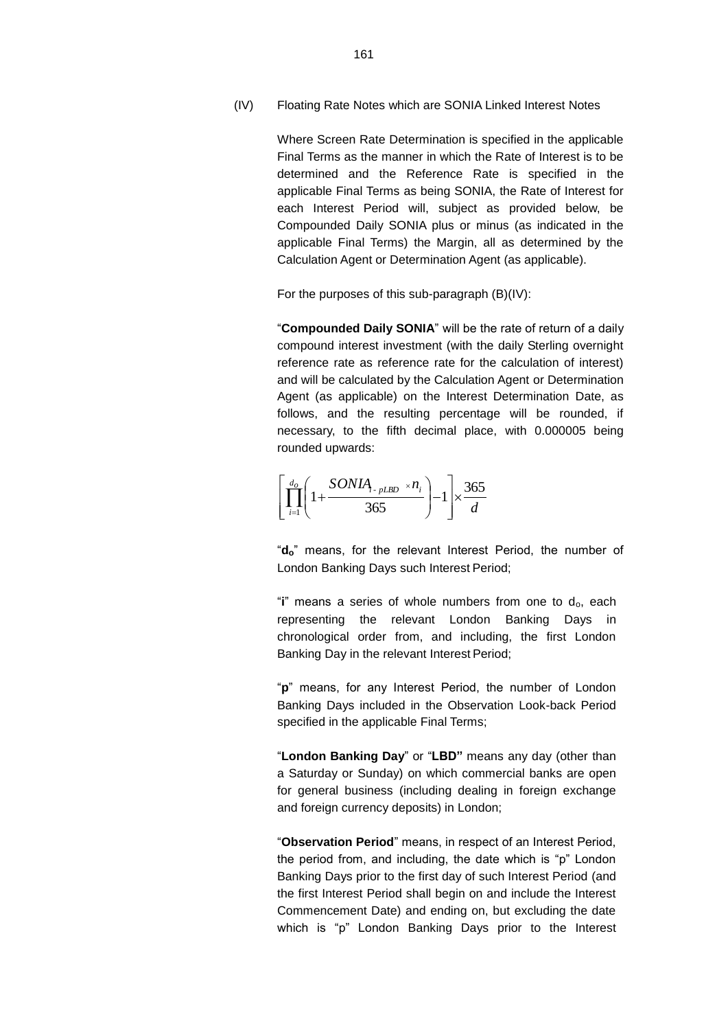(IV) Floating Rate Notes which are SONIA Linked Interest Notes

Where Screen Rate Determination is specified in the applicable Final Terms as the manner in which the Rate of Interest is to be determined and the Reference Rate is specified in the applicable Final Terms as being SONIA, the Rate of Interest for each Interest Period will, subject as provided below, be Compounded Daily SONIA plus or minus (as indicated in the applicable Final Terms) the Margin, all as determined by the Calculation Agent or Determination Agent (as applicable).

For the purposes of this sub-paragraph (B)(IV):

"**Compounded Daily SONIA**" will be the rate of return of a daily compound interest investment (with the daily Sterling overnight reference rate as reference rate for the calculation of interest) and will be calculated by the Calculation Agent or Determination Agent (as applicable) on the Interest Determination Date, as follows, and the resulting percentage will be rounded, if necessary, to the fifth decimal place, with 0.000005 being rounded upwards:

$$\left[\prod_{i=1}^{d_o}\left(1+\frac{SONIA_{i-pLBD} \times n_i}{365}\right)-1\right]\times\frac{365}{d}$$

"$\mathbf{d_o}$" means, for the relevant Interest Period, the number of London Banking Days such Interest Period;

"**i**" means a series of whole numbers from one to $d_o$, each representing the relevant London Banking Days in chronological order from, and including, the first London Banking Day in the relevant Interest Period;

"**p**" means, for any Interest Period, the number of London Banking Days included in the Observation Look-back Period specified in the applicable Final Terms;

"**London Banking Day**" or "**LBD"** means any day (other than a Saturday or Sunday) on which commercial banks are open for general business (including dealing in foreign exchange and foreign currency deposits) in London;

"**Observation Period**" means, in respect of an Interest Period, the period from, and including, the date which is "p" London Banking Days prior to the first day of such Interest Period (and the first Interest Period shall begin on and include the Interest Commencement Date) and ending on, but excluding the date which is "p" London Banking Days prior to the Interest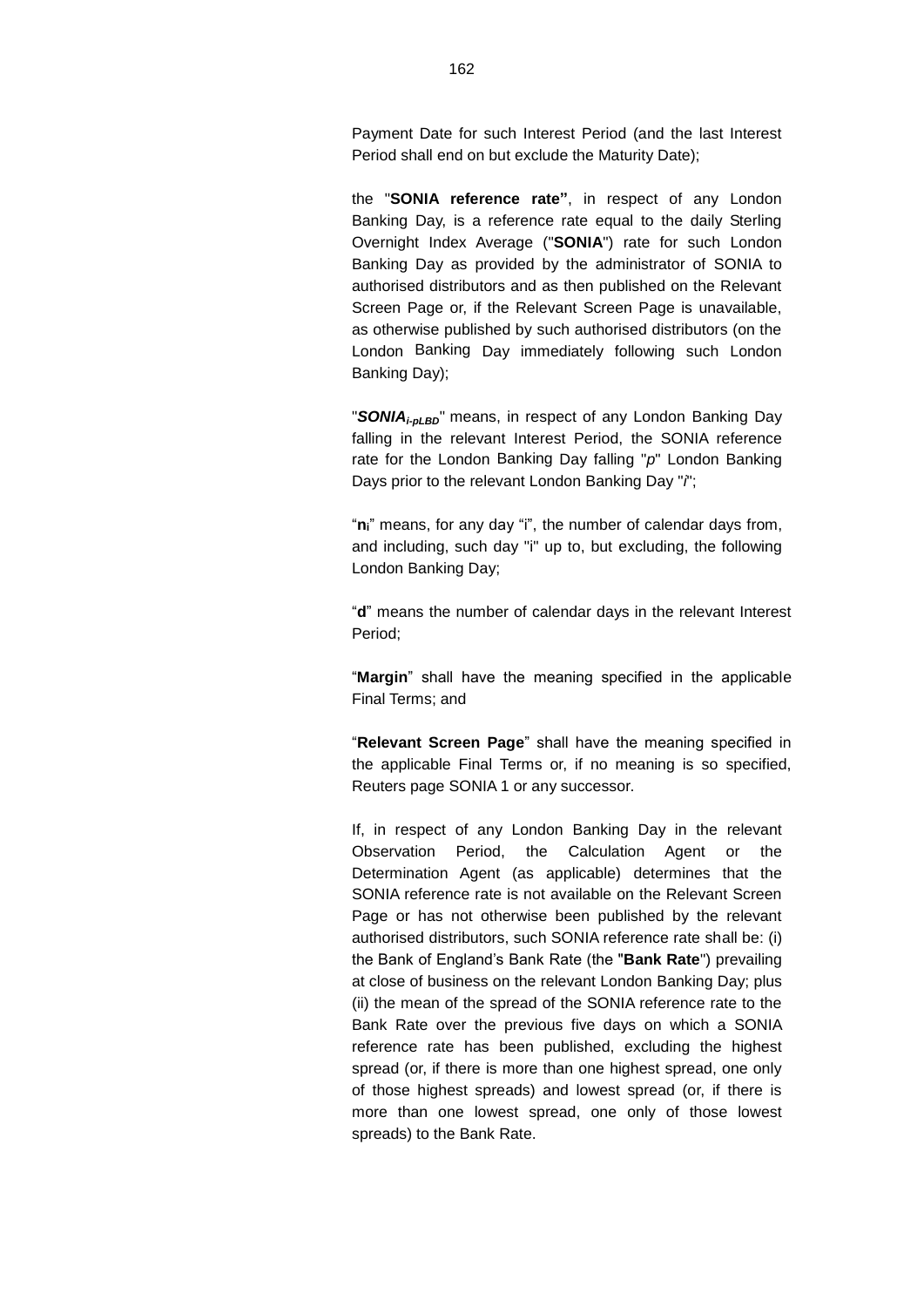Payment Date for such Interest Period (and the last Interest Period shall end on but exclude the Maturity Date);

the "**SONIA reference rate"**, in respect of any London Banking Day, is a reference rate equal to the daily Sterling Overnight Index Average ("**SONIA**") rate for such London Banking Day as provided by the administrator of SONIA to authorised distributors and as then published on the Relevant Screen Page or, if the Relevant Screen Page is unavailable, as otherwise published by such authorised distributors (on the London Banking Day immediately following such London Banking Day);

"$SONIA_{i\text{-}pLBD}$" means, in respect of any London Banking Day falling in the relevant Interest Period, the SONIA reference rate for the London Banking Day falling "$p$" London Banking Days prior to the relevant London Banking Day "$i$";

"$n_i$" means, for any day "i", the number of calendar days from, and including, such day "i" up to, but excluding, the following London Banking Day;

"**d**" means the number of calendar days in the relevant Interest Period;

"**Margin**" shall have the meaning specified in the applicable Final Terms; and

"**Relevant Screen Page**" shall have the meaning specified in the applicable Final Terms or, if no meaning is so specified, Reuters page SONIA 1 or any successor.

If, in respect of any London Banking Day in the relevant Observation Period, the Calculation Agent or the Determination Agent (as applicable) determines that the SONIA reference rate is not available on the Relevant Screen Page or has not otherwise been published by the relevant authorised distributors, such SONIA reference rate shall be: (i) the Bank of England's Bank Rate (the "**Bank Rate**") prevailing at close of business on the relevant London Banking Day; plus (ii) the mean of the spread of the SONIA reference rate to the Bank Rate over the previous five days on which a SONIA reference rate has been published, excluding the highest spread (or, if there is more than one highest spread, one only of those highest spreads) and lowest spread (or, if there is more than one lowest spread, one only of those lowest spreads) to the Bank Rate.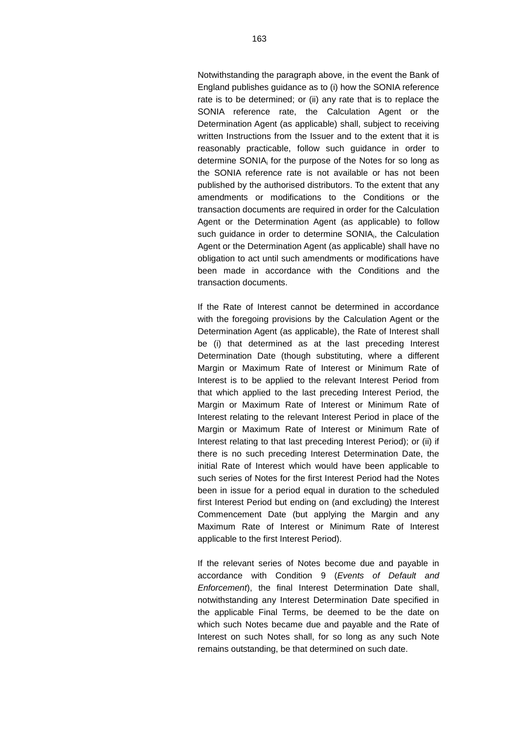Notwithstanding the paragraph above, in the event the Bank of England publishes guidance as to (i) how the SONIA reference rate is to be determined; or (ii) any rate that is to replace the SONIA reference rate, the Calculation Agent or the Determination Agent (as applicable) shall, subject to receiving written Instructions from the Issuer and to the extent that it is reasonably practicable, follow such guidance in order to determine $SONIA_i$ for the purpose of the Notes for so long as the SONIA reference rate is not available or has not been published by the authorised distributors. To the extent that any amendments or modifications to the Conditions or the transaction documents are required in order for the Calculation Agent or the Determination Agent (as applicable) to follow such guidance in order to determine $SONIA_i$, the Calculation Agent or the Determination Agent (as applicable) shall have no obligation to act until such amendments or modifications have been made in accordance with the Conditions and the transaction documents.

If the Rate of Interest cannot be determined in accordance with the foregoing provisions by the Calculation Agent or the Determination Agent (as applicable), the Rate of Interest shall be (i) that determined as at the last preceding Interest Determination Date (though substituting, where a different Margin or Maximum Rate of Interest or Minimum Rate of Interest is to be applied to the relevant Interest Period from that which applied to the last preceding Interest Period, the Margin or Maximum Rate of Interest or Minimum Rate of Interest relating to the relevant Interest Period in place of the Margin or Maximum Rate of Interest or Minimum Rate of Interest relating to that last preceding Interest Period); or (ii) if there is no such preceding Interest Determination Date, the initial Rate of Interest which would have been applicable to such series of Notes for the first Interest Period had the Notes been in issue for a period equal in duration to the scheduled first Interest Period but ending on (and excluding) the Interest Commencement Date (but applying the Margin and any Maximum Rate of Interest or Minimum Rate of Interest applicable to the first Interest Period).

If the relevant series of Notes become due and payable in accordance with Condition 9 (*Events of Default and Enforcement*), the final Interest Determination Date shall, notwithstanding any Interest Determination Date specified in the applicable Final Terms, be deemed to be the date on which such Notes became due and payable and the Rate of Interest on such Notes shall, for so long as any such Note remains outstanding, be that determined on such date.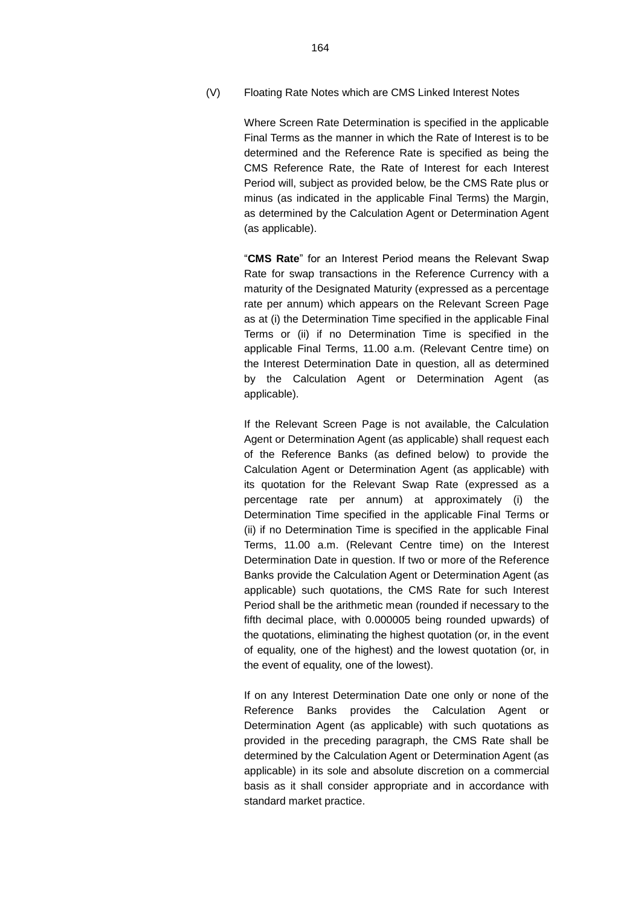(V) Floating Rate Notes which are CMS Linked Interest Notes

Where Screen Rate Determination is specified in the applicable Final Terms as the manner in which the Rate of Interest is to be determined and the Reference Rate is specified as being the CMS Reference Rate, the Rate of Interest for each Interest Period will, subject as provided below, be the CMS Rate plus or minus (as indicated in the applicable Final Terms) the Margin, as determined by the Calculation Agent or Determination Agent (as applicable).

"**CMS Rate**" for an Interest Period means the Relevant Swap Rate for swap transactions in the Reference Currency with a maturity of the Designated Maturity (expressed as a percentage rate per annum) which appears on the Relevant Screen Page as at (i) the Determination Time specified in the applicable Final Terms or (ii) if no Determination Time is specified in the applicable Final Terms, 11.00 a.m. (Relevant Centre time) on the Interest Determination Date in question, all as determined by the Calculation Agent or Determination Agent (as applicable).

If the Relevant Screen Page is not available, the Calculation Agent or Determination Agent (as applicable) shall request each of the Reference Banks (as defined below) to provide the Calculation Agent or Determination Agent (as applicable) with its quotation for the Relevant Swap Rate (expressed as a percentage rate per annum) at approximately (i) the Determination Time specified in the applicable Final Terms or (ii) if no Determination Time is specified in the applicable Final Terms, 11.00 a.m. (Relevant Centre time) on the Interest Determination Date in question. If two or more of the Reference Banks provide the Calculation Agent or Determination Agent (as applicable) such quotations, the CMS Rate for such Interest Period shall be the arithmetic mean (rounded if necessary to the fifth decimal place, with 0.000005 being rounded upwards) of the quotations, eliminating the highest quotation (or, in the event of equality, one of the highest) and the lowest quotation (or, in the event of equality, one of the lowest).

If on any Interest Determination Date one only or none of the Reference Banks provides the Calculation Agent or Determination Agent (as applicable) with such quotations as provided in the preceding paragraph, the CMS Rate shall be determined by the Calculation Agent or Determination Agent (as applicable) in its sole and absolute discretion on a commercial basis as it shall consider appropriate and in accordance with standard market practice.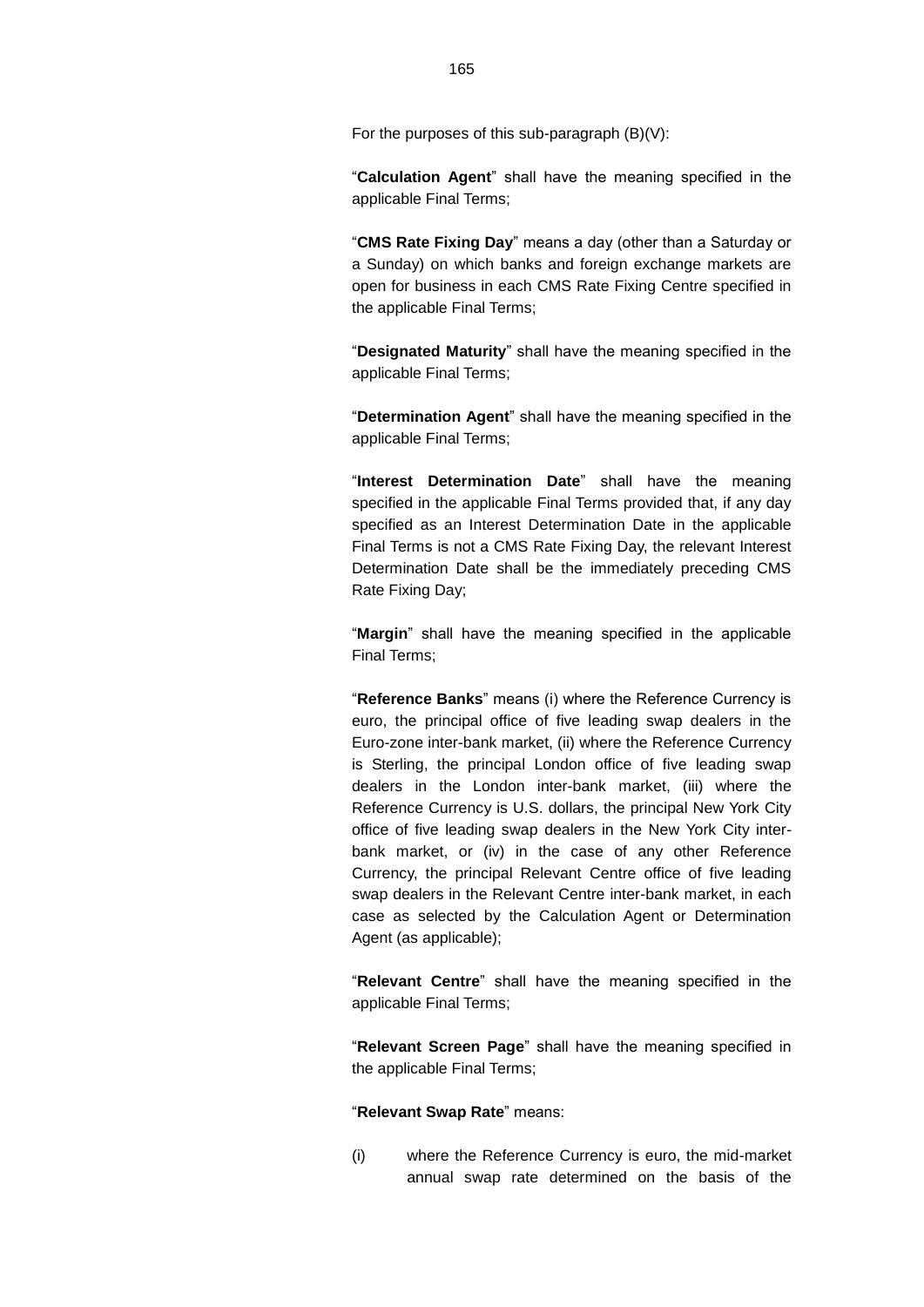For the purposes of this sub-paragraph (B)(V):

"**Calculation Agent**" shall have the meaning specified in the applicable Final Terms;

"**CMS Rate Fixing Day**" means a day (other than a Saturday or a Sunday) on which banks and foreign exchange markets are open for business in each CMS Rate Fixing Centre specified in the applicable Final Terms;

"**Designated Maturity**" shall have the meaning specified in the applicable Final Terms;

"**Determination Agent**" shall have the meaning specified in the applicable Final Terms;

"**Interest Determination Date**" shall have the meaning specified in the applicable Final Terms provided that, if any day specified as an Interest Determination Date in the applicable Final Terms is not a CMS Rate Fixing Day, the relevant Interest Determination Date shall be the immediately preceding CMS Rate Fixing Day;

"**Margin**" shall have the meaning specified in the applicable Final Terms;

"**Reference Banks**" means (i) where the Reference Currency is euro, the principal office of five leading swap dealers in the Euro-zone inter-bank market, (ii) where the Reference Currency is Sterling, the principal London office of five leading swap dealers in the London inter-bank market, (iii) where the Reference Currency is U.S. dollars, the principal New York City office of five leading swap dealers in the New York City inter-bank market, or (iv) in the case of any other Reference Currency, the principal Relevant Centre office of five leading swap dealers in the Relevant Centre inter-bank market, in each case as selected by the Calculation Agent or Determination Agent (as applicable);

"**Relevant Centre**" shall have the meaning specified in the applicable Final Terms;

"**Relevant Screen Page**" shall have the meaning specified in the applicable Final Terms;

"**Relevant Swap Rate**" means:

(i) where the Reference Currency is euro, the mid-market annual swap rate determined on the basis of the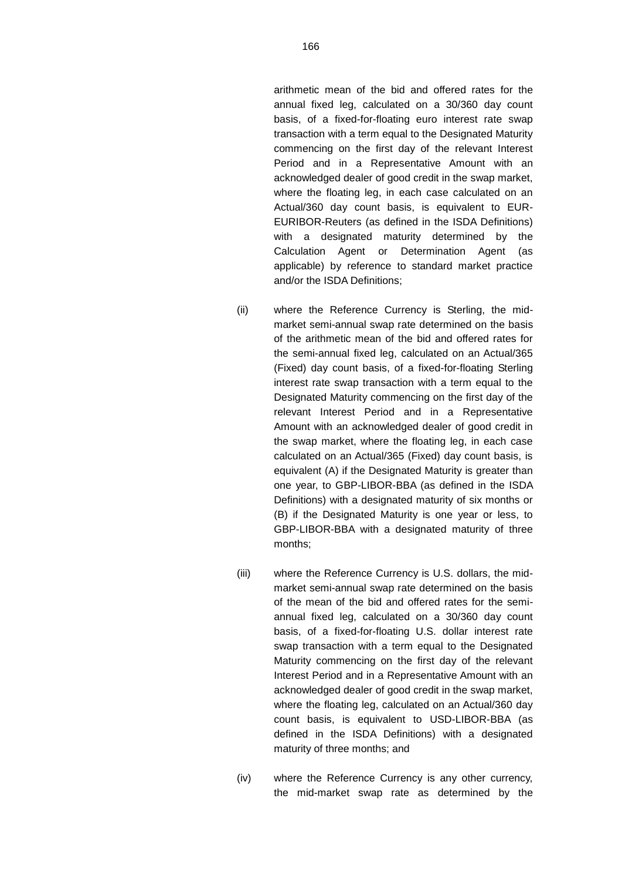arithmetic mean of the bid and offered rates for the annual fixed leg, calculated on a 30/360 day count basis, of a fixed-for-floating euro interest rate swap transaction with a term equal to the Designated Maturity commencing on the first day of the relevant Interest Period and in a Representative Amount with an acknowledged dealer of good credit in the swap market, where the floating leg, in each case calculated on an Actual/360 day count basis, is equivalent to EUR-EURIBOR-Reuters (as defined in the ISDA Definitions) with a designated maturity determined by the Calculation Agent or Determination Agent (as applicable) by reference to standard market practice and/or the ISDA Definitions;

(ii) where the Reference Currency is Sterling, the mid-market semi-annual swap rate determined on the basis of the arithmetic mean of the bid and offered rates for the semi-annual fixed leg, calculated on an Actual/365 (Fixed) day count basis, of a fixed-for-floating Sterling interest rate swap transaction with a term equal to the Designated Maturity commencing on the first day of the relevant Interest Period and in a Representative Amount with an acknowledged dealer of good credit in the swap market, where the floating leg, in each case calculated on an Actual/365 (Fixed) day count basis, is equivalent (A) if the Designated Maturity is greater than one year, to GBP-LIBOR-BBA (as defined in the ISDA Definitions) with a designated maturity of six months or (B) if the Designated Maturity is one year or less, to GBP-LIBOR-BBA with a designated maturity of three months;

(iii) where the Reference Currency is U.S. dollars, the mid-market semi-annual swap rate determined on the basis of the mean of the bid and offered rates for the semi-annual fixed leg, calculated on a 30/360 day count basis, of a fixed-for-floating U.S. dollar interest rate swap transaction with a term equal to the Designated Maturity commencing on the first day of the relevant Interest Period and in a Representative Amount with an acknowledged dealer of good credit in the swap market, where the floating leg, calculated on an Actual/360 day count basis, is equivalent to USD-LIBOR-BBA (as defined in the ISDA Definitions) with a designated maturity of three months; and

(iv) where the Reference Currency is any other currency, the mid-market swap rate as determined by the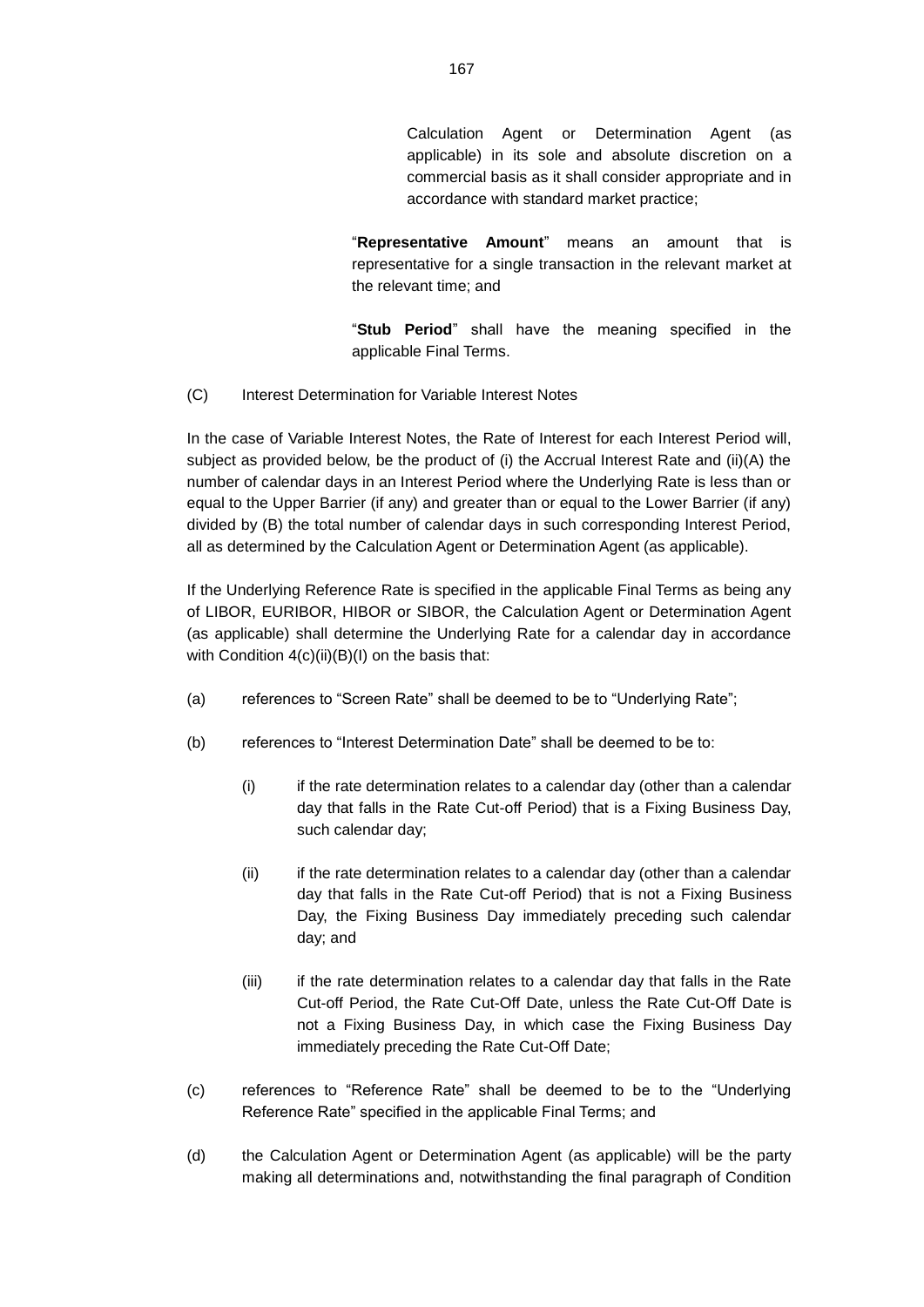Calculation Agent or Determination Agent (as applicable) in its sole and absolute discretion on a commercial basis as it shall consider appropriate and in accordance with standard market practice;

"**Representative Amount**" means an amount that is representative for a single transaction in the relevant market at the relevant time; and

"**Stub Period**" shall have the meaning specified in the applicable Final Terms.

(C) Interest Determination for Variable Interest Notes

In the case of Variable Interest Notes, the Rate of Interest for each Interest Period will, subject as provided below, be the product of (i) the Accrual Interest Rate and (ii)(A) the number of calendar days in an Interest Period where the Underlying Rate is less than or equal to the Upper Barrier (if any) and greater than or equal to the Lower Barrier (if any) divided by (B) the total number of calendar days in such corresponding Interest Period, all as determined by the Calculation Agent or Determination Agent (as applicable).

If the Underlying Reference Rate is specified in the applicable Final Terms as being any of LIBOR, EURIBOR, HIBOR or SIBOR, the Calculation Agent or Determination Agent (as applicable) shall determine the Underlying Rate for a calendar day in accordance with Condition 4(c)(ii)(B)(I) on the basis that:

(a) references to "Screen Rate" shall be deemed to be to "Underlying Rate";

(b) references to "Interest Determination Date" shall be deemed to be to:

   (i) if the rate determination relates to a calendar day (other than a calendar day that falls in the Rate Cut-off Period) that is a Fixing Business Day, such calendar day;

   (ii) if the rate determination relates to a calendar day (other than a calendar day that falls in the Rate Cut-off Period) that is not a Fixing Business Day, the Fixing Business Day immediately preceding such calendar day; and

   (iii) if the rate determination relates to a calendar day that falls in the Rate Cut-off Period, the Rate Cut-Off Date, unless the Rate Cut-Off Date is not a Fixing Business Day, in which case the Fixing Business Day immediately preceding the Rate Cut-Off Date;

(c) references to "Reference Rate" shall be deemed to be to the "Underlying Reference Rate" specified in the applicable Final Terms; and

(d) the Calculation Agent or Determination Agent (as applicable) will be the party making all determinations and, notwithstanding the final paragraph of Condition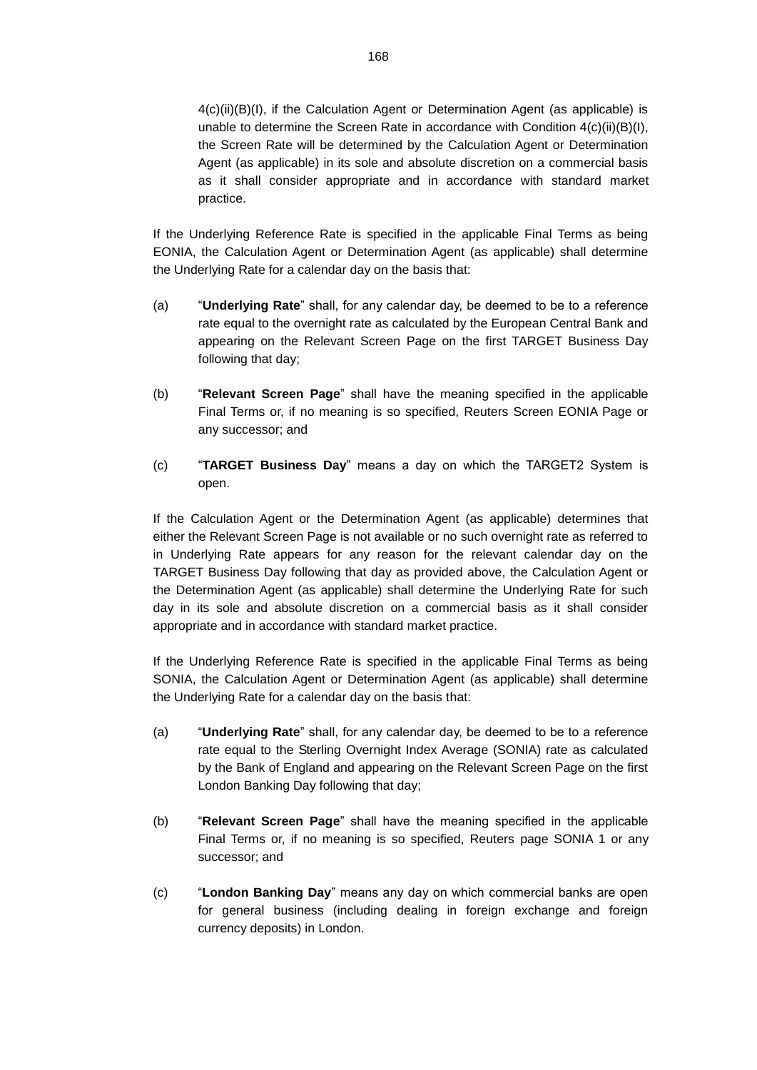4(c)(ii)(B)(I), if the Calculation Agent or Determination Agent (as applicable) is unable to determine the Screen Rate in accordance with Condition 4(c)(ii)(B)(I), the Screen Rate will be determined by the Calculation Agent or Determination Agent (as applicable) in its sole and absolute discretion on a commercial basis as it shall consider appropriate and in accordance with standard market practice.

If the Underlying Reference Rate is specified in the applicable Final Terms as being EONIA, the Calculation Agent or Determination Agent (as applicable) shall determine the Underlying Rate for a calendar day on the basis that:

(a) "**Underlying Rate**" shall, for any calendar day, be deemed to be to a reference rate equal to the overnight rate as calculated by the European Central Bank and appearing on the Relevant Screen Page on the first TARGET Business Day following that day;

(b) "**Relevant Screen Page**" shall have the meaning specified in the applicable Final Terms or, if no meaning is so specified, Reuters Screen EONIA Page or any successor; and

(c) "**TARGET Business Day**" means a day on which the TARGET2 System is open.

If the Calculation Agent or the Determination Agent (as applicable) determines that either the Relevant Screen Page is not available or no such overnight rate as referred to in Underlying Rate appears for any reason for the relevant calendar day on the TARGET Business Day following that day as provided above, the Calculation Agent or the Determination Agent (as applicable) shall determine the Underlying Rate for such day in its sole and absolute discretion on a commercial basis as it shall consider appropriate and in accordance with standard market practice.

If the Underlying Reference Rate is specified in the applicable Final Terms as being SONIA, the Calculation Agent or Determination Agent (as applicable) shall determine the Underlying Rate for a calendar day on the basis that:

(a) "**Underlying Rate**" shall, for any calendar day, be deemed to be to a reference rate equal to the Sterling Overnight Index Average (SONIA) rate as calculated by the Bank of England and appearing on the Relevant Screen Page on the first London Banking Day following that day;

(b) "**Relevant Screen Page**" shall have the meaning specified in the applicable Final Terms or, if no meaning is so specified, Reuters page SONIA 1 or any successor; and

(c) "**London Banking Day**" means any day on which commercial banks are open for general business (including dealing in foreign exchange and foreign currency deposits) in London.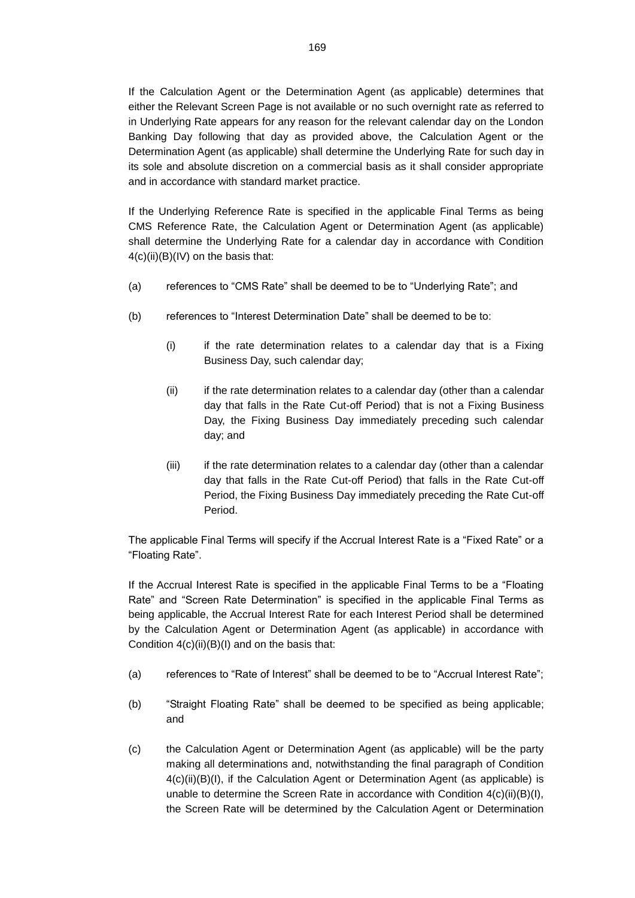If the Calculation Agent or the Determination Agent (as applicable) determines that either the Relevant Screen Page is not available or no such overnight rate as referred to in Underlying Rate appears for any reason for the relevant calendar day on the London Banking Day following that day as provided above, the Calculation Agent or the Determination Agent (as applicable) shall determine the Underlying Rate for such day in its sole and absolute discretion on a commercial basis as it shall consider appropriate and in accordance with standard market practice.

If the Underlying Reference Rate is specified in the applicable Final Terms as being CMS Reference Rate, the Calculation Agent or Determination Agent (as applicable) shall determine the Underlying Rate for a calendar day in accordance with Condition 4(c)(ii)(B)(IV) on the basis that:

(a) references to "CMS Rate" shall be deemed to be to "Underlying Rate"; and

(b) references to "Interest Determination Date" shall be deemed to be to:

   (i) if the rate determination relates to a calendar day that is a Fixing Business Day, such calendar day;

   (ii) if the rate determination relates to a calendar day (other than a calendar day that falls in the Rate Cut-off Period) that is not a Fixing Business Day, the Fixing Business Day immediately preceding such calendar day; and

   (iii) if the rate determination relates to a calendar day (other than a calendar day that falls in the Rate Cut-off Period) that falls in the Rate Cut-off Period, the Fixing Business Day immediately preceding the Rate Cut-off Period.

The applicable Final Terms will specify if the Accrual Interest Rate is a "Fixed Rate" or a "Floating Rate".

If the Accrual Interest Rate is specified in the applicable Final Terms to be a "Floating Rate" and "Screen Rate Determination" is specified in the applicable Final Terms as being applicable, the Accrual Interest Rate for each Interest Period shall be determined by the Calculation Agent or Determination Agent (as applicable) in accordance with Condition 4(c)(ii)(B)(I) and on the basis that:

(a) references to "Rate of Interest" shall be deemed to be to "Accrual Interest Rate";

(b) "Straight Floating Rate" shall be deemed to be specified as being applicable; and

(c) the Calculation Agent or Determination Agent (as applicable) will be the party making all determinations and, notwithstanding the final paragraph of Condition 4(c)(ii)(B)(I), if the Calculation Agent or Determination Agent (as applicable) is unable to determine the Screen Rate in accordance with Condition 4(c)(ii)(B)(I), the Screen Rate will be determined by the Calculation Agent or Determination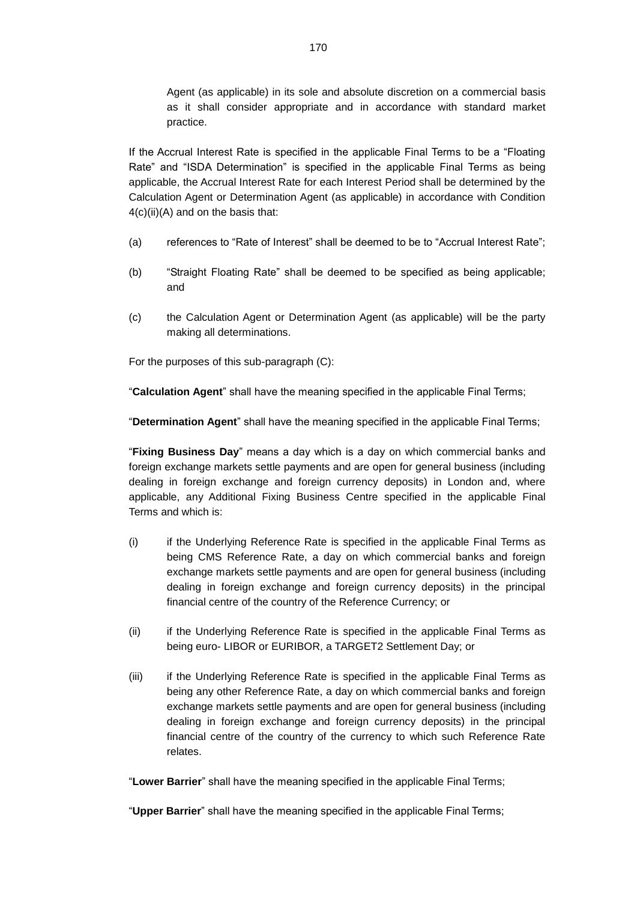Agent (as applicable) in its sole and absolute discretion on a commercial basis as it shall consider appropriate and in accordance with standard market practice.

If the Accrual Interest Rate is specified in the applicable Final Terms to be a "Floating Rate" and "ISDA Determination" is specified in the applicable Final Terms as being applicable, the Accrual Interest Rate for each Interest Period shall be determined by the Calculation Agent or Determination Agent (as applicable) in accordance with Condition 4(c)(ii)(A) and on the basis that:

(a) references to "Rate of Interest" shall be deemed to be to "Accrual Interest Rate";

(b) "Straight Floating Rate" shall be deemed to be specified as being applicable; and

(c) the Calculation Agent or Determination Agent (as applicable) will be the party making all determinations.

For the purposes of this sub-paragraph (C):

"**Calculation Agent**" shall have the meaning specified in the applicable Final Terms;

"**Determination Agent**" shall have the meaning specified in the applicable Final Terms;

"**Fixing Business Day**" means a day which is a day on which commercial banks and foreign exchange markets settle payments and are open for general business (including dealing in foreign exchange and foreign currency deposits) in London and, where applicable, any Additional Fixing Business Centre specified in the applicable Final Terms and which is:

(i) if the Underlying Reference Rate is specified in the applicable Final Terms as being CMS Reference Rate, a day on which commercial banks and foreign exchange markets settle payments and are open for general business (including dealing in foreign exchange and foreign currency deposits) in the principal financial centre of the country of the Reference Currency; or

(ii) if the Underlying Reference Rate is specified in the applicable Final Terms as being euro- LIBOR or EURIBOR, a TARGET2 Settlement Day; or

(iii) if the Underlying Reference Rate is specified in the applicable Final Terms as being any other Reference Rate, a day on which commercial banks and foreign exchange markets settle payments and are open for general business (including dealing in foreign exchange and foreign currency deposits) in the principal financial centre of the country of the currency to which such Reference Rate relates.

"**Lower Barrier**" shall have the meaning specified in the applicable Final Terms;

"**Upper Barrier**" shall have the meaning specified in the applicable Final Terms;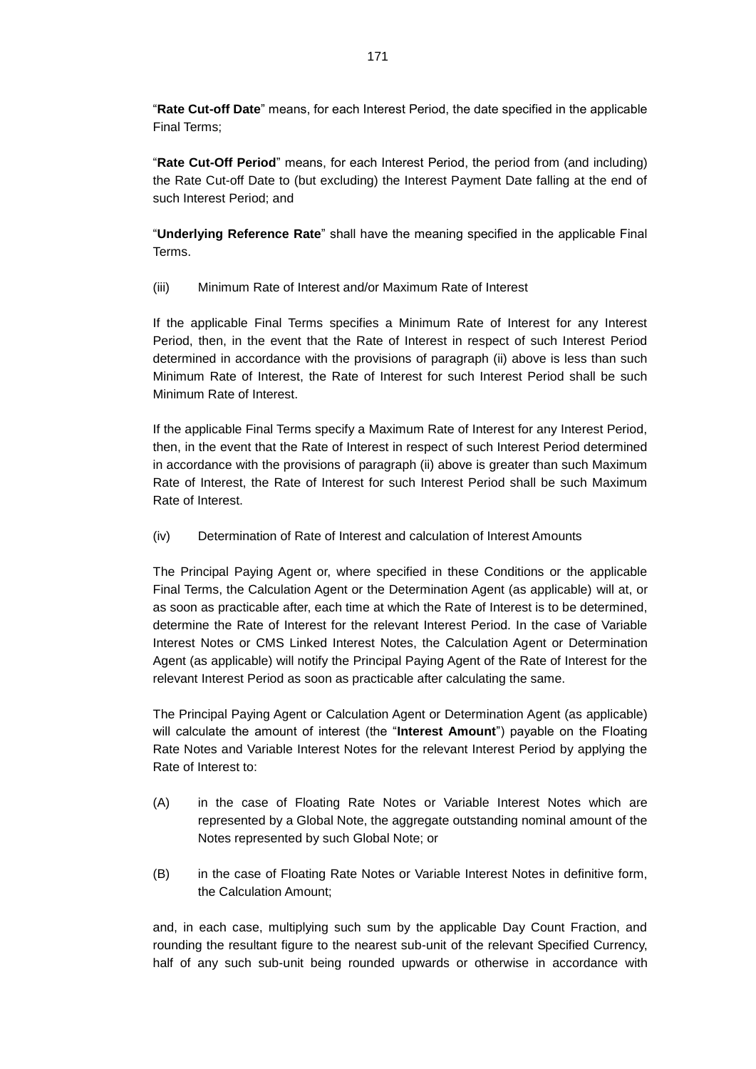"**Rate Cut-off Date**" means, for each Interest Period, the date specified in the applicable Final Terms;

"**Rate Cut-Off Period**" means, for each Interest Period, the period from (and including) the Rate Cut-off Date to (but excluding) the Interest Payment Date falling at the end of such Interest Period; and

"**Underlying Reference Rate**" shall have the meaning specified in the applicable Final Terms.

(iii) Minimum Rate of Interest and/or Maximum Rate of Interest

If the applicable Final Terms specifies a Minimum Rate of Interest for any Interest Period, then, in the event that the Rate of Interest in respect of such Interest Period determined in accordance with the provisions of paragraph (ii) above is less than such Minimum Rate of Interest, the Rate of Interest for such Interest Period shall be such Minimum Rate of Interest.

If the applicable Final Terms specify a Maximum Rate of Interest for any Interest Period, then, in the event that the Rate of Interest in respect of such Interest Period determined in accordance with the provisions of paragraph (ii) above is greater than such Maximum Rate of Interest, the Rate of Interest for such Interest Period shall be such Maximum Rate of Interest.

(iv) Determination of Rate of Interest and calculation of Interest Amounts

The Principal Paying Agent or, where specified in these Conditions or the applicable Final Terms, the Calculation Agent or the Determination Agent (as applicable) will at, or as soon as practicable after, each time at which the Rate of Interest is to be determined, determine the Rate of Interest for the relevant Interest Period. In the case of Variable Interest Notes or CMS Linked Interest Notes, the Calculation Agent or Determination Agent (as applicable) will notify the Principal Paying Agent of the Rate of Interest for the relevant Interest Period as soon as practicable after calculating the same.

The Principal Paying Agent or Calculation Agent or Determination Agent (as applicable) will calculate the amount of interest (the "**Interest Amount**") payable on the Floating Rate Notes and Variable Interest Notes for the relevant Interest Period by applying the Rate of Interest to:

(A) in the case of Floating Rate Notes or Variable Interest Notes which are represented by a Global Note, the aggregate outstanding nominal amount of the Notes represented by such Global Note; or

(B) in the case of Floating Rate Notes or Variable Interest Notes in definitive form, the Calculation Amount;

and, in each case, multiplying such sum by the applicable Day Count Fraction, and rounding the resultant figure to the nearest sub-unit of the relevant Specified Currency, half of any such sub-unit being rounded upwards or otherwise in accordance with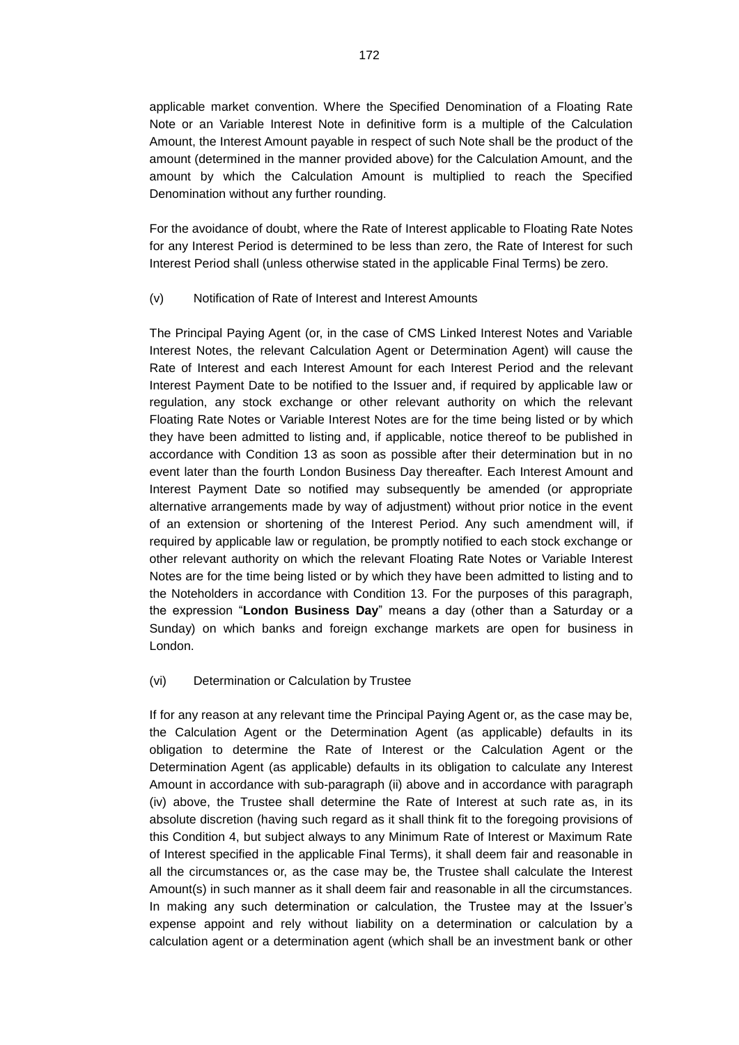applicable market convention. Where the Specified Denomination of a Floating Rate Note or an Variable Interest Note in definitive form is a multiple of the Calculation Amount, the Interest Amount payable in respect of such Note shall be the product of the amount (determined in the manner provided above) for the Calculation Amount, and the amount by which the Calculation Amount is multiplied to reach the Specified Denomination without any further rounding.

For the avoidance of doubt, where the Rate of Interest applicable to Floating Rate Notes for any Interest Period is determined to be less than zero, the Rate of Interest for such Interest Period shall (unless otherwise stated in the applicable Final Terms) be zero.

(v) Notification of Rate of Interest and Interest Amounts

The Principal Paying Agent (or, in the case of CMS Linked Interest Notes and Variable Interest Notes, the relevant Calculation Agent or Determination Agent) will cause the Rate of Interest and each Interest Amount for each Interest Period and the relevant Interest Payment Date to be notified to the Issuer and, if required by applicable law or regulation, any stock exchange or other relevant authority on which the relevant Floating Rate Notes or Variable Interest Notes are for the time being listed or by which they have been admitted to listing and, if applicable, notice thereof to be published in accordance with Condition 13 as soon as possible after their determination but in no event later than the fourth London Business Day thereafter. Each Interest Amount and Interest Payment Date so notified may subsequently be amended (or appropriate alternative arrangements made by way of adjustment) without prior notice in the event of an extension or shortening of the Interest Period. Any such amendment will, if required by applicable law or regulation, be promptly notified to each stock exchange or other relevant authority on which the relevant Floating Rate Notes or Variable Interest Notes are for the time being listed or by which they have been admitted to listing and to the Noteholders in accordance with Condition 13. For the purposes of this paragraph, the expression "**London Business Day**" means a day (other than a Saturday or a Sunday) on which banks and foreign exchange markets are open for business in London.

(vi) Determination or Calculation by Trustee

If for any reason at any relevant time the Principal Paying Agent or, as the case may be, the Calculation Agent or the Determination Agent (as applicable) defaults in its obligation to determine the Rate of Interest or the Calculation Agent or the Determination Agent (as applicable) defaults in its obligation to calculate any Interest Amount in accordance with sub-paragraph (ii) above and in accordance with paragraph (iv) above, the Trustee shall determine the Rate of Interest at such rate as, in its absolute discretion (having such regard as it shall think fit to the foregoing provisions of this Condition 4, but subject always to any Minimum Rate of Interest or Maximum Rate of Interest specified in the applicable Final Terms), it shall deem fair and reasonable in all the circumstances or, as the case may be, the Trustee shall calculate the Interest Amount(s) in such manner as it shall deem fair and reasonable in all the circumstances. In making any such determination or calculation, the Trustee may at the Issuer's expense appoint and rely without liability on a determination or calculation by a calculation agent or a determination agent (which shall be an investment bank or other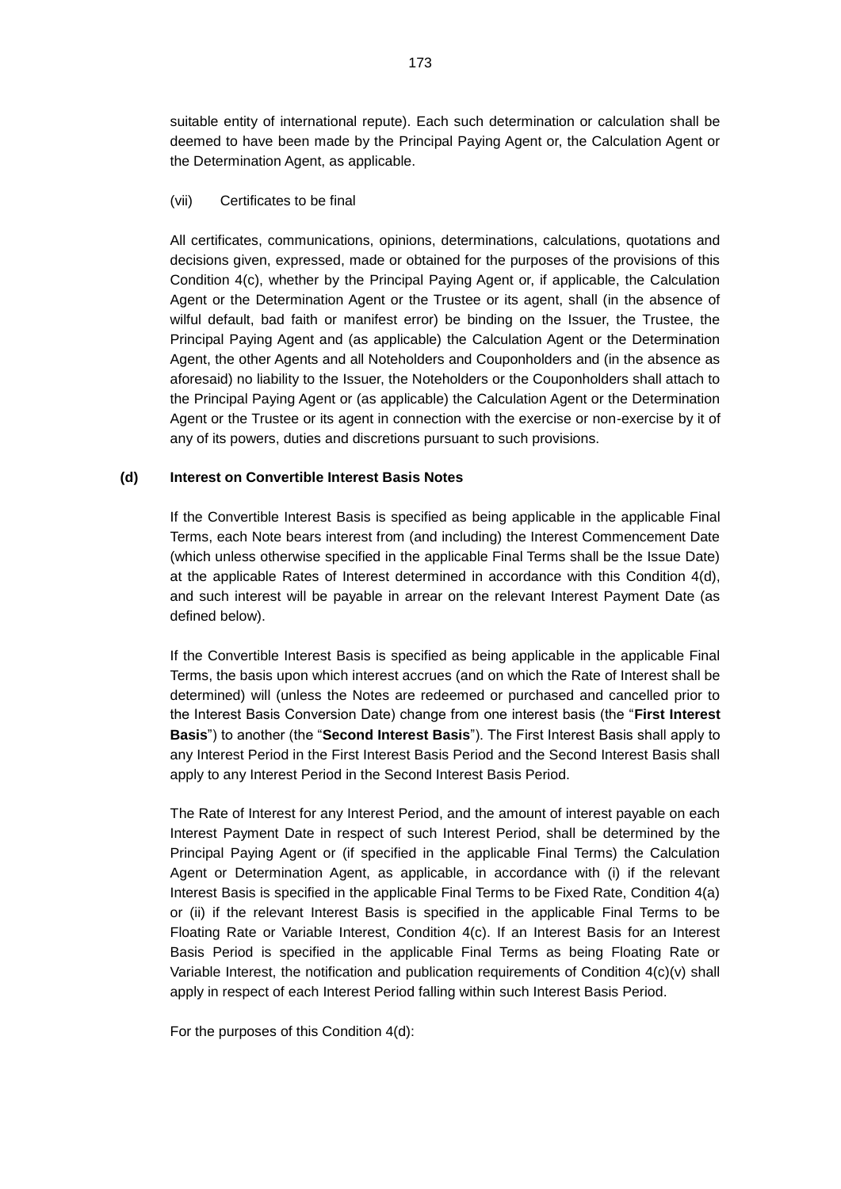suitable entity of international repute). Each such determination or calculation shall be deemed to have been made by the Principal Paying Agent or, the Calculation Agent or the Determination Agent, as applicable.

(vii) Certificates to be final

All certificates, communications, opinions, determinations, calculations, quotations and decisions given, expressed, made or obtained for the purposes of the provisions of this Condition 4(c), whether by the Principal Paying Agent or, if applicable, the Calculation Agent or the Determination Agent or the Trustee or its agent, shall (in the absence of wilful default, bad faith or manifest error) be binding on the Issuer, the Trustee, the Principal Paying Agent and (as applicable) the Calculation Agent or the Determination Agent, the other Agents and all Noteholders and Couponholders and (in the absence as aforesaid) no liability to the Issuer, the Noteholders or the Couponholders shall attach to the Principal Paying Agent or (as applicable) the Calculation Agent or the Determination Agent or the Trustee or its agent in connection with the exercise or non-exercise by it of any of its powers, duties and discretions pursuant to such provisions.

**(d) Interest on Convertible Interest Basis Notes**

If the Convertible Interest Basis is specified as being applicable in the applicable Final Terms, each Note bears interest from (and including) the Interest Commencement Date (which unless otherwise specified in the applicable Final Terms shall be the Issue Date) at the applicable Rates of Interest determined in accordance with this Condition 4(d), and such interest will be payable in arrear on the relevant Interest Payment Date (as defined below).

If the Convertible Interest Basis is specified as being applicable in the applicable Final Terms, the basis upon which interest accrues (and on which the Rate of Interest shall be determined) will (unless the Notes are redeemed or purchased and cancelled prior to the Interest Basis Conversion Date) change from one interest basis (the "**First Interest Basis**") to another (the "**Second Interest Basis**"). The First Interest Basis shall apply to any Interest Period in the First Interest Basis Period and the Second Interest Basis shall apply to any Interest Period in the Second Interest Basis Period.

The Rate of Interest for any Interest Period, and the amount of interest payable on each Interest Payment Date in respect of such Interest Period, shall be determined by the Principal Paying Agent or (if specified in the applicable Final Terms) the Calculation Agent or Determination Agent, as applicable, in accordance with (i) if the relevant Interest Basis is specified in the applicable Final Terms to be Fixed Rate, Condition 4(a) or (ii) if the relevant Interest Basis is specified in the applicable Final Terms to be Floating Rate or Variable Interest, Condition 4(c). If an Interest Basis for an Interest Basis Period is specified in the applicable Final Terms as being Floating Rate or Variable Interest, the notification and publication requirements of Condition 4(c)(v) shall apply in respect of each Interest Period falling within such Interest Basis Period.

For the purposes of this Condition 4(d):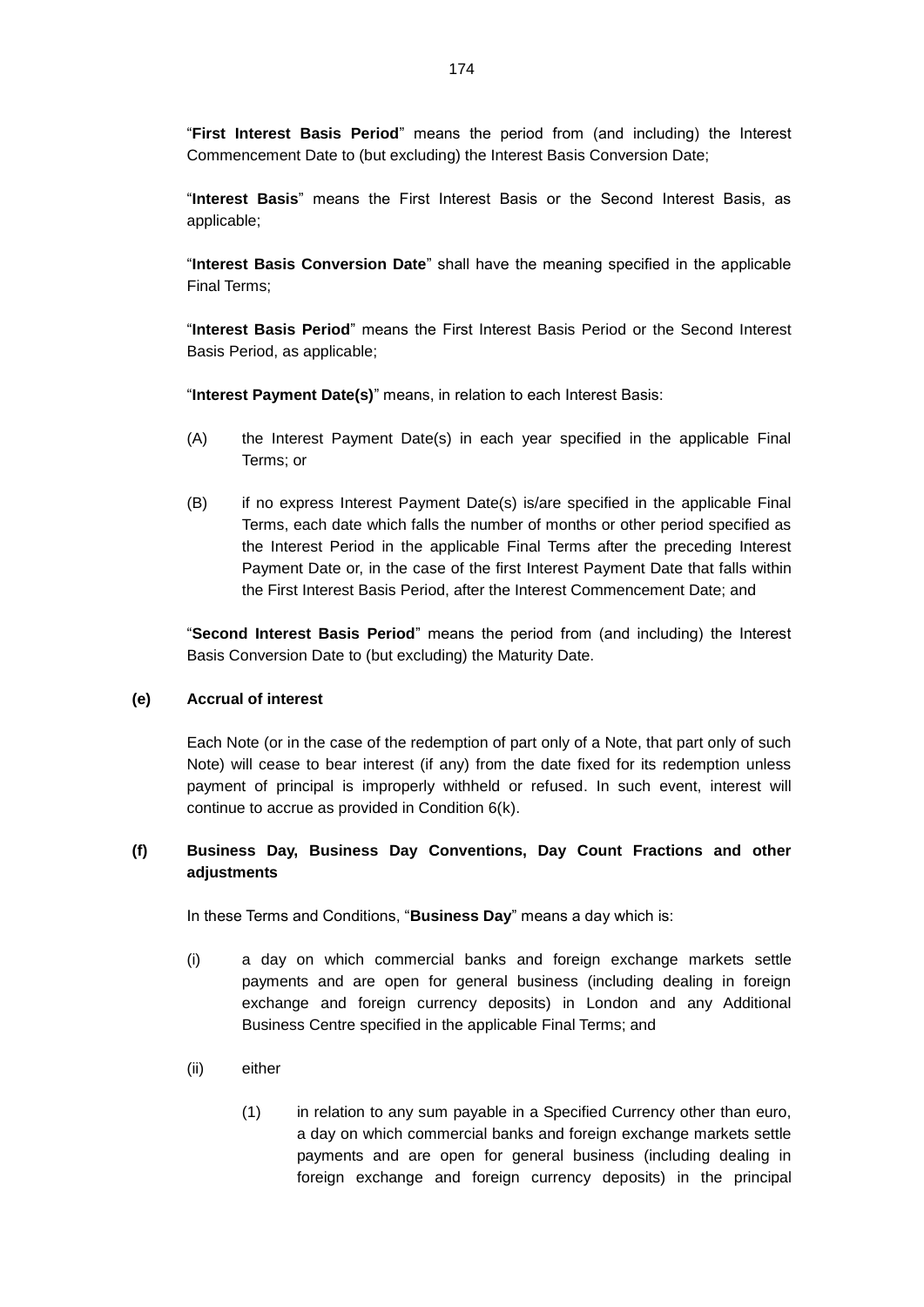"**First Interest Basis Period**" means the period from (and including) the Interest Commencement Date to (but excluding) the Interest Basis Conversion Date;

"**Interest Basis**" means the First Interest Basis or the Second Interest Basis, as applicable;

"**Interest Basis Conversion Date**" shall have the meaning specified in the applicable Final Terms;

"**Interest Basis Period**" means the First Interest Basis Period or the Second Interest Basis Period, as applicable;

"**Interest Payment Date(s)**" means, in relation to each Interest Basis:

(A) the Interest Payment Date(s) in each year specified in the applicable Final Terms; or

(B) if no express Interest Payment Date(s) is/are specified in the applicable Final Terms, each date which falls the number of months or other period specified as the Interest Period in the applicable Final Terms after the preceding Interest Payment Date or, in the case of the first Interest Payment Date that falls within the First Interest Basis Period, after the Interest Commencement Date; and

"**Second Interest Basis Period**" means the period from (and including) the Interest Basis Conversion Date to (but excluding) the Maturity Date.

**(e) Accrual of interest**

Each Note (or in the case of the redemption of part only of a Note, that part only of such Note) will cease to bear interest (if any) from the date fixed for its redemption unless payment of principal is improperly withheld or refused. In such event, interest will continue to accrue as provided in Condition 6(k).

**(f) Business Day, Business Day Conventions, Day Count Fractions and other adjustments**

In these Terms and Conditions, "**Business Day**" means a day which is:

(i) a day on which commercial banks and foreign exchange markets settle payments and are open for general business (including dealing in foreign exchange and foreign currency deposits) in London and any Additional Business Centre specified in the applicable Final Terms; and

(ii) either

(1) in relation to any sum payable in a Specified Currency other than euro, a day on which commercial banks and foreign exchange markets settle payments and are open for general business (including dealing in foreign exchange and foreign currency deposits) in the principal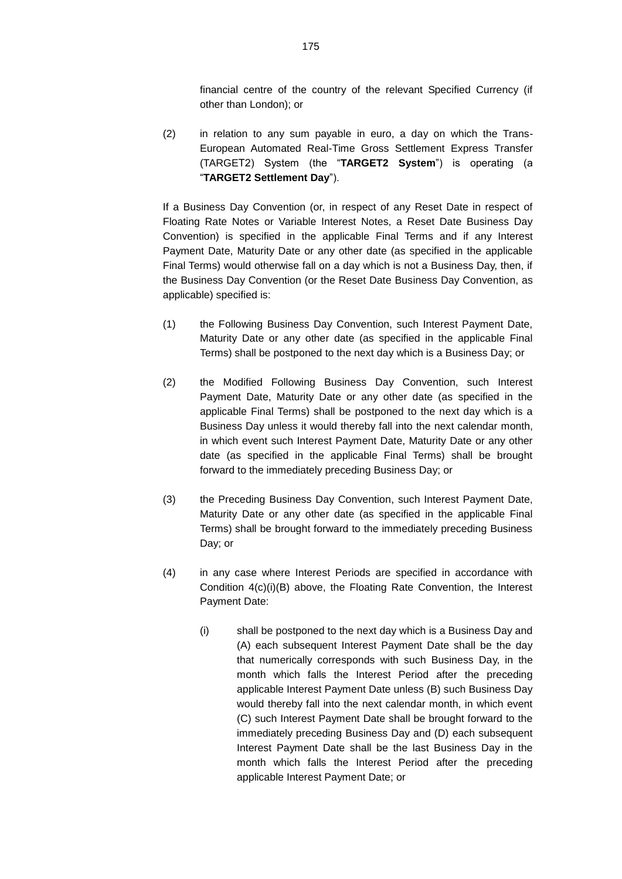financial centre of the country of the relevant Specified Currency (if other than London); or

(2) in relation to any sum payable in euro, a day on which the Trans-European Automated Real-Time Gross Settlement Express Transfer (TARGET2) System (the "**TARGET2 System**") is operating (a "**TARGET2 Settlement Day**").

If a Business Day Convention (or, in respect of any Reset Date in respect of Floating Rate Notes or Variable Interest Notes, a Reset Date Business Day Convention) is specified in the applicable Final Terms and if any Interest Payment Date, Maturity Date or any other date (as specified in the applicable Final Terms) would otherwise fall on a day which is not a Business Day, then, if the Business Day Convention (or the Reset Date Business Day Convention, as applicable) specified is:

(1) the Following Business Day Convention, such Interest Payment Date, Maturity Date or any other date (as specified in the applicable Final Terms) shall be postponed to the next day which is a Business Day; or

(2) the Modified Following Business Day Convention, such Interest Payment Date, Maturity Date or any other date (as specified in the applicable Final Terms) shall be postponed to the next day which is a Business Day unless it would thereby fall into the next calendar month, in which event such Interest Payment Date, Maturity Date or any other date (as specified in the applicable Final Terms) shall be brought forward to the immediately preceding Business Day; or

(3) the Preceding Business Day Convention, such Interest Payment Date, Maturity Date or any other date (as specified in the applicable Final Terms) shall be brought forward to the immediately preceding Business Day; or

(4) in any case where Interest Periods are specified in accordance with Condition 4(c)(i)(B) above, the Floating Rate Convention, the Interest Payment Date:

   (i) shall be postponed to the next day which is a Business Day and (A) each subsequent Interest Payment Date shall be the day that numerically corresponds with such Business Day, in the month which falls the Interest Period after the preceding applicable Interest Payment Date unless (B) such Business Day would thereby fall into the next calendar month, in which event (C) such Interest Payment Date shall be brought forward to the immediately preceding Business Day and (D) each subsequent Interest Payment Date shall be the last Business Day in the month which falls the Interest Period after the preceding applicable Interest Payment Date; or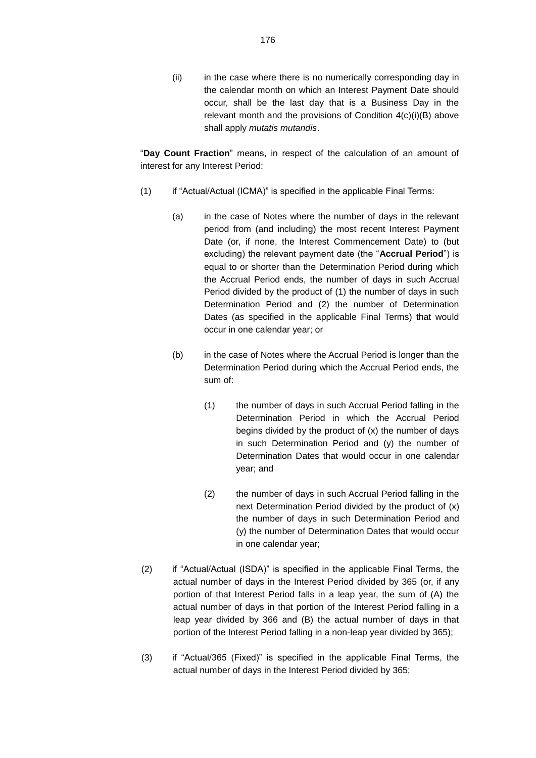(ii) in the case where there is no numerically corresponding day in the calendar month on which an Interest Payment Date should occur, shall be the last day that is a Business Day in the relevant month and the provisions of Condition 4(c)(i)(B) above shall apply *mutatis mutandis*.

"**Day Count Fraction**" means, in respect of the calculation of an amount of interest for any Interest Period:

(1) if "Actual/Actual (ICMA)" is specified in the applicable Final Terms:

  (a) in the case of Notes where the number of days in the relevant period from (and including) the most recent Interest Payment Date (or, if none, the Interest Commencement Date) to (but excluding) the relevant payment date (the "**Accrual Period**") is equal to or shorter than the Determination Period during which the Accrual Period ends, the number of days in such Accrual Period divided by the product of (1) the number of days in such Determination Period and (2) the number of Determination Dates (as specified in the applicable Final Terms) that would occur in one calendar year; or

  (b) in the case of Notes where the Accrual Period is longer than the Determination Period during which the Accrual Period ends, the sum of:

    (1) the number of days in such Accrual Period falling in the Determination Period in which the Accrual Period begins divided by the product of (x) the number of days in such Determination Period and (y) the number of Determination Dates that would occur in one calendar year; and

    (2) the number of days in such Accrual Period falling in the next Determination Period divided by the product of (x) the number of days in such Determination Period and (y) the number of Determination Dates that would occur in one calendar year;

(2) if "Actual/Actual (ISDA)" is specified in the applicable Final Terms, the actual number of days in the Interest Period divided by 365 (or, if any portion of that Interest Period falls in a leap year, the sum of (A) the actual number of days in that portion of the Interest Period falling in a leap year divided by 366 and (B) the actual number of days in that portion of the Interest Period falling in a non-leap year divided by 365);

(3) if "Actual/365 (Fixed)" is specified in the applicable Final Terms, the actual number of days in the Interest Period divided by 365;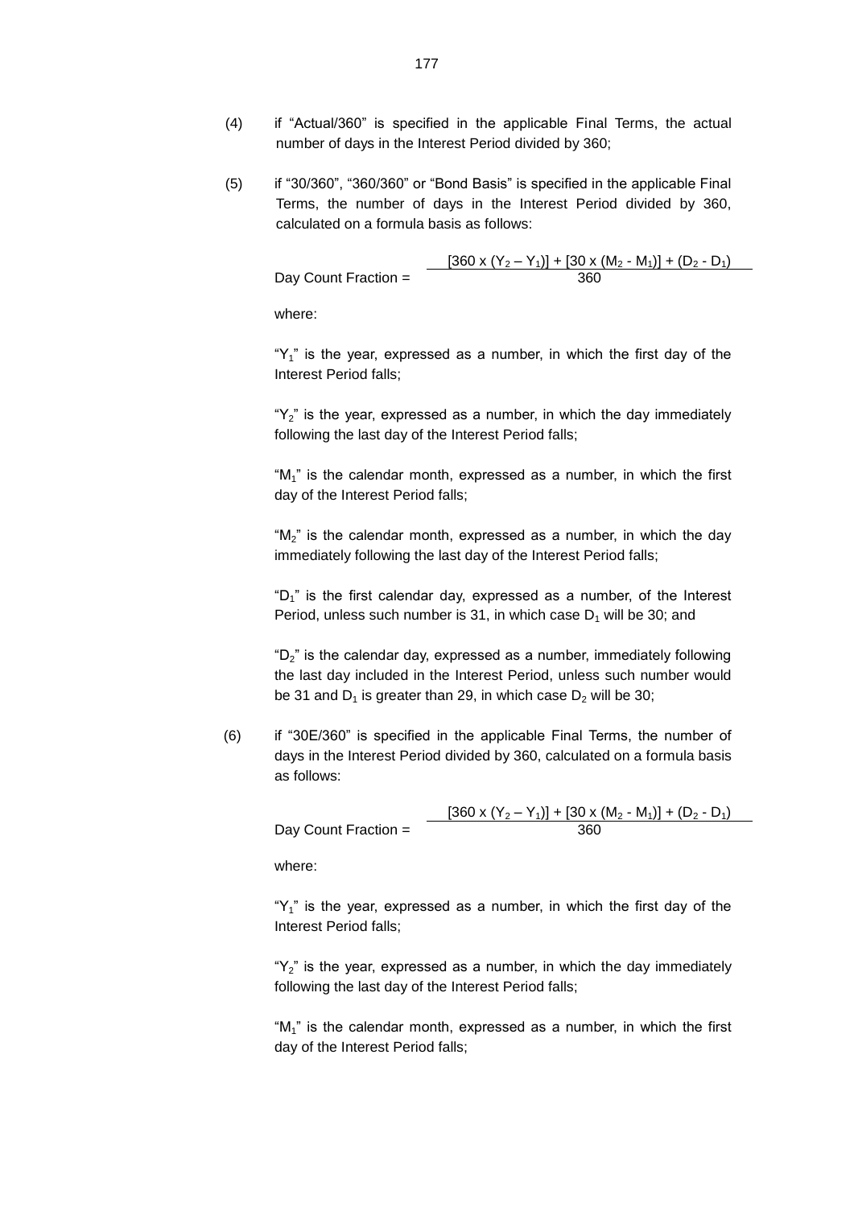(4) if "Actual/360" is specified in the applicable Final Terms, the actual number of days in the Interest Period divided by 360;

(5) if "30/360", "360/360" or "Bond Basis" is specified in the applicable Final Terms, the number of days in the Interest Period divided by 360, calculated on a formula basis as follows:

$$\text{Day Count Fraction} = \frac{[360 \times (Y_2 - Y_1)] + [30 \times (M_2 - M_1)] + (D_2 - D_1)}{360}$$

where:

"$Y_1$" is the year, expressed as a number, in which the first day of the Interest Period falls;

"$Y_2$" is the year, expressed as a number, in which the day immediately following the last day of the Interest Period falls;

"$M_1$" is the calendar month, expressed as a number, in which the first day of the Interest Period falls;

"$M_2$" is the calendar month, expressed as a number, in which the day immediately following the last day of the Interest Period falls;

"$D_1$" is the first calendar day, expressed as a number, of the Interest Period, unless such number is 31, in which case $D_1$ will be 30; and

"$D_2$" is the calendar day, expressed as a number, immediately following the last day included in the Interest Period, unless such number would be 31 and $D_1$ is greater than 29, in which case $D_2$ will be 30;

(6) if "30E/360" is specified in the applicable Final Terms, the number of days in the Interest Period divided by 360, calculated on a formula basis as follows:

$$\text{Day Count Fraction} = \frac{[360 \times (Y_2 - Y_1)] + [30 \times (M_2 - M_1)] + (D_2 - D_1)}{360}$$

where:

"$Y_1$" is the year, expressed as a number, in which the first day of the Interest Period falls;

"$Y_2$" is the year, expressed as a number, in which the day immediately following the last day of the Interest Period falls;

"$M_1$" is the calendar month, expressed as a number, in which the first day of the Interest Period falls;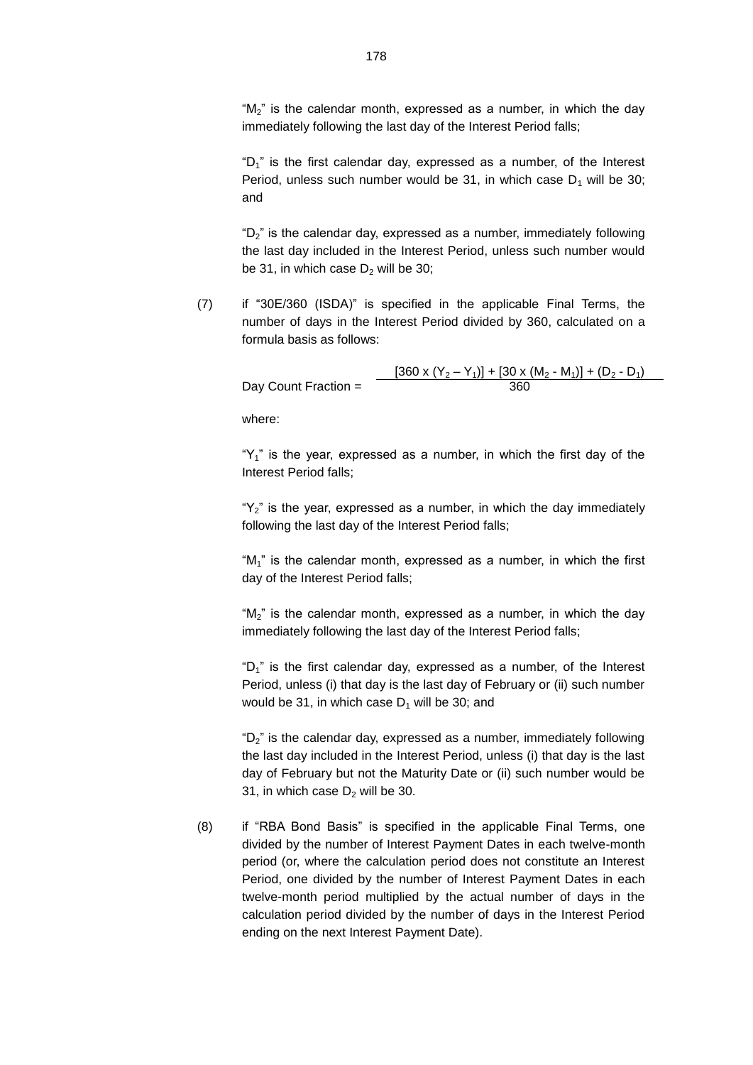"$M_2$" is the calendar month, expressed as a number, in which the day immediately following the last day of the Interest Period falls;

"$D_1$" is the first calendar day, expressed as a number, of the Interest Period, unless such number would be 31, in which case $D_1$ will be 30; and

"$D_2$" is the calendar day, expressed as a number, immediately following the last day included in the Interest Period, unless such number would be 31, in which case $D_2$ will be 30;

(7) if "30E/360 (ISDA)" is specified in the applicable Final Terms, the number of days in the Interest Period divided by 360, calculated on a formula basis as follows:

$$\text{Day Count Fraction} = \frac{[360 \times (Y_2 - Y_1)] + [30 \times (M_2 - M_1)] + (D_2 - D_1)}{360}$$

where:

"$Y_1$" is the year, expressed as a number, in which the first day of the Interest Period falls;

"$Y_2$" is the year, expressed as a number, in which the day immediately following the last day of the Interest Period falls;

"$M_1$" is the calendar month, expressed as a number, in which the first day of the Interest Period falls;

"$M_2$" is the calendar month, expressed as a number, in which the day immediately following the last day of the Interest Period falls;

"$D_1$" is the first calendar day, expressed as a number, of the Interest Period, unless (i) that day is the last day of February or (ii) such number would be 31, in which case $D_1$ will be 30; and

"$D_2$" is the calendar day, expressed as a number, immediately following the last day included in the Interest Period, unless (i) that day is the last day of February but not the Maturity Date or (ii) such number would be 31, in which case $D_2$ will be 30.

(8) if "RBA Bond Basis" is specified in the applicable Final Terms, one divided by the number of Interest Payment Dates in each twelve-month period (or, where the calculation period does not constitute an Interest Period, one divided by the number of Interest Payment Dates in each twelve-month period multiplied by the actual number of days in the calculation period divided by the number of days in the Interest Period ending on the next Interest Payment Date).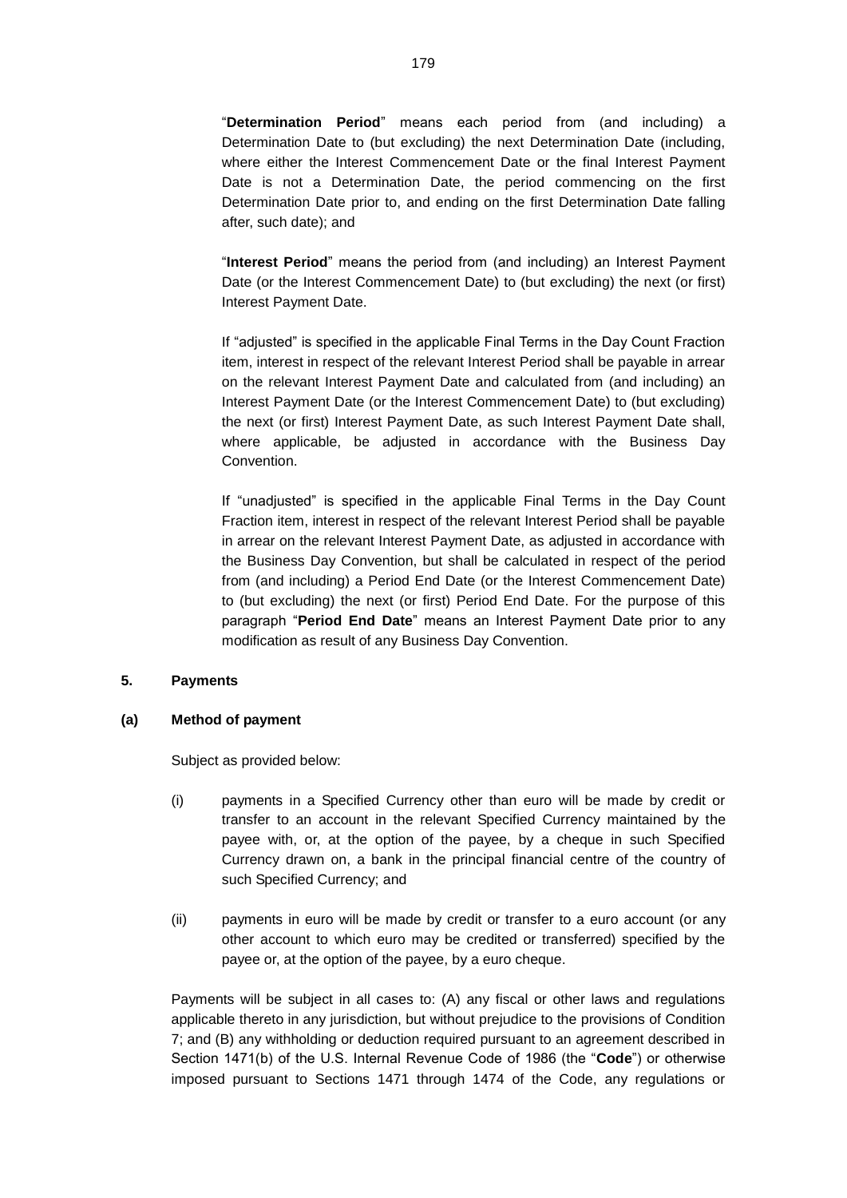"**Determination Period**" means each period from (and including) a Determination Date to (but excluding) the next Determination Date (including, where either the Interest Commencement Date or the final Interest Payment Date is not a Determination Date, the period commencing on the first Determination Date prior to, and ending on the first Determination Date falling after, such date); and

"**Interest Period**" means the period from (and including) an Interest Payment Date (or the Interest Commencement Date) to (but excluding) the next (or first) Interest Payment Date.

If "adjusted" is specified in the applicable Final Terms in the Day Count Fraction item, interest in respect of the relevant Interest Period shall be payable in arrear on the relevant Interest Payment Date and calculated from (and including) an Interest Payment Date (or the Interest Commencement Date) to (but excluding) the next (or first) Interest Payment Date, as such Interest Payment Date shall, where applicable, be adjusted in accordance with the Business Day Convention.

If "unadjusted" is specified in the applicable Final Terms in the Day Count Fraction item, interest in respect of the relevant Interest Period shall be payable in arrear on the relevant Interest Payment Date, as adjusted in accordance with the Business Day Convention, but shall be calculated in respect of the period from (and including) a Period End Date (or the Interest Commencement Date) to (but excluding) the next (or first) Period End Date. For the purpose of this paragraph "**Period End Date**" means an Interest Payment Date prior to any modification as result of any Business Day Convention.

**5. Payments**

**(a) Method of payment**

Subject as provided below:

(i) payments in a Specified Currency other than euro will be made by credit or transfer to an account in the relevant Specified Currency maintained by the payee with, or, at the option of the payee, by a cheque in such Specified Currency drawn on, a bank in the principal financial centre of the country of such Specified Currency; and

(ii) payments in euro will be made by credit or transfer to a euro account (or any other account to which euro may be credited or transferred) specified by the payee or, at the option of the payee, by a euro cheque.

Payments will be subject in all cases to: (A) any fiscal or other laws and regulations applicable thereto in any jurisdiction, but without prejudice to the provisions of Condition 7; and (B) any withholding or deduction required pursuant to an agreement described in Section 1471(b) of the U.S. Internal Revenue Code of 1986 (the "**Code**") or otherwise imposed pursuant to Sections 1471 through 1474 of the Code, any regulations or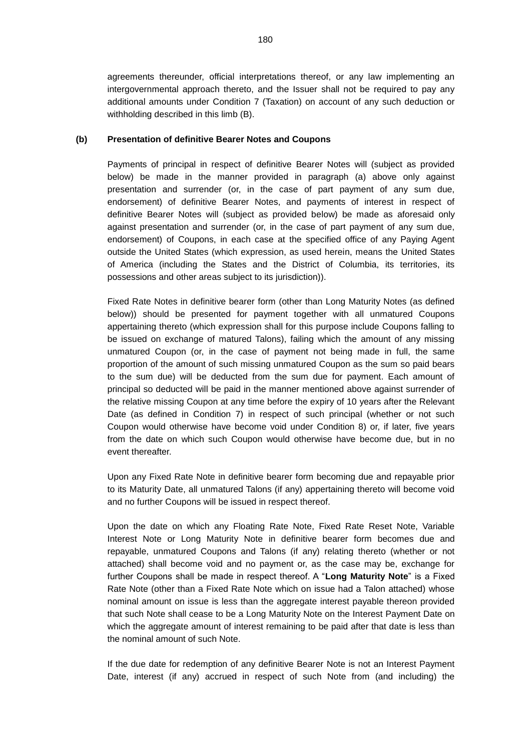agreements thereunder, official interpretations thereof, or any law implementing an intergovernmental approach thereto, and the Issuer shall not be required to pay any additional amounts under Condition 7 (Taxation) on account of any such deduction or withholding described in this limb (B).

**(b) Presentation of definitive Bearer Notes and Coupons**

Payments of principal in respect of definitive Bearer Notes will (subject as provided below) be made in the manner provided in paragraph (a) above only against presentation and surrender (or, in the case of part payment of any sum due, endorsement) of definitive Bearer Notes, and payments of interest in respect of definitive Bearer Notes will (subject as provided below) be made as aforesaid only against presentation and surrender (or, in the case of part payment of any sum due, endorsement) of Coupons, in each case at the specified office of any Paying Agent outside the United States (which expression, as used herein, means the United States of America (including the States and the District of Columbia, its territories, its possessions and other areas subject to its jurisdiction)).

Fixed Rate Notes in definitive bearer form (other than Long Maturity Notes (as defined below)) should be presented for payment together with all unmatured Coupons appertaining thereto (which expression shall for this purpose include Coupons falling to be issued on exchange of matured Talons), failing which the amount of any missing unmatured Coupon (or, in the case of payment not being made in full, the same proportion of the amount of such missing unmatured Coupon as the sum so paid bears to the sum due) will be deducted from the sum due for payment. Each amount of principal so deducted will be paid in the manner mentioned above against surrender of the relative missing Coupon at any time before the expiry of 10 years after the Relevant Date (as defined in Condition 7) in respect of such principal (whether or not such Coupon would otherwise have become void under Condition 8) or, if later, five years from the date on which such Coupon would otherwise have become due, but in no event thereafter.

Upon any Fixed Rate Note in definitive bearer form becoming due and repayable prior to its Maturity Date, all unmatured Talons (if any) appertaining thereto will become void and no further Coupons will be issued in respect thereof.

Upon the date on which any Floating Rate Note, Fixed Rate Reset Note, Variable Interest Note or Long Maturity Note in definitive bearer form becomes due and repayable, unmatured Coupons and Talons (if any) relating thereto (whether or not attached) shall become void and no payment or, as the case may be, exchange for further Coupons shall be made in respect thereof. A "**Long Maturity Note**" is a Fixed Rate Note (other than a Fixed Rate Note which on issue had a Talon attached) whose nominal amount on issue is less than the aggregate interest payable thereon provided that such Note shall cease to be a Long Maturity Note on the Interest Payment Date on which the aggregate amount of interest remaining to be paid after that date is less than the nominal amount of such Note.

If the due date for redemption of any definitive Bearer Note is not an Interest Payment Date, interest (if any) accrued in respect of such Note from (and including) the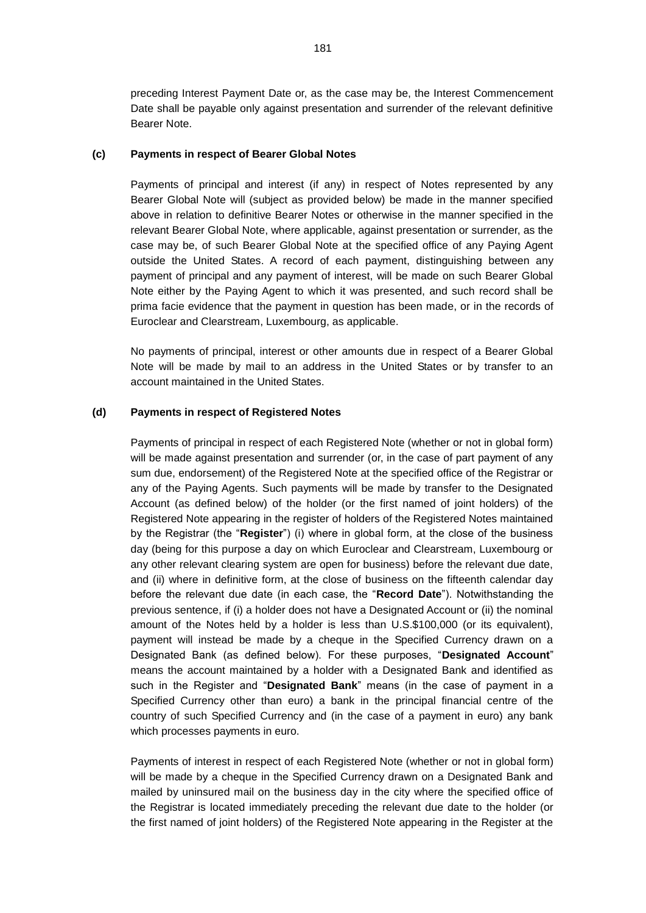preceding Interest Payment Date or, as the case may be, the Interest Commencement Date shall be payable only against presentation and surrender of the relevant definitive Bearer Note.

**(c) Payments in respect of Bearer Global Notes**

Payments of principal and interest (if any) in respect of Notes represented by any Bearer Global Note will (subject as provided below) be made in the manner specified above in relation to definitive Bearer Notes or otherwise in the manner specified in the relevant Bearer Global Note, where applicable, against presentation or surrender, as the case may be, of such Bearer Global Note at the specified office of any Paying Agent outside the United States. A record of each payment, distinguishing between any payment of principal and any payment of interest, will be made on such Bearer Global Note either by the Paying Agent to which it was presented, and such record shall be prima facie evidence that the payment in question has been made, or in the records of Euroclear and Clearstream, Luxembourg, as applicable.

No payments of principal, interest or other amounts due in respect of a Bearer Global Note will be made by mail to an address in the United States or by transfer to an account maintained in the United States.

**(d) Payments in respect of Registered Notes**

Payments of principal in respect of each Registered Note (whether or not in global form) will be made against presentation and surrender (or, in the case of part payment of any sum due, endorsement) of the Registered Note at the specified office of the Registrar or any of the Paying Agents. Such payments will be made by transfer to the Designated Account (as defined below) of the holder (or the first named of joint holders) of the Registered Note appearing in the register of holders of the Registered Notes maintained by the Registrar (the "**Register**") (i) where in global form, at the close of the business day (being for this purpose a day on which Euroclear and Clearstream, Luxembourg or any other relevant clearing system are open for business) before the relevant due date, and (ii) where in definitive form, at the close of business on the fifteenth calendar day before the relevant due date (in each case, the "**Record Date**"). Notwithstanding the previous sentence, if (i) a holder does not have a Designated Account or (ii) the nominal amount of the Notes held by a holder is less than U.S.$100,000 (or its equivalent), payment will instead be made by a cheque in the Specified Currency drawn on a Designated Bank (as defined below). For these purposes, "**Designated Account**" means the account maintained by a holder with a Designated Bank and identified as such in the Register and "**Designated Bank**" means (in the case of payment in a Specified Currency other than euro) a bank in the principal financial centre of the country of such Specified Currency and (in the case of a payment in euro) any bank which processes payments in euro.

Payments of interest in respect of each Registered Note (whether or not in global form) will be made by a cheque in the Specified Currency drawn on a Designated Bank and mailed by uninsured mail on the business day in the city where the specified office of the Registrar is located immediately preceding the relevant due date to the holder (or the first named of joint holders) of the Registered Note appearing in the Register at the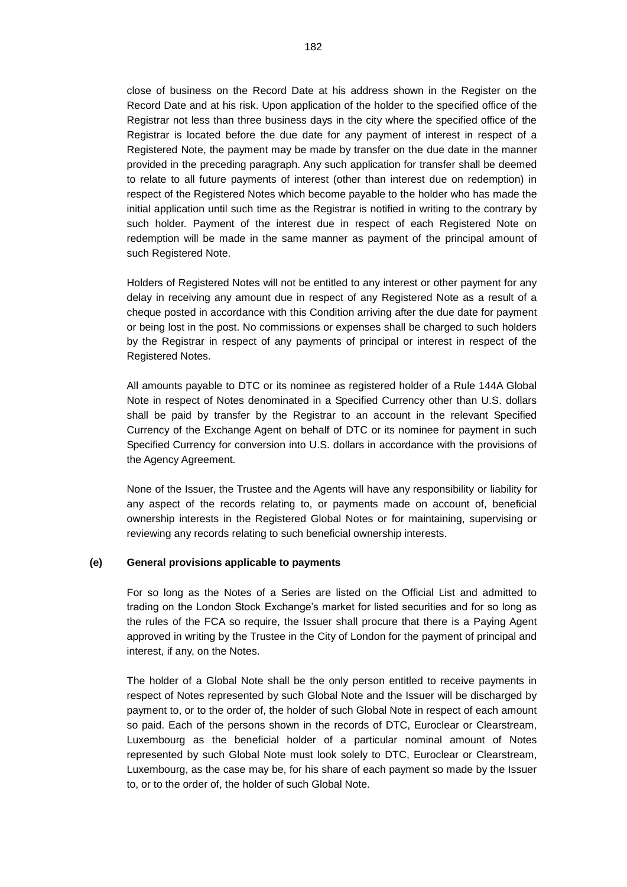close of business on the Record Date at his address shown in the Register on the Record Date and at his risk. Upon application of the holder to the specified office of the Registrar not less than three business days in the city where the specified office of the Registrar is located before the due date for any payment of interest in respect of a Registered Note, the payment may be made by transfer on the due date in the manner provided in the preceding paragraph. Any such application for transfer shall be deemed to relate to all future payments of interest (other than interest due on redemption) in respect of the Registered Notes which become payable to the holder who has made the initial application until such time as the Registrar is notified in writing to the contrary by such holder. Payment of the interest due in respect of each Registered Note on redemption will be made in the same manner as payment of the principal amount of such Registered Note.

Holders of Registered Notes will not be entitled to any interest or other payment for any delay in receiving any amount due in respect of any Registered Note as a result of a cheque posted in accordance with this Condition arriving after the due date for payment or being lost in the post. No commissions or expenses shall be charged to such holders by the Registrar in respect of any payments of principal or interest in respect of the Registered Notes.

All amounts payable to DTC or its nominee as registered holder of a Rule 144A Global Note in respect of Notes denominated in a Specified Currency other than U.S. dollars shall be paid by transfer by the Registrar to an account in the relevant Specified Currency of the Exchange Agent on behalf of DTC or its nominee for payment in such Specified Currency for conversion into U.S. dollars in accordance with the provisions of the Agency Agreement.

None of the Issuer, the Trustee and the Agents will have any responsibility or liability for any aspect of the records relating to, or payments made on account of, beneficial ownership interests in the Registered Global Notes or for maintaining, supervising or reviewing any records relating to such beneficial ownership interests.

**(e) General provisions applicable to payments**

For so long as the Notes of a Series are listed on the Official List and admitted to trading on the London Stock Exchange's market for listed securities and for so long as the rules of the FCA so require, the Issuer shall procure that there is a Paying Agent approved in writing by the Trustee in the City of London for the payment of principal and interest, if any, on the Notes.

The holder of a Global Note shall be the only person entitled to receive payments in respect of Notes represented by such Global Note and the Issuer will be discharged by payment to, or to the order of, the holder of such Global Note in respect of each amount so paid. Each of the persons shown in the records of DTC, Euroclear or Clearstream, Luxembourg as the beneficial holder of a particular nominal amount of Notes represented by such Global Note must look solely to DTC, Euroclear or Clearstream, Luxembourg, as the case may be, for his share of each payment so made by the Issuer to, or to the order of, the holder of such Global Note.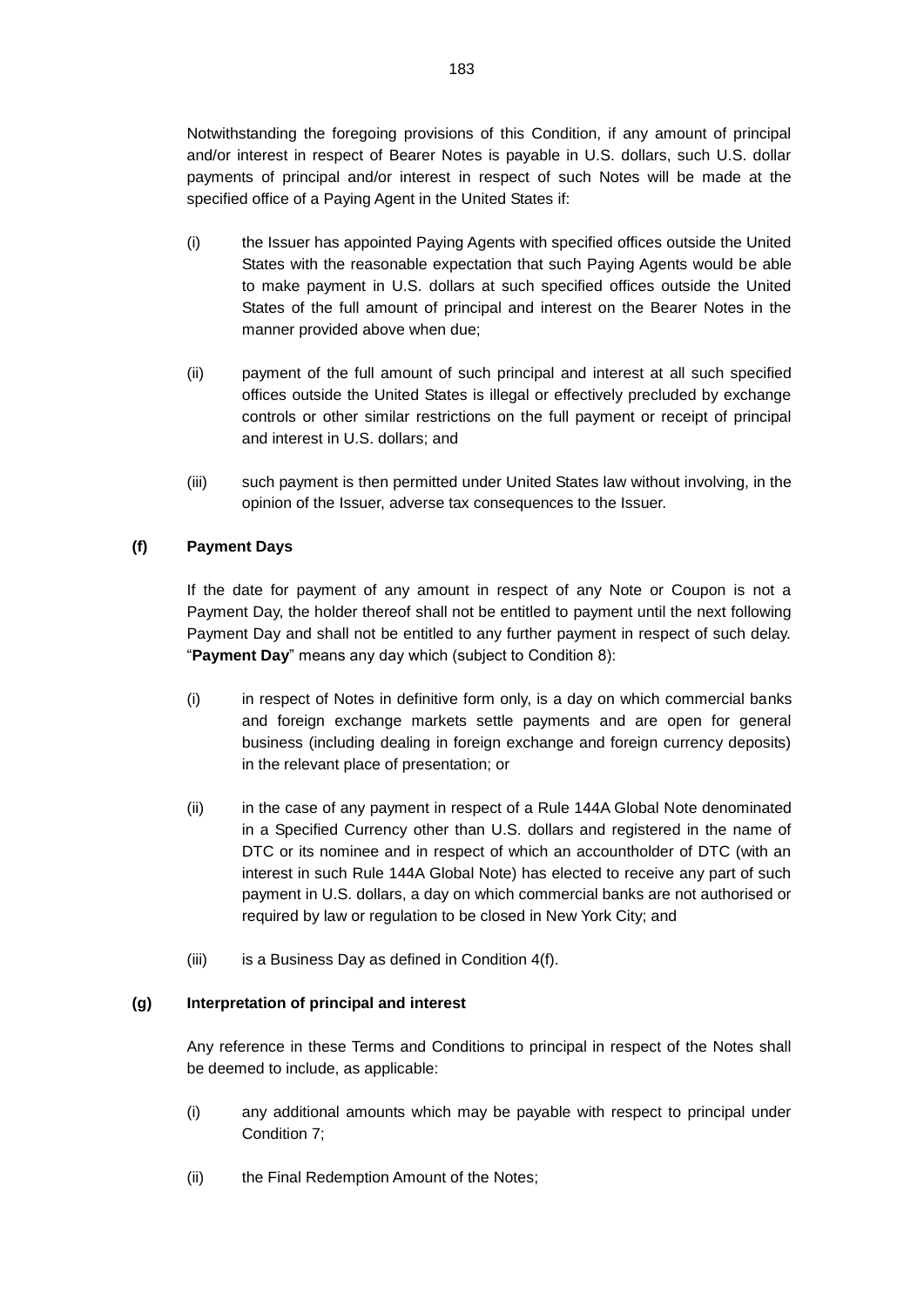Notwithstanding the foregoing provisions of this Condition, if any amount of principal and/or interest in respect of Bearer Notes is payable in U.S. dollars, such U.S. dollar payments of principal and/or interest in respect of such Notes will be made at the specified office of a Paying Agent in the United States if:

(i) the Issuer has appointed Paying Agents with specified offices outside the United States with the reasonable expectation that such Paying Agents would be able to make payment in U.S. dollars at such specified offices outside the United States of the full amount of principal and interest on the Bearer Notes in the manner provided above when due;

(ii) payment of the full amount of such principal and interest at all such specified offices outside the United States is illegal or effectively precluded by exchange controls or other similar restrictions on the full payment or receipt of principal and interest in U.S. dollars; and

(iii) such payment is then permitted under United States law without involving, in the opinion of the Issuer, adverse tax consequences to the Issuer.

**(f) Payment Days**

If the date for payment of any amount in respect of any Note or Coupon is not a Payment Day, the holder thereof shall not be entitled to payment until the next following Payment Day and shall not be entitled to any further payment in respect of such delay. "**Payment Day**" means any day which (subject to Condition 8):

(i) in respect of Notes in definitive form only, is a day on which commercial banks and foreign exchange markets settle payments and are open for general business (including dealing in foreign exchange and foreign currency deposits) in the relevant place of presentation; or

(ii) in the case of any payment in respect of a Rule 144A Global Note denominated in a Specified Currency other than U.S. dollars and registered in the name of DTC or its nominee and in respect of which an accountholder of DTC (with an interest in such Rule 144A Global Note) has elected to receive any part of such payment in U.S. dollars, a day on which commercial banks are not authorised or required by law or regulation to be closed in New York City; and

(iii) is a Business Day as defined in Condition 4(f).

**(g) Interpretation of principal and interest**

Any reference in these Terms and Conditions to principal in respect of the Notes shall be deemed to include, as applicable:

(i) any additional amounts which may be payable with respect to principal under Condition 7;

(ii) the Final Redemption Amount of the Notes;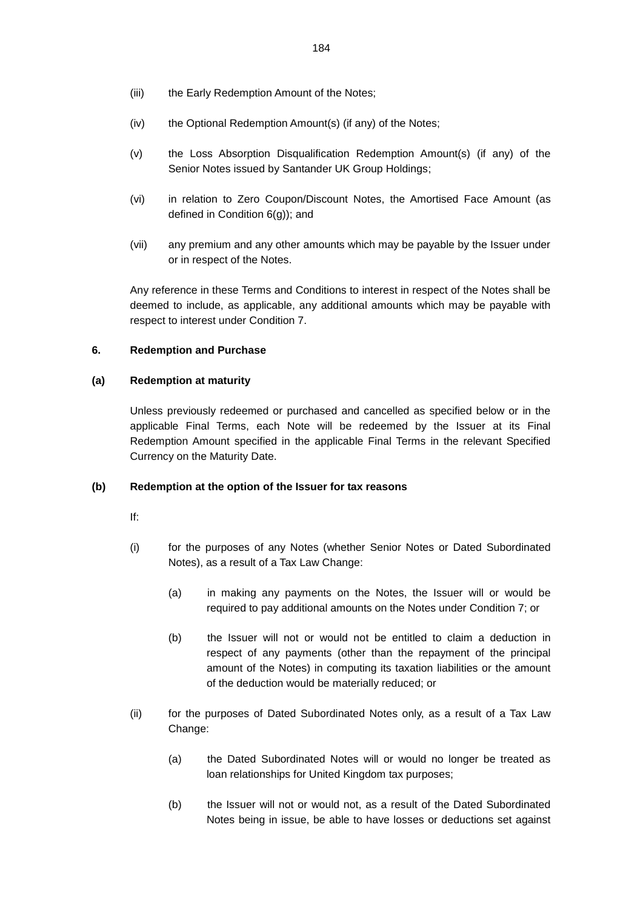(iii) the Early Redemption Amount of the Notes;

(iv) the Optional Redemption Amount(s) (if any) of the Notes;

(v) the Loss Absorption Disqualification Redemption Amount(s) (if any) of the Senior Notes issued by Santander UK Group Holdings;

(vi) in relation to Zero Coupon/Discount Notes, the Amortised Face Amount (as defined in Condition 6(g)); and

(vii) any premium and any other amounts which may be payable by the Issuer under or in respect of the Notes.

Any reference in these Terms and Conditions to interest in respect of the Notes shall be deemed to include, as applicable, any additional amounts which may be payable with respect to interest under Condition 7.

**6. Redemption and Purchase**

**(a) Redemption at maturity**

Unless previously redeemed or purchased and cancelled as specified below or in the applicable Final Terms, each Note will be redeemed by the Issuer at its Final Redemption Amount specified in the applicable Final Terms in the relevant Specified Currency on the Maturity Date.

**(b) Redemption at the option of the Issuer for tax reasons**

If:

(i) for the purposes of any Notes (whether Senior Notes or Dated Subordinated Notes), as a result of a Tax Law Change:

  (a) in making any payments on the Notes, the Issuer will or would be required to pay additional amounts on the Notes under Condition 7; or

  (b) the Issuer will not or would not be entitled to claim a deduction in respect of any payments (other than the repayment of the principal amount of the Notes) in computing its taxation liabilities or the amount of the deduction would be materially reduced; or

(ii) for the purposes of Dated Subordinated Notes only, as a result of a Tax Law Change:

  (a) the Dated Subordinated Notes will or would no longer be treated as loan relationships for United Kingdom tax purposes;

  (b) the Issuer will not or would not, as a result of the Dated Subordinated Notes being in issue, be able to have losses or deductions set against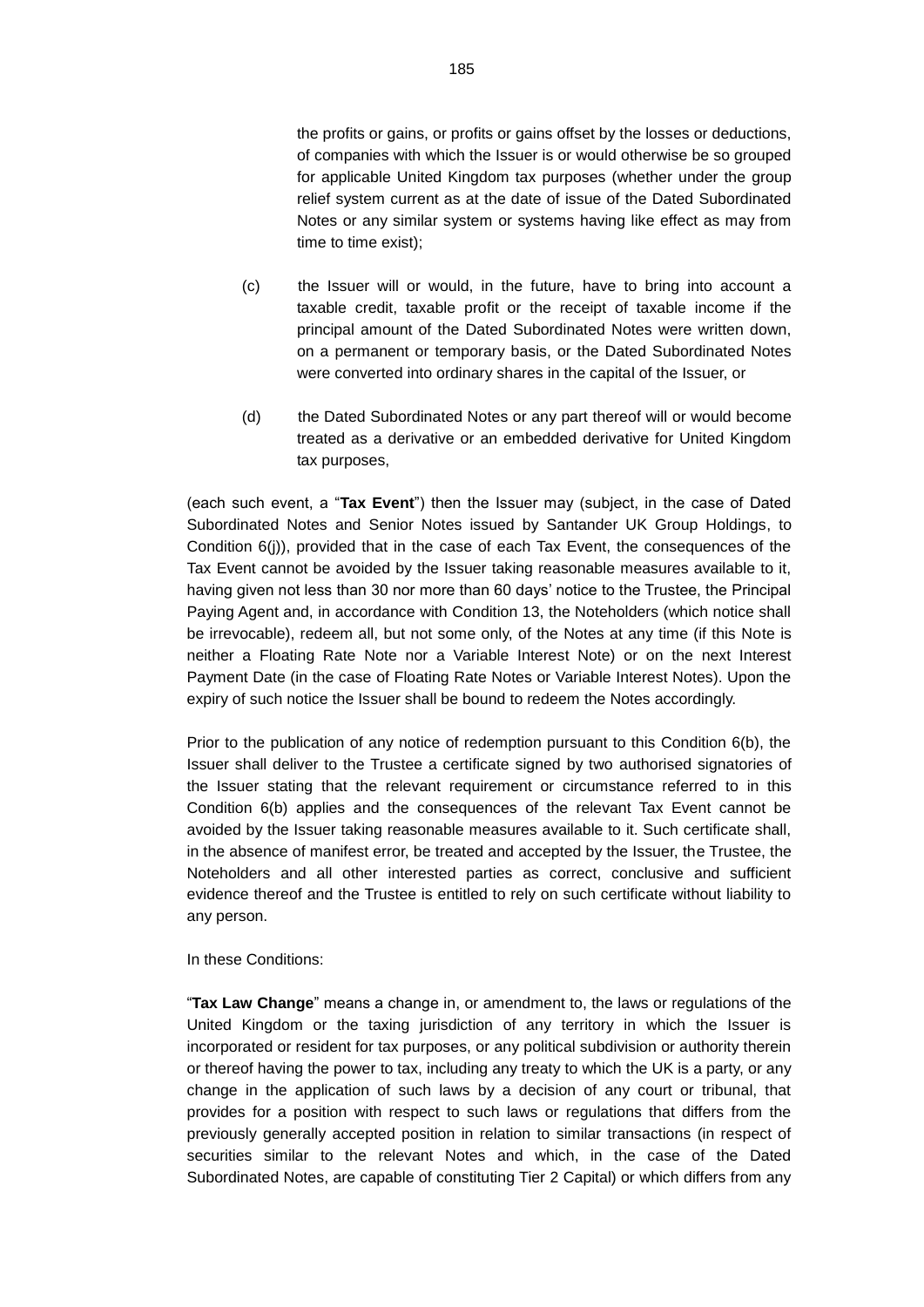the profits or gains, or profits or gains offset by the losses or deductions, of companies with which the Issuer is or would otherwise be so grouped for applicable United Kingdom tax purposes (whether under the group relief system current as at the date of issue of the Dated Subordinated Notes or any similar system or systems having like effect as may from time to time exist);

(c) the Issuer will or would, in the future, have to bring into account a taxable credit, taxable profit or the receipt of taxable income if the principal amount of the Dated Subordinated Notes were written down, on a permanent or temporary basis, or the Dated Subordinated Notes were converted into ordinary shares in the capital of the Issuer, or

(d) the Dated Subordinated Notes or any part thereof will or would become treated as a derivative or an embedded derivative for United Kingdom tax purposes,

(each such event, a "**Tax Event**") then the Issuer may (subject, in the case of Dated Subordinated Notes and Senior Notes issued by Santander UK Group Holdings, to Condition 6(j)), provided that in the case of each Tax Event, the consequences of the Tax Event cannot be avoided by the Issuer taking reasonable measures available to it, having given not less than 30 nor more than 60 days' notice to the Trustee, the Principal Paying Agent and, in accordance with Condition 13, the Noteholders (which notice shall be irrevocable), redeem all, but not some only, of the Notes at any time (if this Note is neither a Floating Rate Note nor a Variable Interest Note) or on the next Interest Payment Date (in the case of Floating Rate Notes or Variable Interest Notes). Upon the expiry of such notice the Issuer shall be bound to redeem the Notes accordingly.

Prior to the publication of any notice of redemption pursuant to this Condition 6(b), the Issuer shall deliver to the Trustee a certificate signed by two authorised signatories of the Issuer stating that the relevant requirement or circumstance referred to in this Condition 6(b) applies and the consequences of the relevant Tax Event cannot be avoided by the Issuer taking reasonable measures available to it. Such certificate shall, in the absence of manifest error, be treated and accepted by the Issuer, the Trustee, the Noteholders and all other interested parties as correct, conclusive and sufficient evidence thereof and the Trustee is entitled to rely on such certificate without liability to any person.

In these Conditions:

"**Tax Law Change**" means a change in, or amendment to, the laws or regulations of the United Kingdom or the taxing jurisdiction of any territory in which the Issuer is incorporated or resident for tax purposes, or any political subdivision or authority therein or thereof having the power to tax, including any treaty to which the UK is a party, or any change in the application of such laws by a decision of any court or tribunal, that provides for a position with respect to such laws or regulations that differs from the previously generally accepted position in relation to similar transactions (in respect of securities similar to the relevant Notes and which, in the case of the Dated Subordinated Notes, are capable of constituting Tier 2 Capital) or which differs from any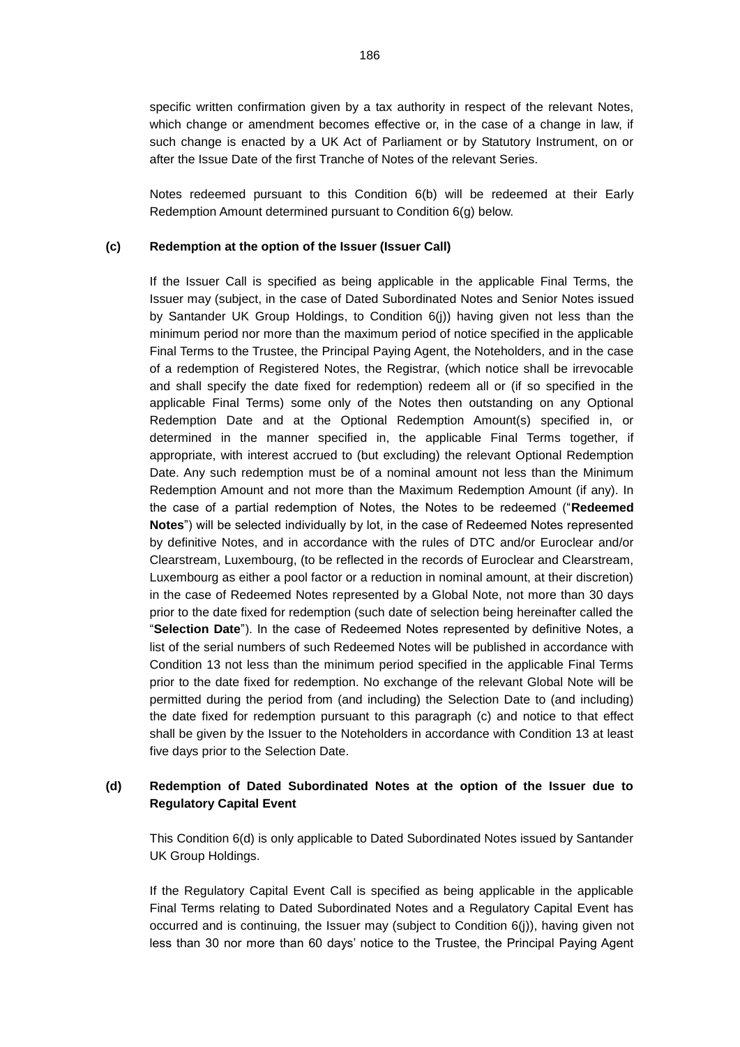specific written confirmation given by a tax authority in respect of the relevant Notes, which change or amendment becomes effective or, in the case of a change in law, if such change is enacted by a UK Act of Parliament or by Statutory Instrument, on or after the Issue Date of the first Tranche of Notes of the relevant Series.

Notes redeemed pursuant to this Condition 6(b) will be redeemed at their Early Redemption Amount determined pursuant to Condition 6(g) below.

**(c) Redemption at the option of the Issuer (Issuer Call)**

If the Issuer Call is specified as being applicable in the applicable Final Terms, the Issuer may (subject, in the case of Dated Subordinated Notes and Senior Notes issued by Santander UK Group Holdings, to Condition 6(j)) having given not less than the minimum period nor more than the maximum period of notice specified in the applicable Final Terms to the Trustee, the Principal Paying Agent, the Noteholders, and in the case of a redemption of Registered Notes, the Registrar, (which notice shall be irrevocable and shall specify the date fixed for redemption) redeem all or (if so specified in the applicable Final Terms) some only of the Notes then outstanding on any Optional Redemption Date and at the Optional Redemption Amount(s) specified in, or determined in the manner specified in, the applicable Final Terms together, if appropriate, with interest accrued to (but excluding) the relevant Optional Redemption Date. Any such redemption must be of a nominal amount not less than the Minimum Redemption Amount and not more than the Maximum Redemption Amount (if any). In the case of a partial redemption of Notes, the Notes to be redeemed ("**Redeemed Notes**") will be selected individually by lot, in the case of Redeemed Notes represented by definitive Notes, and in accordance with the rules of DTC and/or Euroclear and/or Clearstream, Luxembourg, (to be reflected in the records of Euroclear and Clearstream, Luxembourg as either a pool factor or a reduction in nominal amount, at their discretion) in the case of Redeemed Notes represented by a Global Note, not more than 30 days prior to the date fixed for redemption (such date of selection being hereinafter called the "**Selection Date**"). In the case of Redeemed Notes represented by definitive Notes, a list of the serial numbers of such Redeemed Notes will be published in accordance with Condition 13 not less than the minimum period specified in the applicable Final Terms prior to the date fixed for redemption. No exchange of the relevant Global Note will be permitted during the period from (and including) the Selection Date to (and including) the date fixed for redemption pursuant to this paragraph (c) and notice to that effect shall be given by the Issuer to the Noteholders in accordance with Condition 13 at least five days prior to the Selection Date.

**(d) Redemption of Dated Subordinated Notes at the option of the Issuer due to Regulatory Capital Event**

This Condition 6(d) is only applicable to Dated Subordinated Notes issued by Santander UK Group Holdings.

If the Regulatory Capital Event Call is specified as being applicable in the applicable Final Terms relating to Dated Subordinated Notes and a Regulatory Capital Event has occurred and is continuing, the Issuer may (subject to Condition 6(j)), having given not less than 30 nor more than 60 days' notice to the Trustee, the Principal Paying Agent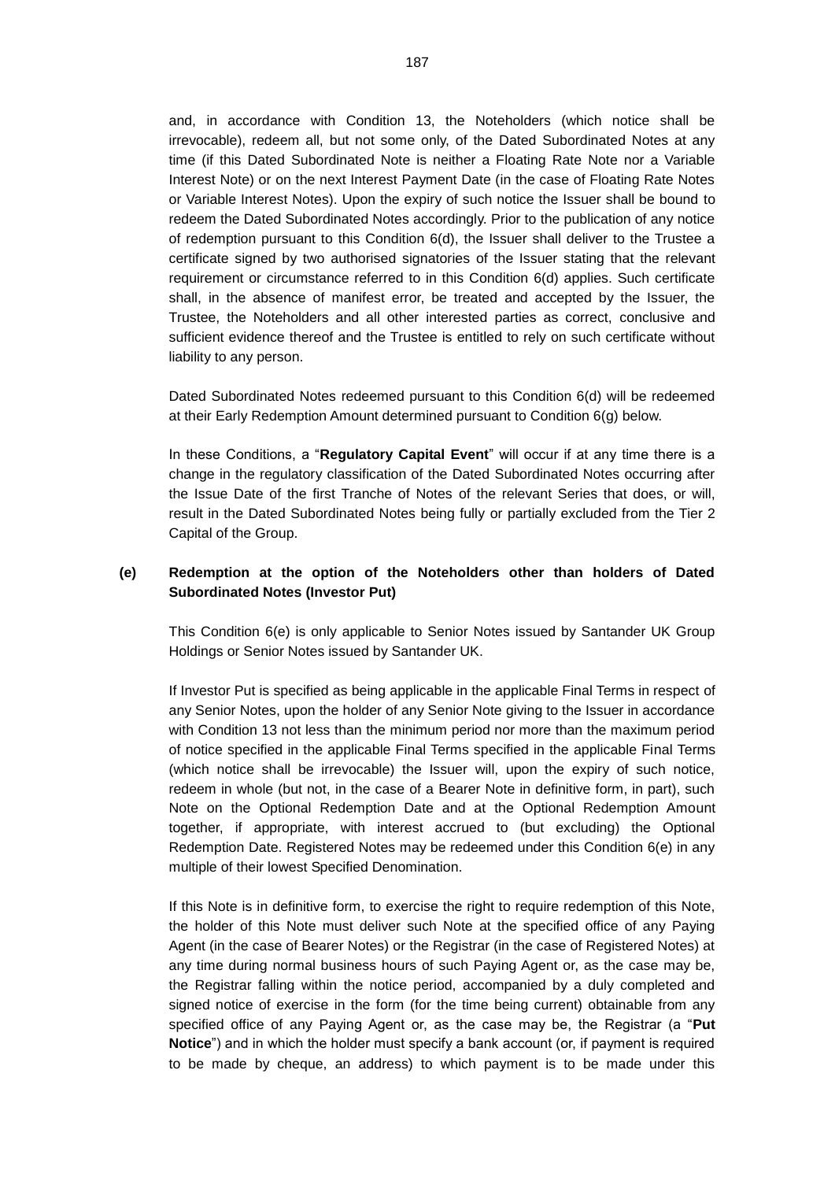and, in accordance with Condition 13, the Noteholders (which notice shall be irrevocable), redeem all, but not some only, of the Dated Subordinated Notes at any time (if this Dated Subordinated Note is neither a Floating Rate Note nor a Variable Interest Note) or on the next Interest Payment Date (in the case of Floating Rate Notes or Variable Interest Notes). Upon the expiry of such notice the Issuer shall be bound to redeem the Dated Subordinated Notes accordingly. Prior to the publication of any notice of redemption pursuant to this Condition 6(d), the Issuer shall deliver to the Trustee a certificate signed by two authorised signatories of the Issuer stating that the relevant requirement or circumstance referred to in this Condition 6(d) applies. Such certificate shall, in the absence of manifest error, be treated and accepted by the Issuer, the Trustee, the Noteholders and all other interested parties as correct, conclusive and sufficient evidence thereof and the Trustee is entitled to rely on such certificate without liability to any person.

Dated Subordinated Notes redeemed pursuant to this Condition 6(d) will be redeemed at their Early Redemption Amount determined pursuant to Condition 6(g) below.

In these Conditions, a "**Regulatory Capital Event**" will occur if at any time there is a change in the regulatory classification of the Dated Subordinated Notes occurring after the Issue Date of the first Tranche of Notes of the relevant Series that does, or will, result in the Dated Subordinated Notes being fully or partially excluded from the Tier 2 Capital of the Group.

**(e) Redemption at the option of the Noteholders other than holders of Dated Subordinated Notes (Investor Put)**

This Condition 6(e) is only applicable to Senior Notes issued by Santander UK Group Holdings or Senior Notes issued by Santander UK.

If Investor Put is specified as being applicable in the applicable Final Terms in respect of any Senior Notes, upon the holder of any Senior Note giving to the Issuer in accordance with Condition 13 not less than the minimum period nor more than the maximum period of notice specified in the applicable Final Terms specified in the applicable Final Terms (which notice shall be irrevocable) the Issuer will, upon the expiry of such notice, redeem in whole (but not, in the case of a Bearer Note in definitive form, in part), such Note on the Optional Redemption Date and at the Optional Redemption Amount together, if appropriate, with interest accrued to (but excluding) the Optional Redemption Date. Registered Notes may be redeemed under this Condition 6(e) in any multiple of their lowest Specified Denomination.

If this Note is in definitive form, to exercise the right to require redemption of this Note, the holder of this Note must deliver such Note at the specified office of any Paying Agent (in the case of Bearer Notes) or the Registrar (in the case of Registered Notes) at any time during normal business hours of such Paying Agent or, as the case may be, the Registrar falling within the notice period, accompanied by a duly completed and signed notice of exercise in the form (for the time being current) obtainable from any specified office of any Paying Agent or, as the case may be, the Registrar (a "**Put Notice**") and in which the holder must specify a bank account (or, if payment is required to be made by cheque, an address) to which payment is to be made under this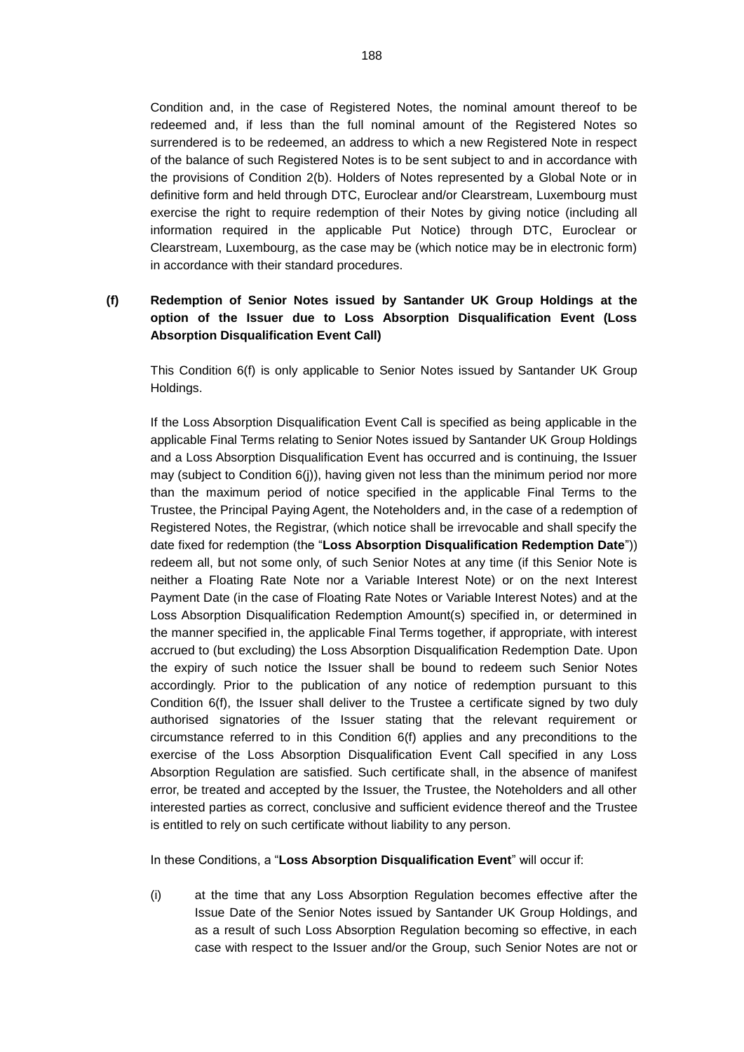Condition and, in the case of Registered Notes, the nominal amount thereof to be redeemed and, if less than the full nominal amount of the Registered Notes so surrendered is to be redeemed, an address to which a new Registered Note in respect of the balance of such Registered Notes is to be sent subject to and in accordance with the provisions of Condition 2(b). Holders of Notes represented by a Global Note or in definitive form and held through DTC, Euroclear and/or Clearstream, Luxembourg must exercise the right to require redemption of their Notes by giving notice (including all information required in the applicable Put Notice) through DTC, Euroclear or Clearstream, Luxembourg, as the case may be (which notice may be in electronic form) in accordance with their standard procedures.

**(f) Redemption of Senior Notes issued by Santander UK Group Holdings at the option of the Issuer due to Loss Absorption Disqualification Event (Loss Absorption Disqualification Event Call)**

This Condition 6(f) is only applicable to Senior Notes issued by Santander UK Group Holdings.

If the Loss Absorption Disqualification Event Call is specified as being applicable in the applicable Final Terms relating to Senior Notes issued by Santander UK Group Holdings and a Loss Absorption Disqualification Event has occurred and is continuing, the Issuer may (subject to Condition 6(j)), having given not less than the minimum period nor more than the maximum period of notice specified in the applicable Final Terms to the Trustee, the Principal Paying Agent, the Noteholders and, in the case of a redemption of Registered Notes, the Registrar, (which notice shall be irrevocable and shall specify the date fixed for redemption (the "**Loss Absorption Disqualification Redemption Date**")) redeem all, but not some only, of such Senior Notes at any time (if this Senior Note is neither a Floating Rate Note nor a Variable Interest Note) or on the next Interest Payment Date (in the case of Floating Rate Notes or Variable Interest Notes) and at the Loss Absorption Disqualification Redemption Amount(s) specified in, or determined in the manner specified in, the applicable Final Terms together, if appropriate, with interest accrued to (but excluding) the Loss Absorption Disqualification Redemption Date. Upon the expiry of such notice the Issuer shall be bound to redeem such Senior Notes accordingly. Prior to the publication of any notice of redemption pursuant to this Condition 6(f), the Issuer shall deliver to the Trustee a certificate signed by two duly authorised signatories of the Issuer stating that the relevant requirement or circumstance referred to in this Condition 6(f) applies and any preconditions to the exercise of the Loss Absorption Disqualification Event Call specified in any Loss Absorption Regulation are satisfied. Such certificate shall, in the absence of manifest error, be treated and accepted by the Issuer, the Trustee, the Noteholders and all other interested parties as correct, conclusive and sufficient evidence thereof and the Trustee is entitled to rely on such certificate without liability to any person.

In these Conditions, a "**Loss Absorption Disqualification Event**" will occur if:

(i) at the time that any Loss Absorption Regulation becomes effective after the Issue Date of the Senior Notes issued by Santander UK Group Holdings, and as a result of such Loss Absorption Regulation becoming so effective, in each case with respect to the Issuer and/or the Group, such Senior Notes are not or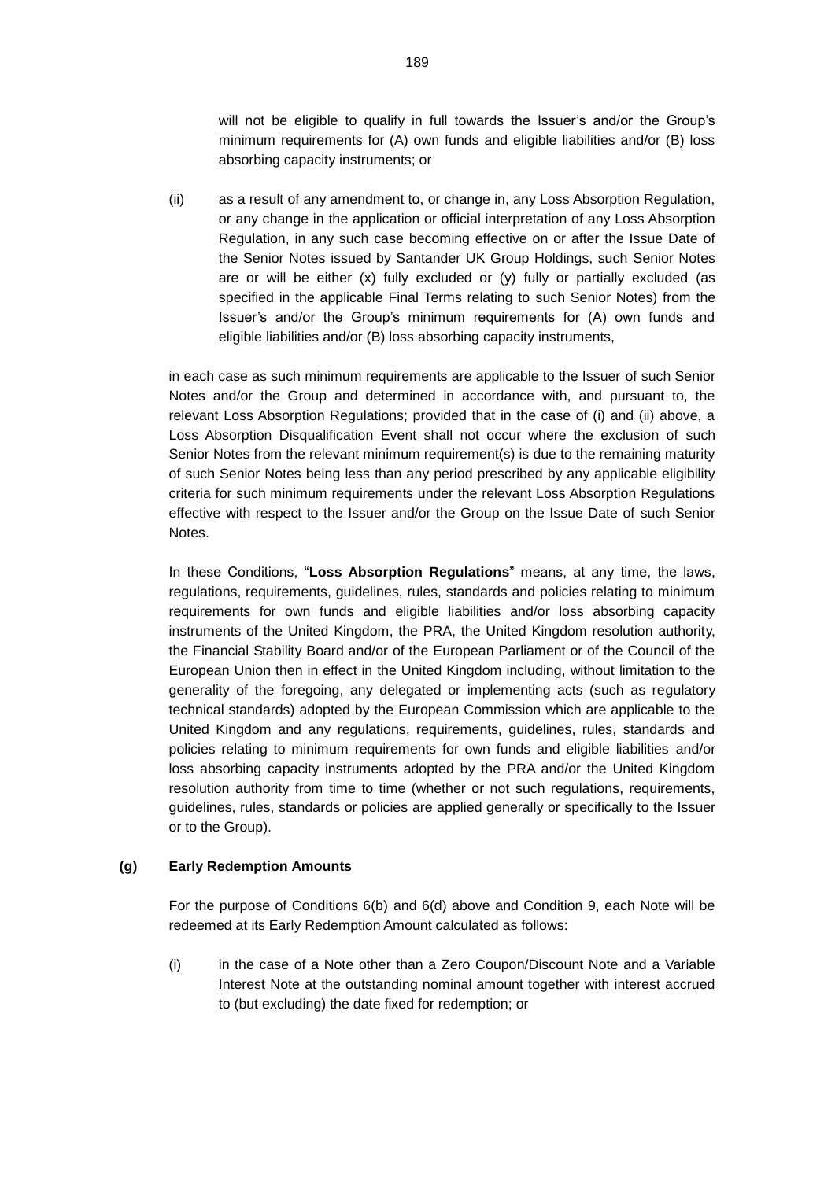will not be eligible to qualify in full towards the Issuer's and/or the Group's minimum requirements for (A) own funds and eligible liabilities and/or (B) loss absorbing capacity instruments; or

(ii) as a result of any amendment to, or change in, any Loss Absorption Regulation, or any change in the application or official interpretation of any Loss Absorption Regulation, in any such case becoming effective on or after the Issue Date of the Senior Notes issued by Santander UK Group Holdings, such Senior Notes are or will be either (x) fully excluded or (y) fully or partially excluded (as specified in the applicable Final Terms relating to such Senior Notes) from the Issuer's and/or the Group's minimum requirements for (A) own funds and eligible liabilities and/or (B) loss absorbing capacity instruments,

in each case as such minimum requirements are applicable to the Issuer of such Senior Notes and/or the Group and determined in accordance with, and pursuant to, the relevant Loss Absorption Regulations; provided that in the case of (i) and (ii) above, a Loss Absorption Disqualification Event shall not occur where the exclusion of such Senior Notes from the relevant minimum requirement(s) is due to the remaining maturity of such Senior Notes being less than any period prescribed by any applicable eligibility criteria for such minimum requirements under the relevant Loss Absorption Regulations effective with respect to the Issuer and/or the Group on the Issue Date of such Senior Notes.

In these Conditions, "**Loss Absorption Regulations**" means, at any time, the laws, regulations, requirements, guidelines, rules, standards and policies relating to minimum requirements for own funds and eligible liabilities and/or loss absorbing capacity instruments of the United Kingdom, the PRA, the United Kingdom resolution authority, the Financial Stability Board and/or of the European Parliament or of the Council of the European Union then in effect in the United Kingdom including, without limitation to the generality of the foregoing, any delegated or implementing acts (such as regulatory technical standards) adopted by the European Commission which are applicable to the United Kingdom and any regulations, requirements, guidelines, rules, standards and policies relating to minimum requirements for own funds and eligible liabilities and/or loss absorbing capacity instruments adopted by the PRA and/or the United Kingdom resolution authority from time to time (whether or not such regulations, requirements, guidelines, rules, standards or policies are applied generally or specifically to the Issuer or to the Group).

**(g) Early Redemption Amounts**

For the purpose of Conditions 6(b) and 6(d) above and Condition 9, each Note will be redeemed at its Early Redemption Amount calculated as follows:

(i) in the case of a Note other than a Zero Coupon/Discount Note and a Variable Interest Note at the outstanding nominal amount together with interest accrued to (but excluding) the date fixed for redemption; or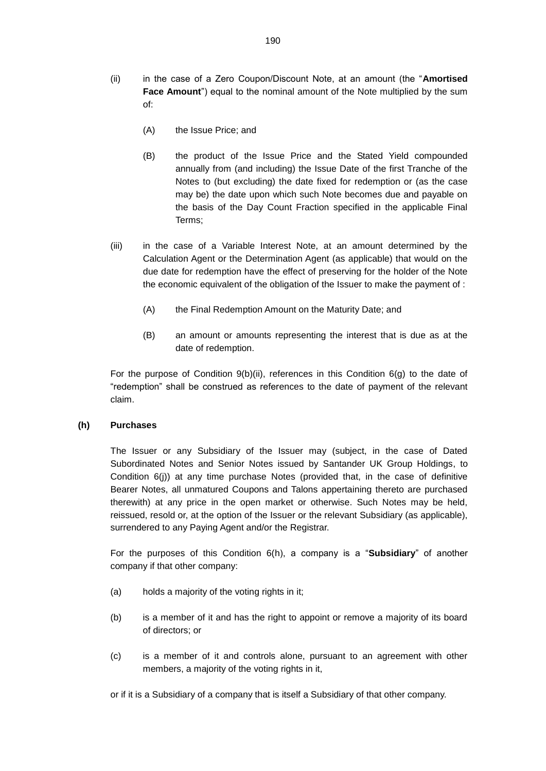(ii) in the case of a Zero Coupon/Discount Note, at an amount (the "**Amortised Face Amount**") equal to the nominal amount of the Note multiplied by the sum of:

   (A) the Issue Price; and

   (B) the product of the Issue Price and the Stated Yield compounded annually from (and including) the Issue Date of the first Tranche of the Notes to (but excluding) the date fixed for redemption or (as the case may be) the date upon which such Note becomes due and payable on the basis of the Day Count Fraction specified in the applicable Final Terms;

(iii) in the case of a Variable Interest Note, at an amount determined by the Calculation Agent or the Determination Agent (as applicable) that would on the due date for redemption have the effect of preserving for the holder of the Note the economic equivalent of the obligation of the Issuer to make the payment of :

   (A) the Final Redemption Amount on the Maturity Date; and

   (B) an amount or amounts representing the interest that is due as at the date of redemption.

For the purpose of Condition 9(b)(ii), references in this Condition 6(g) to the date of "redemption" shall be construed as references to the date of payment of the relevant claim.

**(h) Purchases**

The Issuer or any Subsidiary of the Issuer may (subject, in the case of Dated Subordinated Notes and Senior Notes issued by Santander UK Group Holdings, to Condition 6(j)) at any time purchase Notes (provided that, in the case of definitive Bearer Notes, all unmatured Coupons and Talons appertaining thereto are purchased therewith) at any price in the open market or otherwise. Such Notes may be held, reissued, resold or, at the option of the Issuer or the relevant Subsidiary (as applicable), surrendered to any Paying Agent and/or the Registrar.

For the purposes of this Condition 6(h), a company is a "**Subsidiary**" of another company if that other company:

(a) holds a majority of the voting rights in it;

(b) is a member of it and has the right to appoint or remove a majority of its board of directors; or

(c) is a member of it and controls alone, pursuant to an agreement with other members, a majority of the voting rights in it,

or if it is a Subsidiary of a company that is itself a Subsidiary of that other company.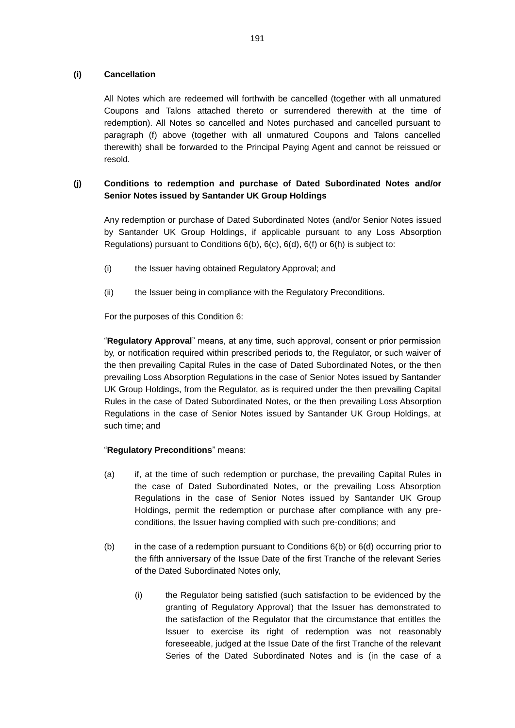**(i) Cancellation**

All Notes which are redeemed will forthwith be cancelled (together with all unmatured Coupons and Talons attached thereto or surrendered therewith at the time of redemption). All Notes so cancelled and Notes purchased and cancelled pursuant to paragraph (f) above (together with all unmatured Coupons and Talons cancelled therewith) shall be forwarded to the Principal Paying Agent and cannot be reissued or resold.

**(j) Conditions to redemption and purchase of Dated Subordinated Notes and/or Senior Notes issued by Santander UK Group Holdings**

Any redemption or purchase of Dated Subordinated Notes (and/or Senior Notes issued by Santander UK Group Holdings, if applicable pursuant to any Loss Absorption Regulations) pursuant to Conditions 6(b), 6(c), 6(d), 6(f) or 6(h) is subject to:

(i) the Issuer having obtained Regulatory Approval; and

(ii) the Issuer being in compliance with the Regulatory Preconditions.

For the purposes of this Condition 6:

"**Regulatory Approval**" means, at any time, such approval, consent or prior permission by, or notification required within prescribed periods to, the Regulator, or such waiver of the then prevailing Capital Rules in the case of Dated Subordinated Notes, or the then prevailing Loss Absorption Regulations in the case of Senior Notes issued by Santander UK Group Holdings, from the Regulator, as is required under the then prevailing Capital Rules in the case of Dated Subordinated Notes, or the then prevailing Loss Absorption Regulations in the case of Senior Notes issued by Santander UK Group Holdings, at such time; and

"**Regulatory Preconditions**" means:

(a) if, at the time of such redemption or purchase, the prevailing Capital Rules in the case of Dated Subordinated Notes, or the prevailing Loss Absorption Regulations in the case of Senior Notes issued by Santander UK Group Holdings, permit the redemption or purchase after compliance with any pre-conditions, the Issuer having complied with such pre-conditions; and

(b) in the case of a redemption pursuant to Conditions 6(b) or 6(d) occurring prior to the fifth anniversary of the Issue Date of the first Tranche of the relevant Series of the Dated Subordinated Notes only,

   (i) the Regulator being satisfied (such satisfaction to be evidenced by the granting of Regulatory Approval) that the Issuer has demonstrated to the satisfaction of the Regulator that the circumstance that entitles the Issuer to exercise its right of redemption was not reasonably foreseeable, judged at the Issue Date of the first Tranche of the relevant Series of the Dated Subordinated Notes and is (in the case of a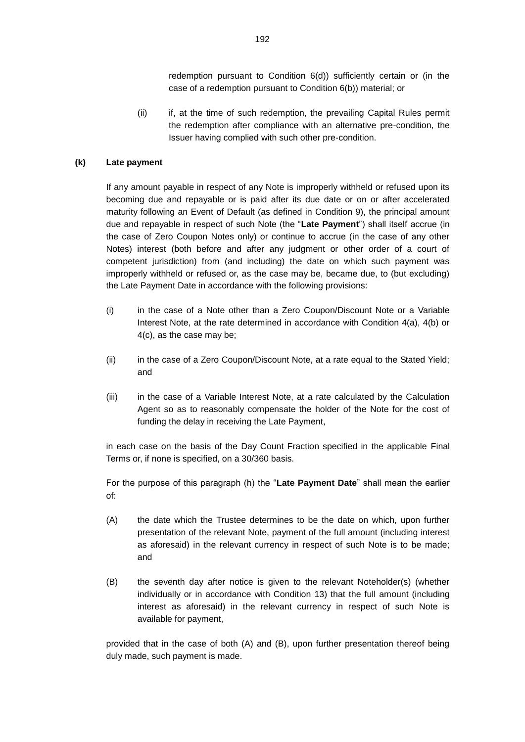redemption pursuant to Condition 6(d)) sufficiently certain or (in the case of a redemption pursuant to Condition 6(b)) material; or

(ii) if, at the time of such redemption, the prevailing Capital Rules permit the redemption after compliance with an alternative pre-condition, the Issuer having complied with such other pre-condition.

**(k) Late payment**

If any amount payable in respect of any Note is improperly withheld or refused upon its becoming due and repayable or is paid after its due date or on or after accelerated maturity following an Event of Default (as defined in Condition 9), the principal amount due and repayable in respect of such Note (the "**Late Payment**") shall itself accrue (in the case of Zero Coupon Notes only) or continue to accrue (in the case of any other Notes) interest (both before and after any judgment or other order of a court of competent jurisdiction) from (and including) the date on which such payment was improperly withheld or refused or, as the case may be, became due, to (but excluding) the Late Payment Date in accordance with the following provisions:

(i) in the case of a Note other than a Zero Coupon/Discount Note or a Variable Interest Note, at the rate determined in accordance with Condition 4(a), 4(b) or 4(c), as the case may be;

(ii) in the case of a Zero Coupon/Discount Note, at a rate equal to the Stated Yield; and

(iii) in the case of a Variable Interest Note, at a rate calculated by the Calculation Agent so as to reasonably compensate the holder of the Note for the cost of funding the delay in receiving the Late Payment,

in each case on the basis of the Day Count Fraction specified in the applicable Final Terms or, if none is specified, on a 30/360 basis.

For the purpose of this paragraph (h) the "**Late Payment Date**" shall mean the earlier of:

(A) the date which the Trustee determines to be the date on which, upon further presentation of the relevant Note, payment of the full amount (including interest as aforesaid) in the relevant currency in respect of such Note is to be made; and

(B) the seventh day after notice is given to the relevant Noteholder(s) (whether individually or in accordance with Condition 13) that the full amount (including interest as aforesaid) in the relevant currency in respect of such Note is available for payment,

provided that in the case of both (A) and (B), upon further presentation thereof being duly made, such payment is made.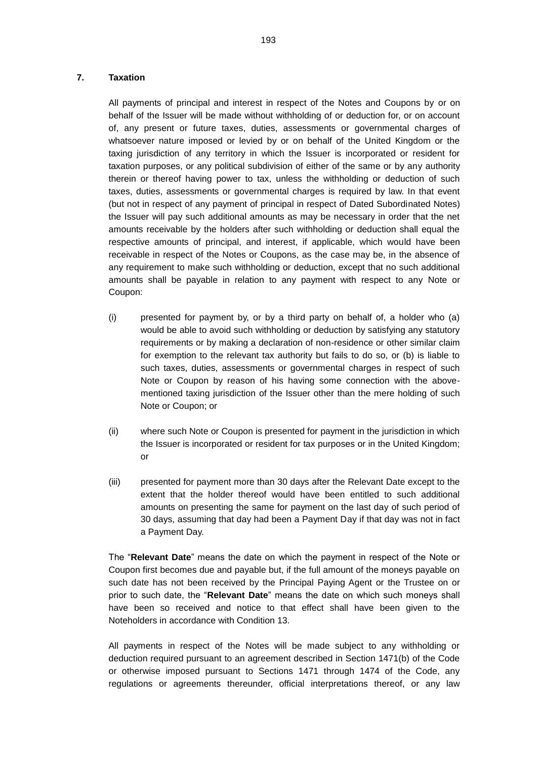## 7. Taxation

All payments of principal and interest in respect of the Notes and Coupons by or on behalf of the Issuer will be made without withholding of or deduction for, or on account of, any present or future taxes, duties, assessments or governmental charges of whatsoever nature imposed or levied by or on behalf of the United Kingdom or the taxing jurisdiction of any territory in which the Issuer is incorporated or resident for taxation purposes, or any political subdivision of either of the same or by any authority therein or thereof having power to tax, unless the withholding or deduction of such taxes, duties, assessments or governmental charges is required by law. In that event (but not in respect of any payment of principal in respect of Dated Subordinated Notes) the Issuer will pay such additional amounts as may be necessary in order that the net amounts receivable by the holders after such withholding or deduction shall equal the respective amounts of principal, and interest, if applicable, which would have been receivable in respect of the Notes or Coupons, as the case may be, in the absence of any requirement to make such withholding or deduction, except that no such additional amounts shall be payable in relation to any payment with respect to any Note or Coupon:

(i) presented for payment by, or by a third party on behalf of, a holder who (a) would be able to avoid such withholding or deduction by satisfying any statutory requirements or by making a declaration of non-residence or other similar claim for exemption to the relevant tax authority but fails to do so, or (b) is liable to such taxes, duties, assessments or governmental charges in respect of such Note or Coupon by reason of his having some connection with the above-mentioned taxing jurisdiction of the Issuer other than the mere holding of such Note or Coupon; or

(ii) where such Note or Coupon is presented for payment in the jurisdiction in which the Issuer is incorporated or resident for tax purposes or in the United Kingdom; or

(iii) presented for payment more than 30 days after the Relevant Date except to the extent that the holder thereof would have been entitled to such additional amounts on presenting the same for payment on the last day of such period of 30 days, assuming that day had been a Payment Day if that day was not in fact a Payment Day.

The "**Relevant Date**" means the date on which the payment in respect of the Note or Coupon first becomes due and payable but, if the full amount of the moneys payable on such date has not been received by the Principal Paying Agent or the Trustee on or prior to such date, the "**Relevant Date**" means the date on which such moneys shall have been so received and notice to that effect shall have been given to the Noteholders in accordance with Condition 13.

All payments in respect of the Notes will be made subject to any withholding or deduction required pursuant to an agreement described in Section 1471(b) of the Code or otherwise imposed pursuant to Sections 1471 through 1474 of the Code, any regulations or agreements thereunder, official interpretations thereof, or any law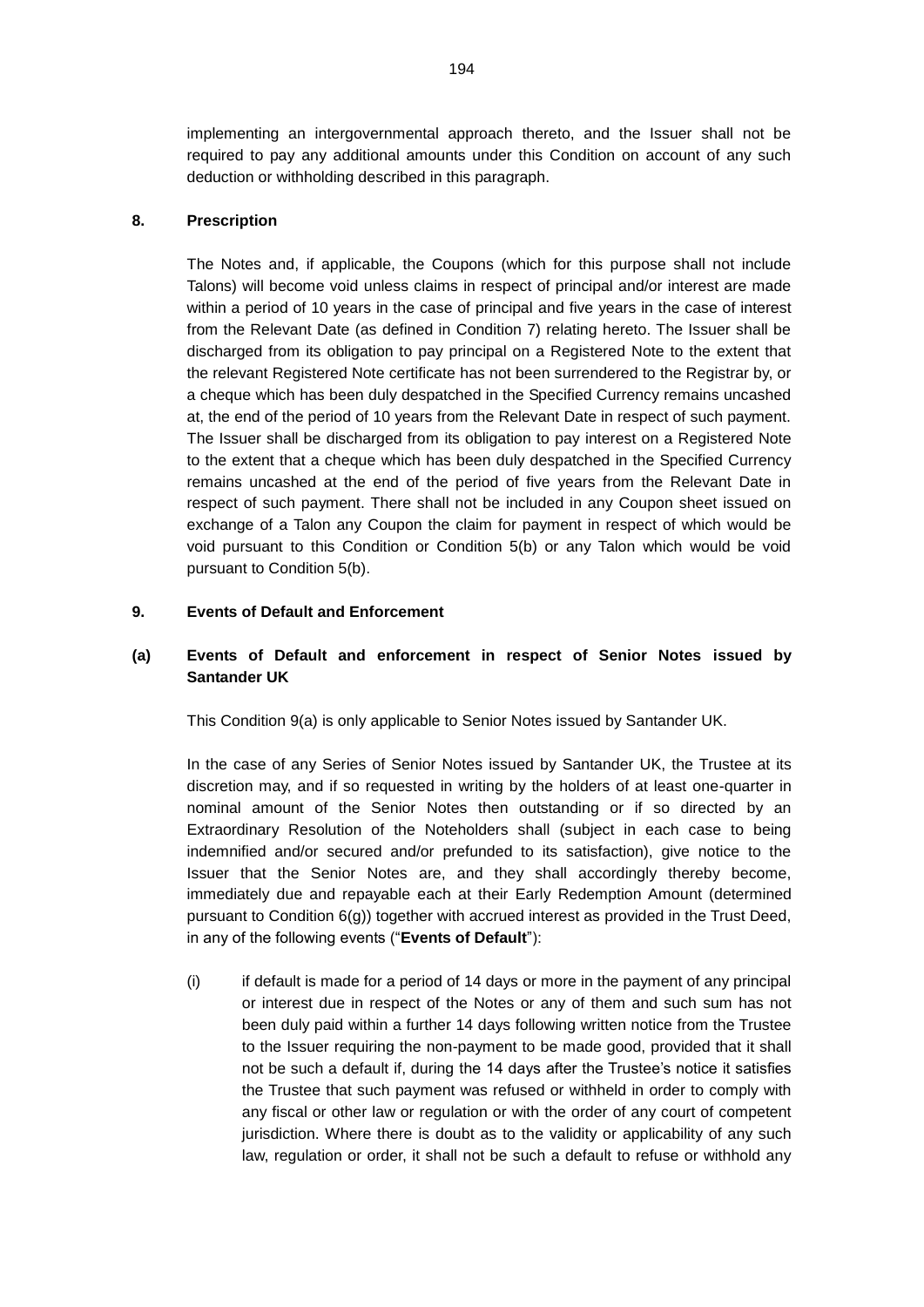implementing an intergovernmental approach thereto, and the Issuer shall not be required to pay any additional amounts under this Condition on account of any such deduction or withholding described in this paragraph.

## 8. Prescription

The Notes and, if applicable, the Coupons (which for this purpose shall not include Talons) will become void unless claims in respect of principal and/or interest are made within a period of 10 years in the case of principal and five years in the case of interest from the Relevant Date (as defined in Condition 7) relating hereto. The Issuer shall be discharged from its obligation to pay principal on a Registered Note to the extent that the relevant Registered Note certificate has not been surrendered to the Registrar by, or a cheque which has been duly despatched in the Specified Currency remains uncashed at, the end of the period of 10 years from the Relevant Date in respect of such payment. The Issuer shall be discharged from its obligation to pay interest on a Registered Note to the extent that a cheque which has been duly despatched in the Specified Currency remains uncashed at the end of the period of five years from the Relevant Date in respect of such payment. There shall not be included in any Coupon sheet issued on exchange of a Talon any Coupon the claim for payment in respect of which would be void pursuant to this Condition or Condition 5(b) or any Talon which would be void pursuant to Condition 5(b).

## 9. Events of Default and Enforcement

### (a) Events of Default and enforcement in respect of Senior Notes issued by Santander UK

This Condition 9(a) is only applicable to Senior Notes issued by Santander UK.

In the case of any Series of Senior Notes issued by Santander UK, the Trustee at its discretion may, and if so requested in writing by the holders of at least one-quarter in nominal amount of the Senior Notes then outstanding or if so directed by an Extraordinary Resolution of the Noteholders shall (subject in each case to being indemnified and/or secured and/or prefunded to its satisfaction), give notice to the Issuer that the Senior Notes are, and they shall accordingly thereby become, immediately due and repayable each at their Early Redemption Amount (determined pursuant to Condition 6(g)) together with accrued interest as provided in the Trust Deed, in any of the following events ("**Events of Default**"):

(i) if default is made for a period of 14 days or more in the payment of any principal or interest due in respect of the Notes or any of them and such sum has not been duly paid within a further 14 days following written notice from the Trustee to the Issuer requiring the non-payment to be made good, provided that it shall not be such a default if, during the 14 days after the Trustee's notice it satisfies the Trustee that such payment was refused or withheld in order to comply with any fiscal or other law or regulation or with the order of any court of competent jurisdiction. Where there is doubt as to the validity or applicability of any such law, regulation or order, it shall not be such a default to refuse or withhold any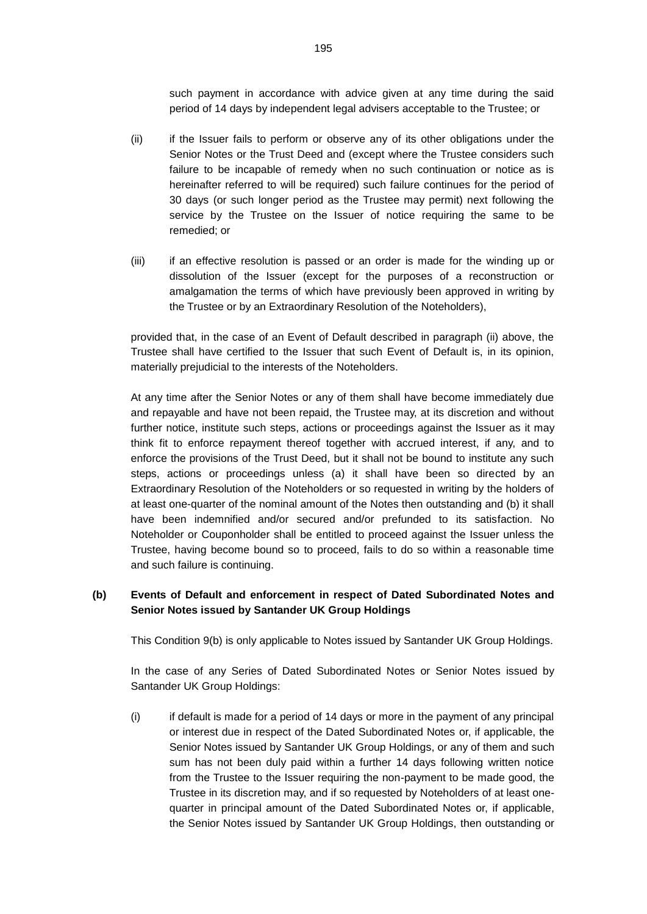such payment in accordance with advice given at any time during the said period of 14 days by independent legal advisers acceptable to the Trustee; or

(ii) if the Issuer fails to perform or observe any of its other obligations under the Senior Notes or the Trust Deed and (except where the Trustee considers such failure to be incapable of remedy when no such continuation or notice as is hereinafter referred to will be required) such failure continues for the period of 30 days (or such longer period as the Trustee may permit) next following the service by the Trustee on the Issuer of notice requiring the same to be remedied; or

(iii) if an effective resolution is passed or an order is made for the winding up or dissolution of the Issuer (except for the purposes of a reconstruction or amalgamation the terms of which have previously been approved in writing by the Trustee or by an Extraordinary Resolution of the Noteholders),

provided that, in the case of an Event of Default described in paragraph (ii) above, the Trustee shall have certified to the Issuer that such Event of Default is, in its opinion, materially prejudicial to the interests of the Noteholders.

At any time after the Senior Notes or any of them shall have become immediately due and repayable and have not been repaid, the Trustee may, at its discretion and without further notice, institute such steps, actions or proceedings against the Issuer as it may think fit to enforce repayment thereof together with accrued interest, if any, and to enforce the provisions of the Trust Deed, but it shall not be bound to institute any such steps, actions or proceedings unless (a) it shall have been so directed by an Extraordinary Resolution of the Noteholders or so requested in writing by the holders of at least one-quarter of the nominal amount of the Notes then outstanding and (b) it shall have been indemnified and/or secured and/or prefunded to its satisfaction. No Noteholder or Couponholder shall be entitled to proceed against the Issuer unless the Trustee, having become bound so to proceed, fails to do so within a reasonable time and such failure is continuing.

**(b) Events of Default and enforcement in respect of Dated Subordinated Notes and Senior Notes issued by Santander UK Group Holdings**

This Condition 9(b) is only applicable to Notes issued by Santander UK Group Holdings.

In the case of any Series of Dated Subordinated Notes or Senior Notes issued by Santander UK Group Holdings:

(i) if default is made for a period of 14 days or more in the payment of any principal or interest due in respect of the Dated Subordinated Notes or, if applicable, the Senior Notes issued by Santander UK Group Holdings, or any of them and such sum has not been duly paid within a further 14 days following written notice from the Trustee to the Issuer requiring the non-payment to be made good, the Trustee in its discretion may, and if so requested by Noteholders of at least one-quarter in principal amount of the Dated Subordinated Notes or, if applicable, the Senior Notes issued by Santander UK Group Holdings, then outstanding or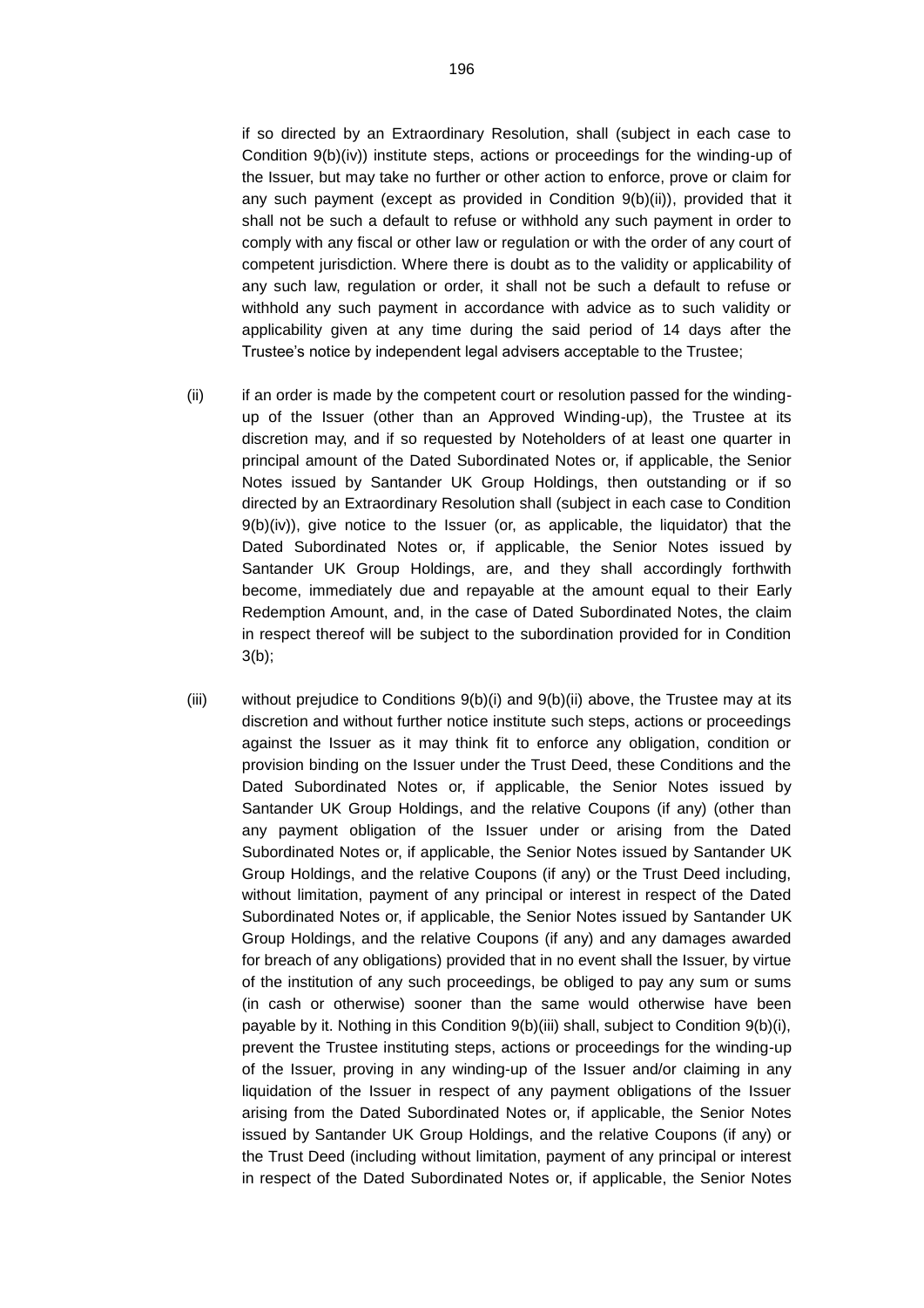if so directed by an Extraordinary Resolution, shall (subject in each case to Condition 9(b)(iv)) institute steps, actions or proceedings for the winding-up of the Issuer, but may take no further or other action to enforce, prove or claim for any such payment (except as provided in Condition 9(b)(ii)), provided that it shall not be such a default to refuse or withhold any such payment in order to comply with any fiscal or other law or regulation or with the order of any court of competent jurisdiction. Where there is doubt as to the validity or applicability of any such law, regulation or order, it shall not be such a default to refuse or withhold any such payment in accordance with advice as to such validity or applicability given at any time during the said period of 14 days after the Trustee's notice by independent legal advisers acceptable to the Trustee;

(ii) if an order is made by the competent court or resolution passed for the winding-up of the Issuer (other than an Approved Winding-up), the Trustee at its discretion may, and if so requested by Noteholders of at least one quarter in principal amount of the Dated Subordinated Notes or, if applicable, the Senior Notes issued by Santander UK Group Holdings, then outstanding or if so directed by an Extraordinary Resolution shall (subject in each case to Condition 9(b)(iv)), give notice to the Issuer (or, as applicable, the liquidator) that the Dated Subordinated Notes or, if applicable, the Senior Notes issued by Santander UK Group Holdings, are, and they shall accordingly forthwith become, immediately due and repayable at the amount equal to their Early Redemption Amount, and, in the case of Dated Subordinated Notes, the claim in respect thereof will be subject to the subordination provided for in Condition 3(b);

(iii) without prejudice to Conditions 9(b)(i) and 9(b)(ii) above, the Trustee may at its discretion and without further notice institute such steps, actions or proceedings against the Issuer as it may think fit to enforce any obligation, condition or provision binding on the Issuer under the Trust Deed, these Conditions and the Dated Subordinated Notes or, if applicable, the Senior Notes issued by Santander UK Group Holdings, and the relative Coupons (if any) (other than any payment obligation of the Issuer under or arising from the Dated Subordinated Notes or, if applicable, the Senior Notes issued by Santander UK Group Holdings, and the relative Coupons (if any) or the Trust Deed including, without limitation, payment of any principal or interest in respect of the Dated Subordinated Notes or, if applicable, the Senior Notes issued by Santander UK Group Holdings, and the relative Coupons (if any) and any damages awarded for breach of any obligations) provided that in no event shall the Issuer, by virtue of the institution of any such proceedings, be obliged to pay any sum or sums (in cash or otherwise) sooner than the same would otherwise have been payable by it. Nothing in this Condition 9(b)(iii) shall, subject to Condition 9(b)(i), prevent the Trustee instituting steps, actions or proceedings for the winding-up of the Issuer, proving in any winding-up of the Issuer and/or claiming in any liquidation of the Issuer in respect of any payment obligations of the Issuer arising from the Dated Subordinated Notes or, if applicable, the Senior Notes issued by Santander UK Group Holdings, and the relative Coupons (if any) or the Trust Deed (including without limitation, payment of any principal or interest in respect of the Dated Subordinated Notes or, if applicable, the Senior Notes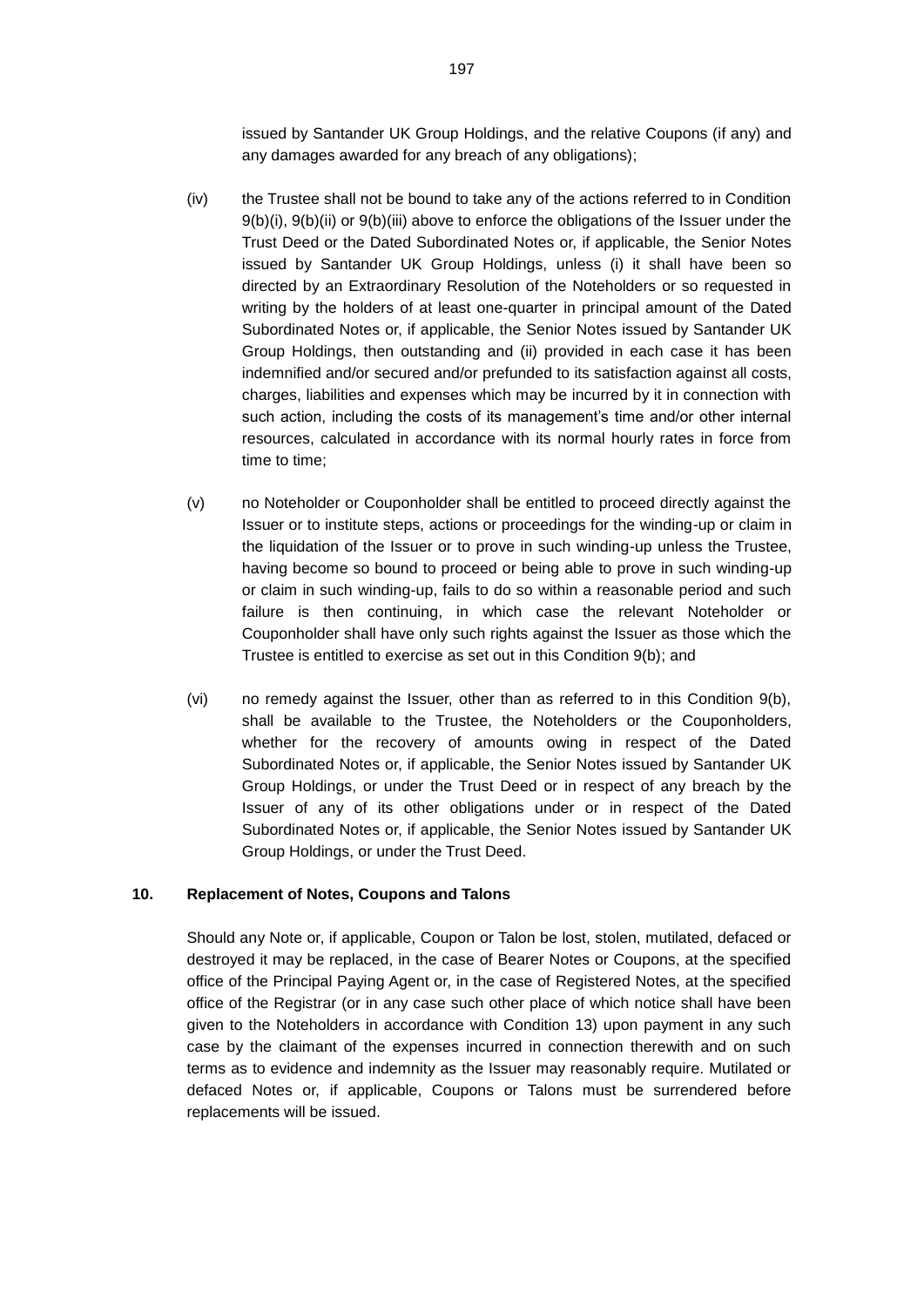issued by Santander UK Group Holdings, and the relative Coupons (if any) and any damages awarded for any breach of any obligations);

(iv) the Trustee shall not be bound to take any of the actions referred to in Condition 9(b)(i), 9(b)(ii) or 9(b)(iii) above to enforce the obligations of the Issuer under the Trust Deed or the Dated Subordinated Notes or, if applicable, the Senior Notes issued by Santander UK Group Holdings, unless (i) it shall have been so directed by an Extraordinary Resolution of the Noteholders or so requested in writing by the holders of at least one-quarter in principal amount of the Dated Subordinated Notes or, if applicable, the Senior Notes issued by Santander UK Group Holdings, then outstanding and (ii) provided in each case it has been indemnified and/or secured and/or prefunded to its satisfaction against all costs, charges, liabilities and expenses which may be incurred by it in connection with such action, including the costs of its management's time and/or other internal resources, calculated in accordance with its normal hourly rates in force from time to time;

(v) no Noteholder or Couponholder shall be entitled to proceed directly against the Issuer or to institute steps, actions or proceedings for the winding-up or claim in the liquidation of the Issuer or to prove in such winding-up unless the Trustee, having become so bound to proceed or being able to prove in such winding-up or claim in such winding-up, fails to do so within a reasonable period and such failure is then continuing, in which case the relevant Noteholder or Couponholder shall have only such rights against the Issuer as those which the Trustee is entitled to exercise as set out in this Condition 9(b); and

(vi) no remedy against the Issuer, other than as referred to in this Condition 9(b), shall be available to the Trustee, the Noteholders or the Couponholders, whether for the recovery of amounts owing in respect of the Dated Subordinated Notes or, if applicable, the Senior Notes issued by Santander UK Group Holdings, or under the Trust Deed or in respect of any breach by the Issuer of any of its other obligations under or in respect of the Dated Subordinated Notes or, if applicable, the Senior Notes issued by Santander UK Group Holdings, or under the Trust Deed.

## 10. Replacement of Notes, Coupons and Talons

Should any Note or, if applicable, Coupon or Talon be lost, stolen, mutilated, defaced or destroyed it may be replaced, in the case of Bearer Notes or Coupons, at the specified office of the Principal Paying Agent or, in the case of Registered Notes, at the specified office of the Registrar (or in any case such other place of which notice shall have been given to the Noteholders in accordance with Condition 13) upon payment in any such case by the claimant of the expenses incurred in connection therewith and on such terms as to evidence and indemnity as the Issuer may reasonably require. Mutilated or defaced Notes or, if applicable, Coupons or Talons must be surrendered before replacements will be issued.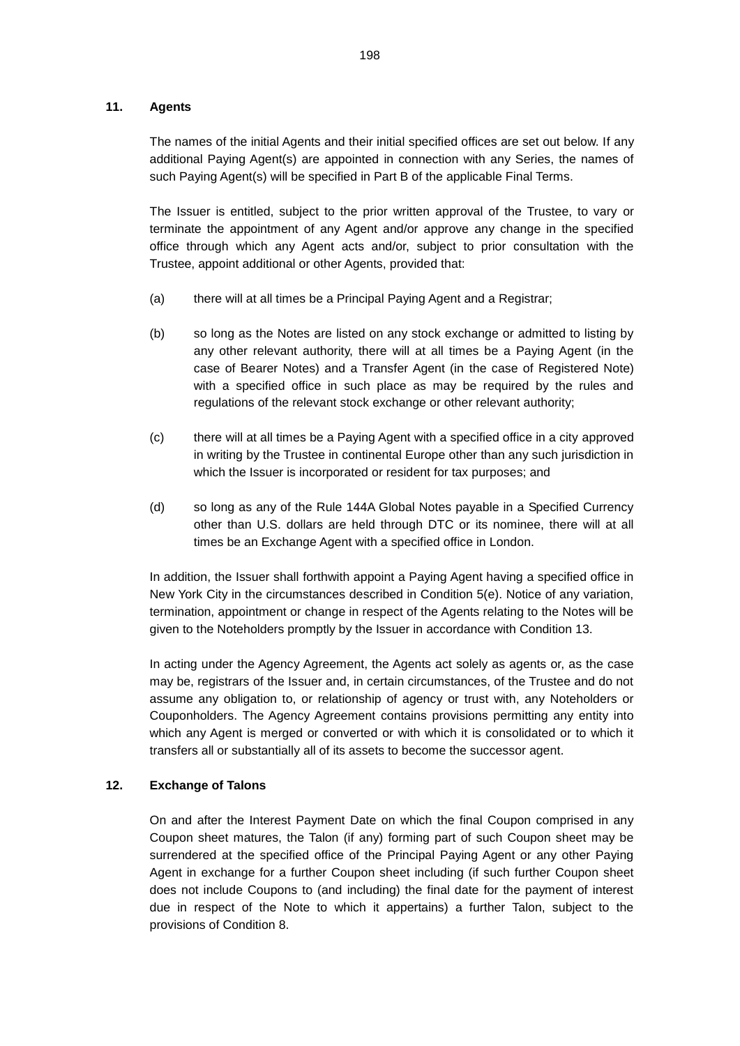## 11. Agents

The names of the initial Agents and their initial specified offices are set out below. If any additional Paying Agent(s) are appointed in connection with any Series, the names of such Paying Agent(s) will be specified in Part B of the applicable Final Terms.

The Issuer is entitled, subject to the prior written approval of the Trustee, to vary or terminate the appointment of any Agent and/or approve any change in the specified office through which any Agent acts and/or, subject to prior consultation with the Trustee, appoint additional or other Agents, provided that:

(a) there will at all times be a Principal Paying Agent and a Registrar;

(b) so long as the Notes are listed on any stock exchange or admitted to listing by any other relevant authority, there will at all times be a Paying Agent (in the case of Bearer Notes) and a Transfer Agent (in the case of Registered Note) with a specified office in such place as may be required by the rules and regulations of the relevant stock exchange or other relevant authority;

(c) there will at all times be a Paying Agent with a specified office in a city approved in writing by the Trustee in continental Europe other than any such jurisdiction in which the Issuer is incorporated or resident for tax purposes; and

(d) so long as any of the Rule 144A Global Notes payable in a Specified Currency other than U.S. dollars are held through DTC or its nominee, there will at all times be an Exchange Agent with a specified office in London.

In addition, the Issuer shall forthwith appoint a Paying Agent having a specified office in New York City in the circumstances described in Condition 5(e). Notice of any variation, termination, appointment or change in respect of the Agents relating to the Notes will be given to the Noteholders promptly by the Issuer in accordance with Condition 13.

In acting under the Agency Agreement, the Agents act solely as agents or, as the case may be, registrars of the Issuer and, in certain circumstances, of the Trustee and do not assume any obligation to, or relationship of agency or trust with, any Noteholders or Couponholders. The Agency Agreement contains provisions permitting any entity into which any Agent is merged or converted or with which it is consolidated or to which it transfers all or substantially all of its assets to become the successor agent.

## 12. Exchange of Talons

On and after the Interest Payment Date on which the final Coupon comprised in any Coupon sheet matures, the Talon (if any) forming part of such Coupon sheet may be surrendered at the specified office of the Principal Paying Agent or any other Paying Agent in exchange for a further Coupon sheet including (if such further Coupon sheet does not include Coupons to (and including) the final date for the payment of interest due in respect of the Note to which it appertains) a further Talon, subject to the provisions of Condition 8.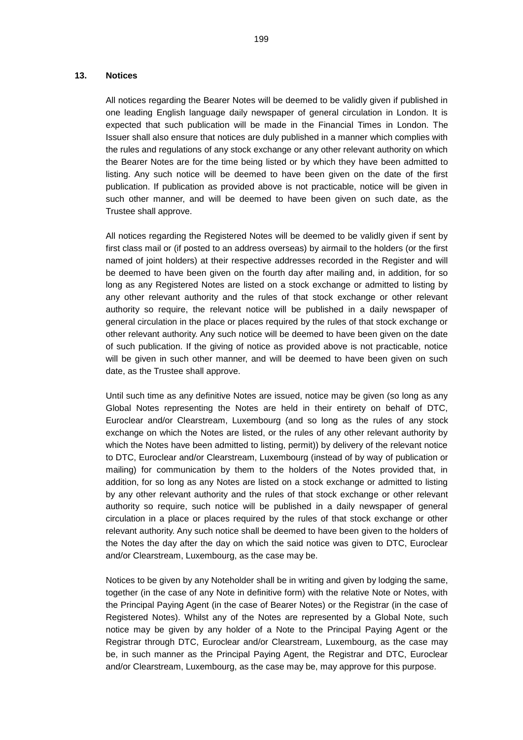## 13. Notices

All notices regarding the Bearer Notes will be deemed to be validly given if published in one leading English language daily newspaper of general circulation in London. It is expected that such publication will be made in the Financial Times in London. The Issuer shall also ensure that notices are duly published in a manner which complies with the rules and regulations of any stock exchange or any other relevant authority on which the Bearer Notes are for the time being listed or by which they have been admitted to listing. Any such notice will be deemed to have been given on the date of the first publication. If publication as provided above is not practicable, notice will be given in such other manner, and will be deemed to have been given on such date, as the Trustee shall approve.

All notices regarding the Registered Notes will be deemed to be validly given if sent by first class mail or (if posted to an address overseas) by airmail to the holders (or the first named of joint holders) at their respective addresses recorded in the Register and will be deemed to have been given on the fourth day after mailing and, in addition, for so long as any Registered Notes are listed on a stock exchange or admitted to listing by any other relevant authority and the rules of that stock exchange or other relevant authority so require, the relevant notice will be published in a daily newspaper of general circulation in the place or places required by the rules of that stock exchange or other relevant authority. Any such notice will be deemed to have been given on the date of such publication. If the giving of notice as provided above is not practicable, notice will be given in such other manner, and will be deemed to have been given on such date, as the Trustee shall approve.

Until such time as any definitive Notes are issued, notice may be given (so long as any Global Notes representing the Notes are held in their entirety on behalf of DTC, Euroclear and/or Clearstream, Luxembourg (and so long as the rules of any stock exchange on which the Notes are listed, or the rules of any other relevant authority by which the Notes have been admitted to listing, permit)) by delivery of the relevant notice to DTC, Euroclear and/or Clearstream, Luxembourg (instead of by way of publication or mailing) for communication by them to the holders of the Notes provided that, in addition, for so long as any Notes are listed on a stock exchange or admitted to listing by any other relevant authority and the rules of that stock exchange or other relevant authority so require, such notice will be published in a daily newspaper of general circulation in a place or places required by the rules of that stock exchange or other relevant authority. Any such notice shall be deemed to have been given to the holders of the Notes the day after the day on which the said notice was given to DTC, Euroclear and/or Clearstream, Luxembourg, as the case may be.

Notices to be given by any Noteholder shall be in writing and given by lodging the same, together (in the case of any Note in definitive form) with the relative Note or Notes, with the Principal Paying Agent (in the case of Bearer Notes) or the Registrar (in the case of Registered Notes). Whilst any of the Notes are represented by a Global Note, such notice may be given by any holder of a Note to the Principal Paying Agent or the Registrar through DTC, Euroclear and/or Clearstream, Luxembourg, as the case may be, in such manner as the Principal Paying Agent, the Registrar and DTC, Euroclear and/or Clearstream, Luxembourg, as the case may be, may approve for this purpose.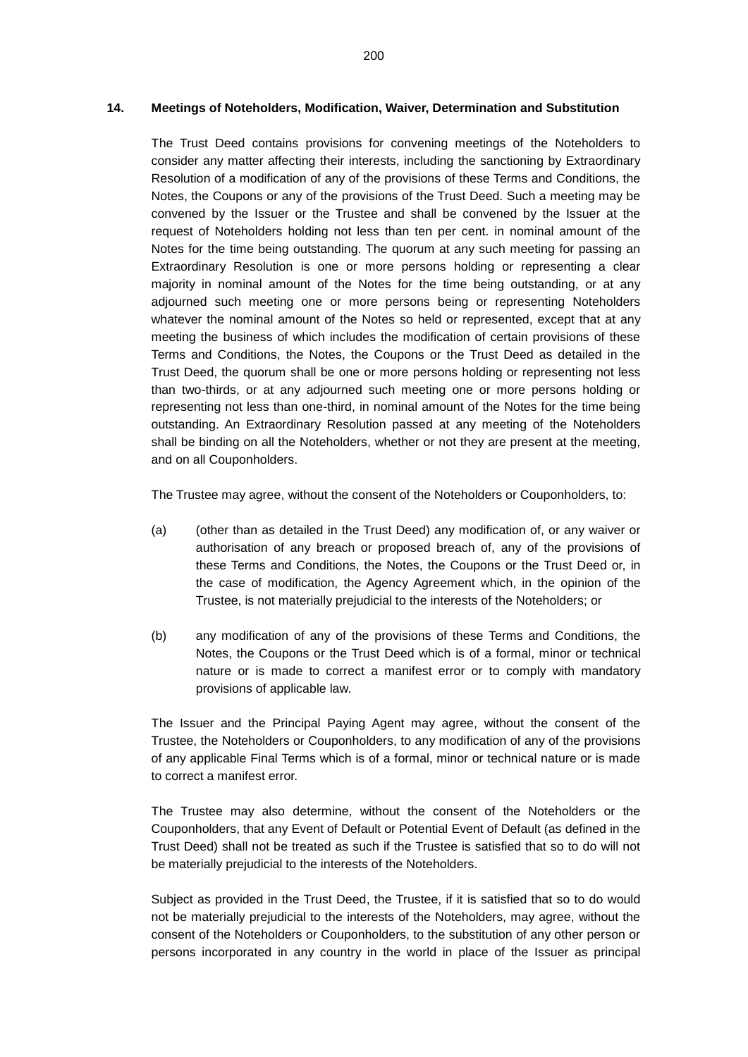## 14. Meetings of Noteholders, Modification, Waiver, Determination and Substitution

The Trust Deed contains provisions for convening meetings of the Noteholders to consider any matter affecting their interests, including the sanctioning by Extraordinary Resolution of a modification of any of the provisions of these Terms and Conditions, the Notes, the Coupons or any of the provisions of the Trust Deed. Such a meeting may be convened by the Issuer or the Trustee and shall be convened by the Issuer at the request of Noteholders holding not less than ten per cent. in nominal amount of the Notes for the time being outstanding. The quorum at any such meeting for passing an Extraordinary Resolution is one or more persons holding or representing a clear majority in nominal amount of the Notes for the time being outstanding, or at any adjourned such meeting one or more persons being or representing Noteholders whatever the nominal amount of the Notes so held or represented, except that at any meeting the business of which includes the modification of certain provisions of these Terms and Conditions, the Notes, the Coupons or the Trust Deed as detailed in the Trust Deed, the quorum shall be one or more persons holding or representing not less than two-thirds, or at any adjourned such meeting one or more persons holding or representing not less than one-third, in nominal amount of the Notes for the time being outstanding. An Extraordinary Resolution passed at any meeting of the Noteholders shall be binding on all the Noteholders, whether or not they are present at the meeting, and on all Couponholders.

The Trustee may agree, without the consent of the Noteholders or Couponholders, to:

(a) (other than as detailed in the Trust Deed) any modification of, or any waiver or authorisation of any breach or proposed breach of, any of the provisions of these Terms and Conditions, the Notes, the Coupons or the Trust Deed or, in the case of modification, the Agency Agreement which, in the opinion of the Trustee, is not materially prejudicial to the interests of the Noteholders; or

(b) any modification of any of the provisions of these Terms and Conditions, the Notes, the Coupons or the Trust Deed which is of a formal, minor or technical nature or is made to correct a manifest error or to comply with mandatory provisions of applicable law.

The Issuer and the Principal Paying Agent may agree, without the consent of the Trustee, the Noteholders or Couponholders, to any modification of any of the provisions of any applicable Final Terms which is of a formal, minor or technical nature or is made to correct a manifest error.

The Trustee may also determine, without the consent of the Noteholders or the Couponholders, that any Event of Default or Potential Event of Default (as defined in the Trust Deed) shall not be treated as such if the Trustee is satisfied that so to do will not be materially prejudicial to the interests of the Noteholders.

Subject as provided in the Trust Deed, the Trustee, if it is satisfied that so to do would not be materially prejudicial to the interests of the Noteholders, may agree, without the consent of the Noteholders or Couponholders, to the substitution of any other person or persons incorporated in any country in the world in place of the Issuer as principal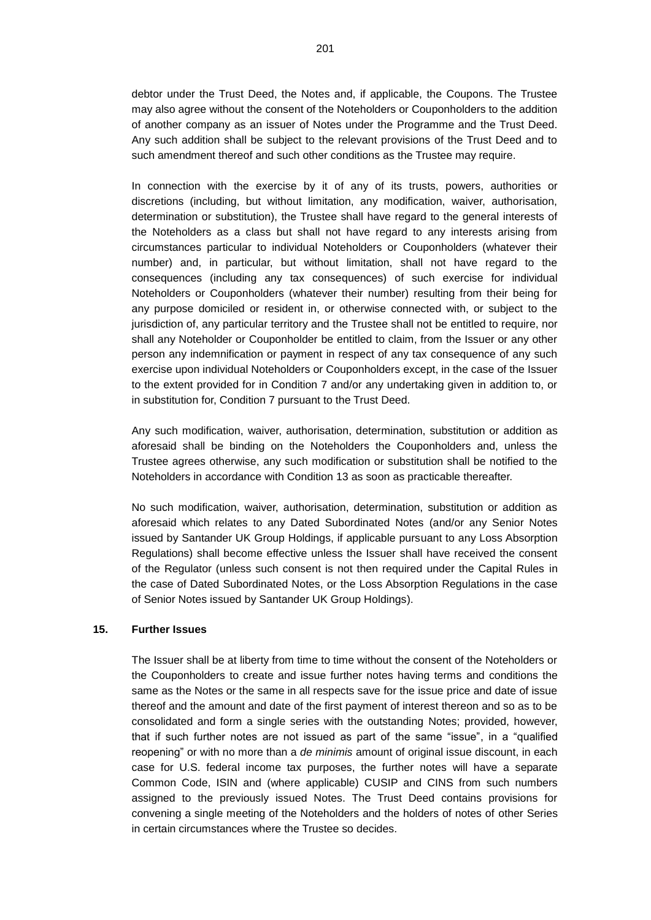debtor under the Trust Deed, the Notes and, if applicable, the Coupons. The Trustee may also agree without the consent of the Noteholders or Couponholders to the addition of another company as an issuer of Notes under the Programme and the Trust Deed. Any such addition shall be subject to the relevant provisions of the Trust Deed and to such amendment thereof and such other conditions as the Trustee may require.

In connection with the exercise by it of any of its trusts, powers, authorities or discretions (including, but without limitation, any modification, waiver, authorisation, determination or substitution), the Trustee shall have regard to the general interests of the Noteholders as a class but shall not have regard to any interests arising from circumstances particular to individual Noteholders or Couponholders (whatever their number) and, in particular, but without limitation, shall not have regard to the consequences (including any tax consequences) of such exercise for individual Noteholders or Couponholders (whatever their number) resulting from their being for any purpose domiciled or resident in, or otherwise connected with, or subject to the jurisdiction of, any particular territory and the Trustee shall not be entitled to require, nor shall any Noteholder or Couponholder be entitled to claim, from the Issuer or any other person any indemnification or payment in respect of any tax consequence of any such exercise upon individual Noteholders or Couponholders except, in the case of the Issuer to the extent provided for in Condition 7 and/or any undertaking given in addition to, or in substitution for, Condition 7 pursuant to the Trust Deed.

Any such modification, waiver, authorisation, determination, substitution or addition as aforesaid shall be binding on the Noteholders the Couponholders and, unless the Trustee agrees otherwise, any such modification or substitution shall be notified to the Noteholders in accordance with Condition 13 as soon as practicable thereafter.

No such modification, waiver, authorisation, determination, substitution or addition as aforesaid which relates to any Dated Subordinated Notes (and/or any Senior Notes issued by Santander UK Group Holdings, if applicable pursuant to any Loss Absorption Regulations) shall become effective unless the Issuer shall have received the consent of the Regulator (unless such consent is not then required under the Capital Rules in the case of Dated Subordinated Notes, or the Loss Absorption Regulations in the case of Senior Notes issued by Santander UK Group Holdings).

## 15. Further Issues

The Issuer shall be at liberty from time to time without the consent of the Noteholders or the Couponholders to create and issue further notes having terms and conditions the same as the Notes or the same in all respects save for the issue price and date of issue thereof and the amount and date of the first payment of interest thereon and so as to be consolidated and form a single series with the outstanding Notes; provided, however, that if such further notes are not issued as part of the same "issue", in a "qualified reopening" or with no more than a *de minimis* amount of original issue discount, in each case for U.S. federal income tax purposes, the further notes will have a separate Common Code, ISIN and (where applicable) CUSIP and CINS from such numbers assigned to the previously issued Notes. The Trust Deed contains provisions for convening a single meeting of the Noteholders and the holders of notes of other Series in certain circumstances where the Trustee so decides.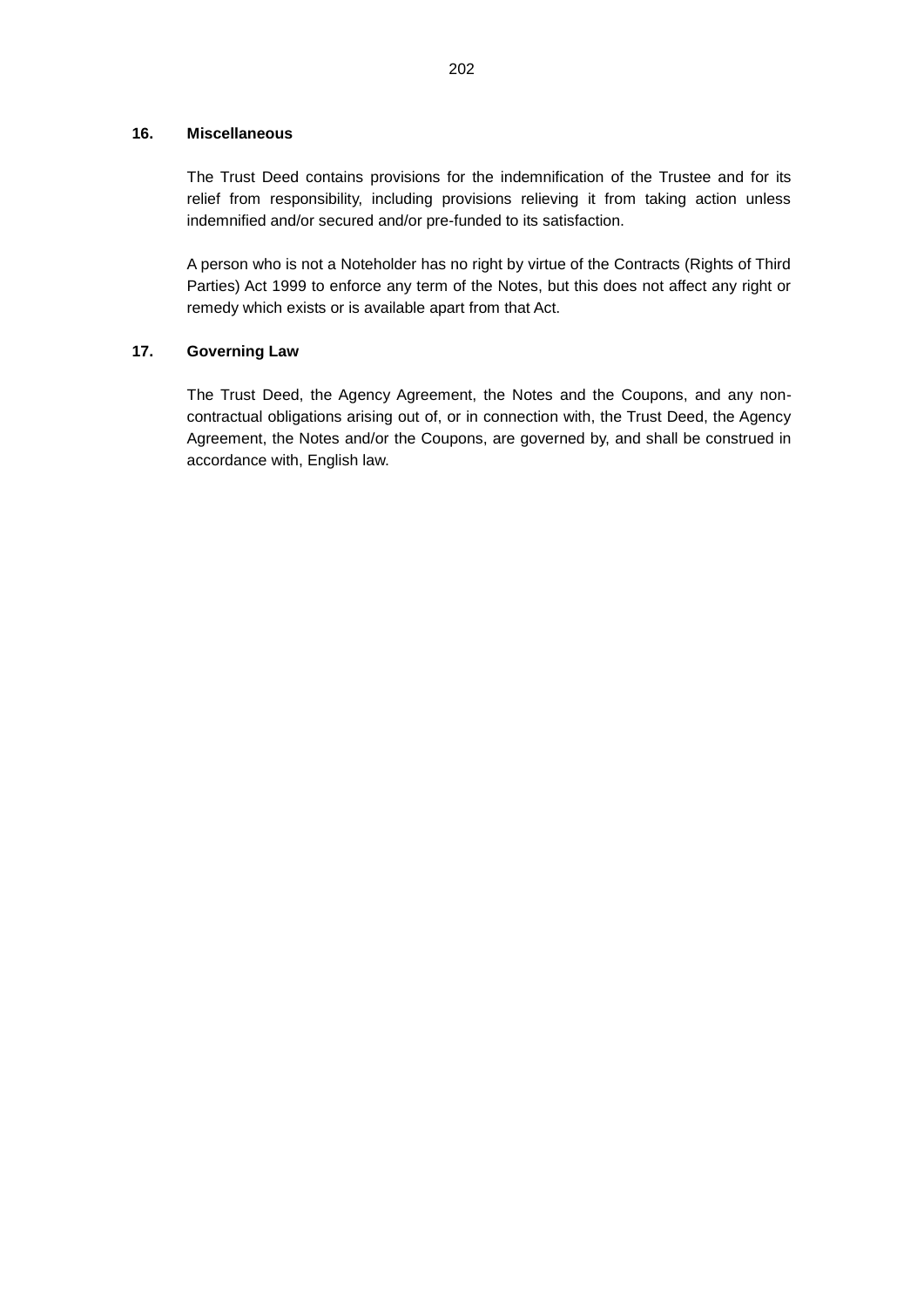## 16. Miscellaneous

The Trust Deed contains provisions for the indemnification of the Trustee and for its relief from responsibility, including provisions relieving it from taking action unless indemnified and/or secured and/or pre-funded to its satisfaction.

A person who is not a Noteholder has no right by virtue of the Contracts (Rights of Third Parties) Act 1999 to enforce any term of the Notes, but this does not affect any right or remedy which exists or is available apart from that Act.

## 17. Governing Law

The Trust Deed, the Agency Agreement, the Notes and the Coupons, and any non-contractual obligations arising out of, or in connection with, the Trust Deed, the Agency Agreement, the Notes and/or the Coupons, are governed by, and shall be construed in accordance with, English law.